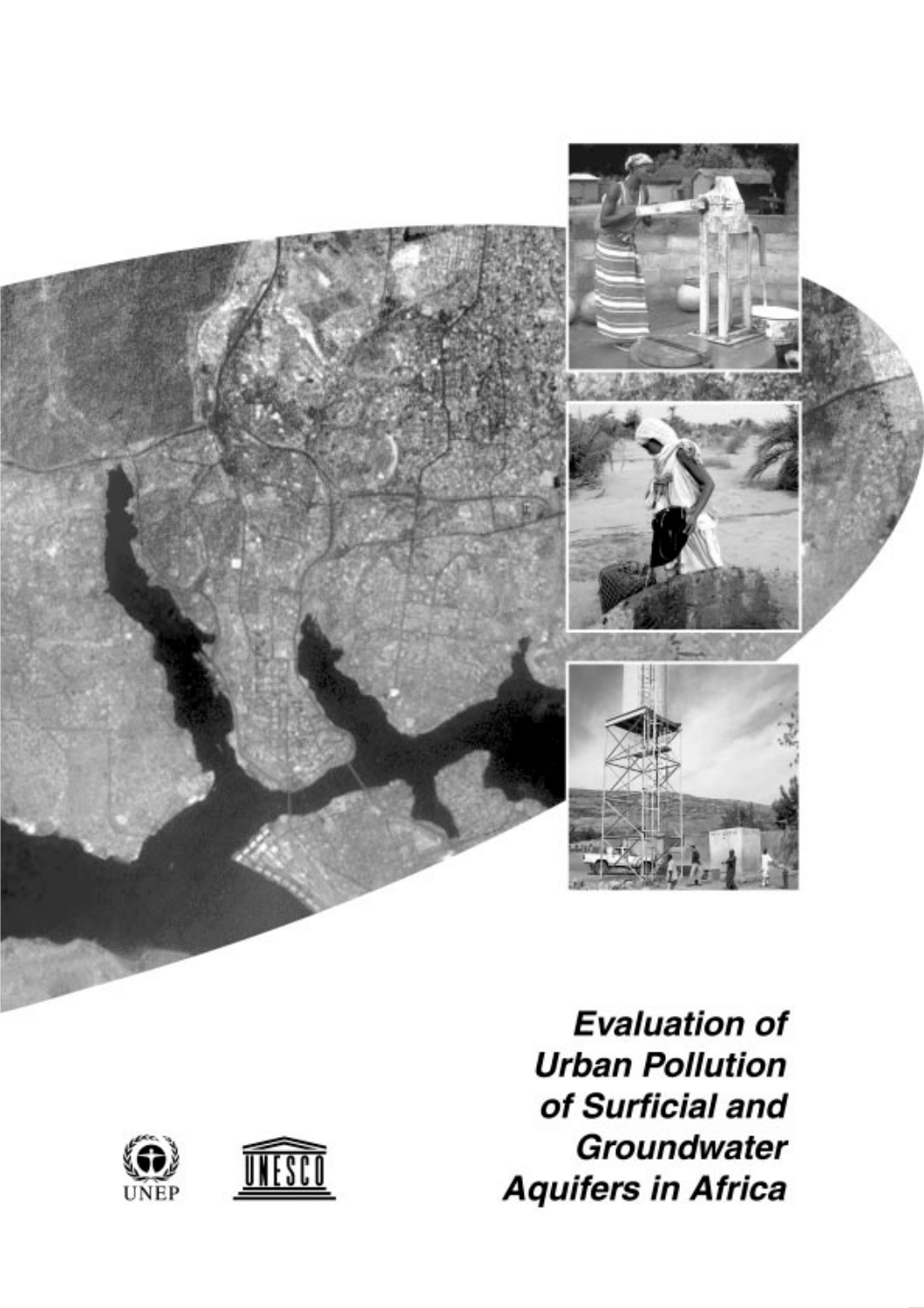# Evaluation of Urban Pollution of Surficial and Groundwater Aquifers in Africa

UNEP

UNESCO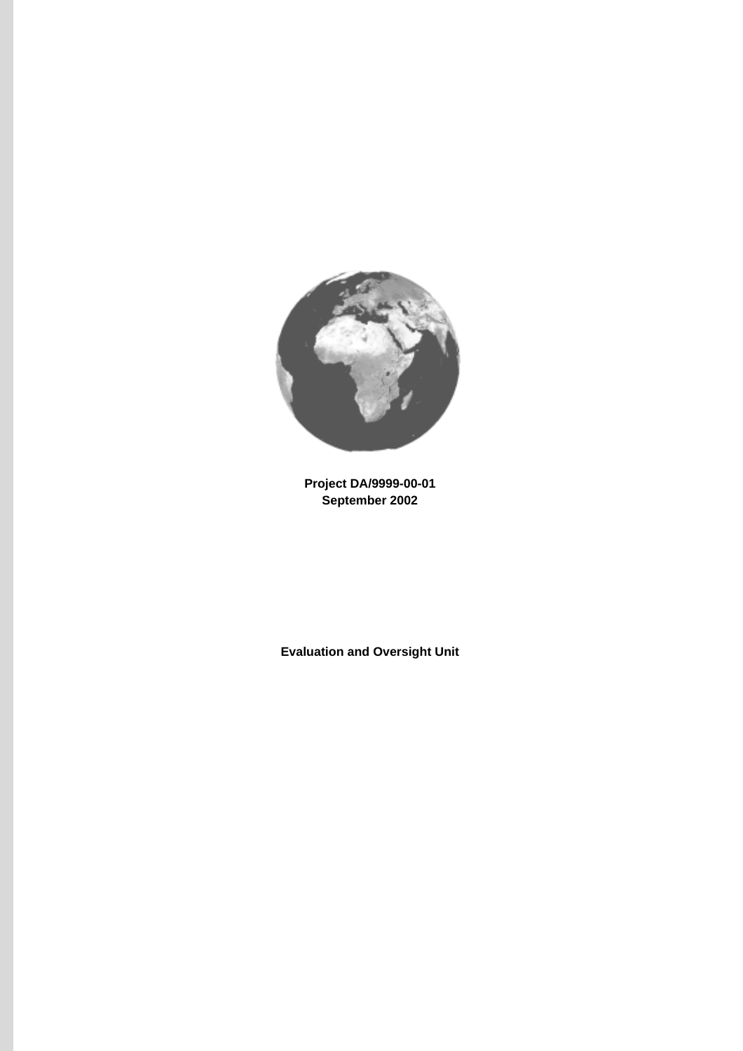**Project DA/9999-00-01**
**September 2002**

**Evaluation and Oversight Unit**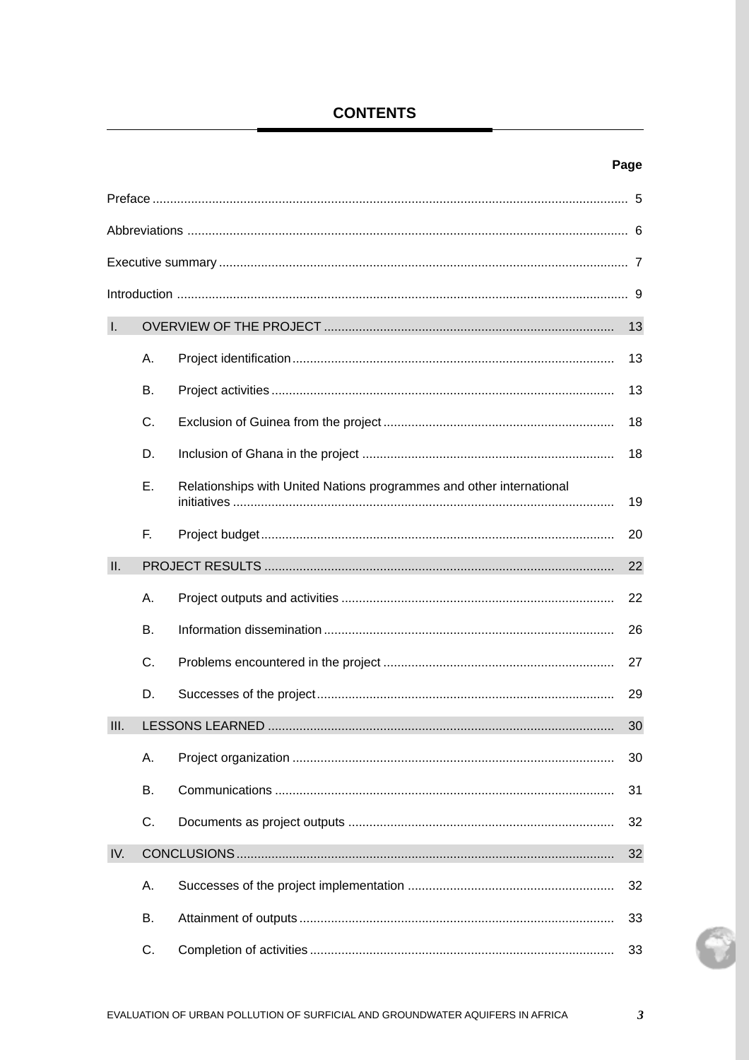# CONTENTS

| | | | Page |
|---|---|---|---|
| Preface | | | 5 |
| Abbreviations | | | 6 |
| Executive summary | | | 7 |
| Introduction | | | 9 |
| I. | OVERVIEW OF THE PROJECT | | 13 |
| | A. | Project identification | 13 |
| | B. | Project activities | 13 |
| | C. | Exclusion of Guinea from the project | 18 |
| | D. | Inclusion of Ghana in the project | 18 |
| | E. | Relationships with United Nations programmes and other international initiatives | 19 |
| | F. | Project budget | 20 |
| II. | PROJECT RESULTS | | 22 |
| | A. | Project outputs and activities | 22 |
| | B. | Information dissemination | 26 |
| | C. | Problems encountered in the project | 27 |
| | D. | Successes of the project | 29 |
| III. | LESSONS LEARNED | | 30 |
| | A. | Project organization | 30 |
| | B. | Communications | 31 |
| | C. | Documents as project outputs | 32 |
| IV. | CONCLUSIONS | | 32 |
| | A. | Successes of the project implementation | 32 |
| | B. | Attainment of outputs | 33 |
| | C. | Completion of activities | 33 |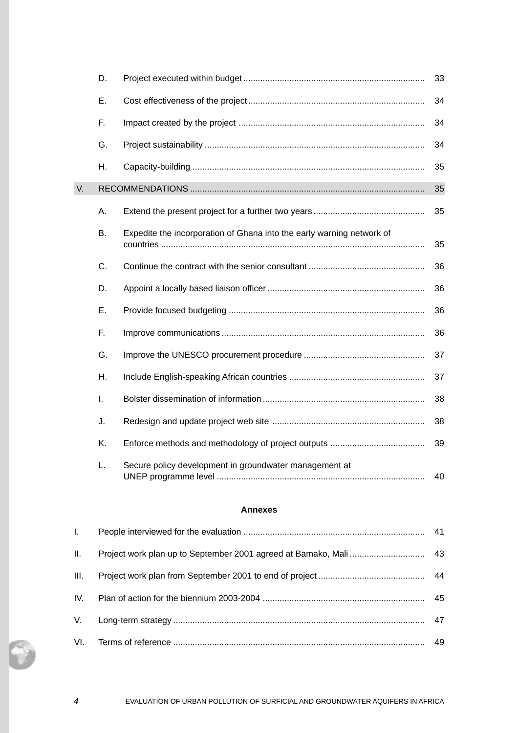| | | |
|---|---|---|
| D. | Project executed within budget | 33 |
| E. | Cost effectiveness of the project | 34 |
| F. | Impact created by the project | 34 |
| G. | Project sustainability | 34 |
| H. | Capacity-building | 35 |

| | | |
|---|---|---|
| **V.** | **RECOMMENDATIONS** | **35** |
| A. | Extend the present project for a further two years | 35 |
| B. | Expedite the incorporation of Ghana into the early warning network of countries | 35 |
| C. | Continue the contract with the senior consultant | 36 |
| D. | Appoint a locally based liaison officer | 36 |
| E. | Provide focused budgeting | 36 |
| F. | Improve communications | 36 |
| G. | Improve the UNESCO procurement procedure | 37 |
| H. | Include English-speaking African countries | 37 |
| I. | Bolster dissemination of information | 38 |
| J. | Redesign and update project web site | 38 |
| K. | Enforce methods and methodology of project outputs | 39 |
| L. | Secure policy development in groundwater management at UNEP programme level | 40 |

**Annexes**

| | | |
|---|---|---|
| I. | People interviewed for the evaluation | 41 |
| II. | Project work plan up to September 2001 agreed at Bamako, Mali | 43 |
| III. | Project work plan from September 2001 to end of project | 44 |
| IV. | Plan of action for the biennium 2003-2004 | 45 |
| V. | Long-term strategy | 47 |
| VI. | Terms of reference | 49 |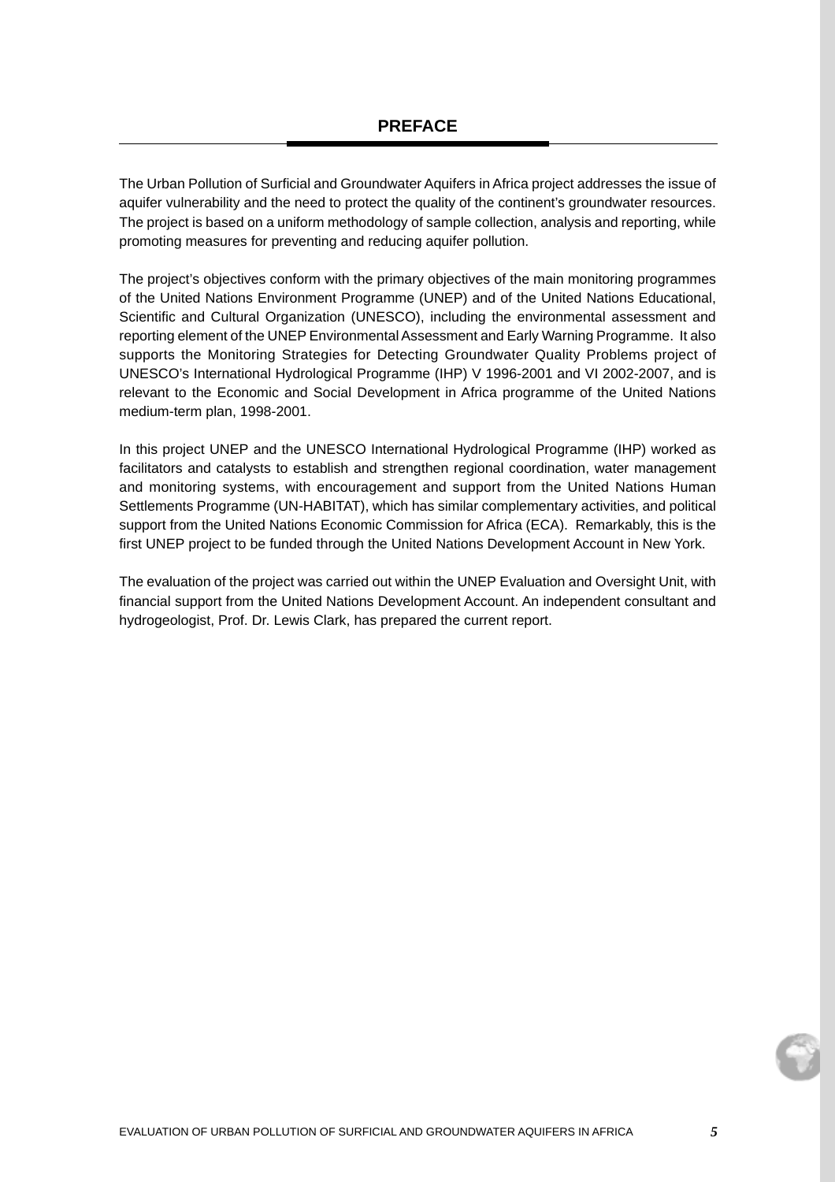## PREFACE

The Urban Pollution of Surficial and Groundwater Aquifers in Africa project addresses the issue of aquifer vulnerability and the need to protect the quality of the continent's groundwater resources. The project is based on a uniform methodology of sample collection, analysis and reporting, while promoting measures for preventing and reducing aquifer pollution.

The project's objectives conform with the primary objectives of the main monitoring programmes of the United Nations Environment Programme (UNEP) and of the United Nations Educational, Scientific and Cultural Organization (UNESCO), including the environmental assessment and reporting element of the UNEP Environmental Assessment and Early Warning Programme. It also supports the Monitoring Strategies for Detecting Groundwater Quality Problems project of UNESCO's International Hydrological Programme (IHP) V 1996-2001 and VI 2002-2007, and is relevant to the Economic and Social Development in Africa programme of the United Nations medium-term plan, 1998-2001.

In this project UNEP and the UNESCO International Hydrological Programme (IHP) worked as facilitators and catalysts to establish and strengthen regional coordination, water management and monitoring systems, with encouragement and support from the United Nations Human Settlements Programme (UN-HABITAT), which has similar complementary activities, and political support from the United Nations Economic Commission for Africa (ECA). Remarkably, this is the first UNEP project to be funded through the United Nations Development Account in New York.

The evaluation of the project was carried out within the UNEP Evaluation and Oversight Unit, with financial support from the United Nations Development Account. An independent consultant and hydrogeologist, Prof. Dr. Lewis Clark, has prepared the current report.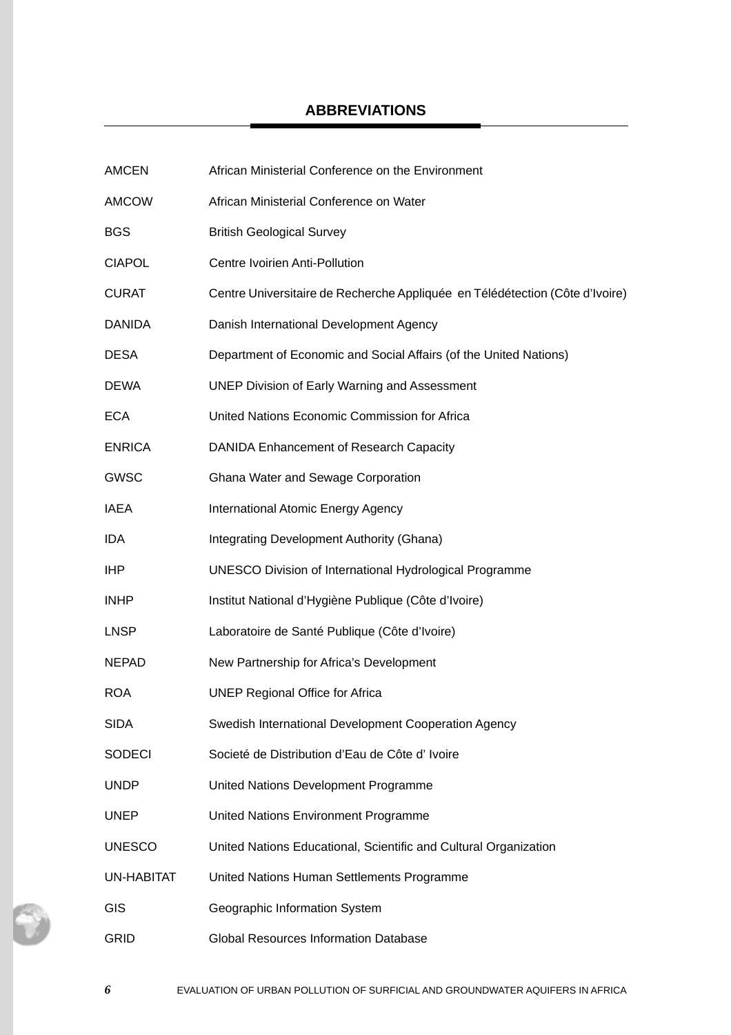## ABBREVIATIONS

| | |
|---|---|
| AMCEN | African Ministerial Conference on the Environment |
| AMCOW | African Ministerial Conference on Water |
| BGS | British Geological Survey |
| CIAPOL | Centre Ivoirien Anti-Pollution |
| CURAT | Centre Universitaire de Recherche Appliquée en Télédétection (Côte d'Ivoire) |
| DANIDA | Danish International Development Agency |
| DESA | Department of Economic and Social Affairs (of the United Nations) |
| DEWA | UNEP Division of Early Warning and Assessment |
| ECA | United Nations Economic Commission for Africa |
| ENRICA | DANIDA Enhancement of Research Capacity |
| GWSC | Ghana Water and Sewage Corporation |
| IAEA | International Atomic Energy Agency |
| IDA | Integrating Development Authority (Ghana) |
| IHP | UNESCO Division of International Hydrological Programme |
| INHP | Institut National d'Hygiène Publique (Côte d'Ivoire) |
| LNSP | Laboratoire de Santé Publique (Côte d'Ivoire) |
| NEPAD | New Partnership for Africa's Development |
| ROA | UNEP Regional Office for Africa |
| SIDA | Swedish International Development Cooperation Agency |
| SODECI | Societé de Distribution d'Eau de Côte d' Ivoire |
| UNDP | United Nations Development Programme |
| UNEP | United Nations Environment Programme |
| UNESCO | United Nations Educational, Scientific and Cultural Organization |
| UN-HABITAT | United Nations Human Settlements Programme |
| GIS | Geographic Information System |
| GRID | Global Resources Information Database |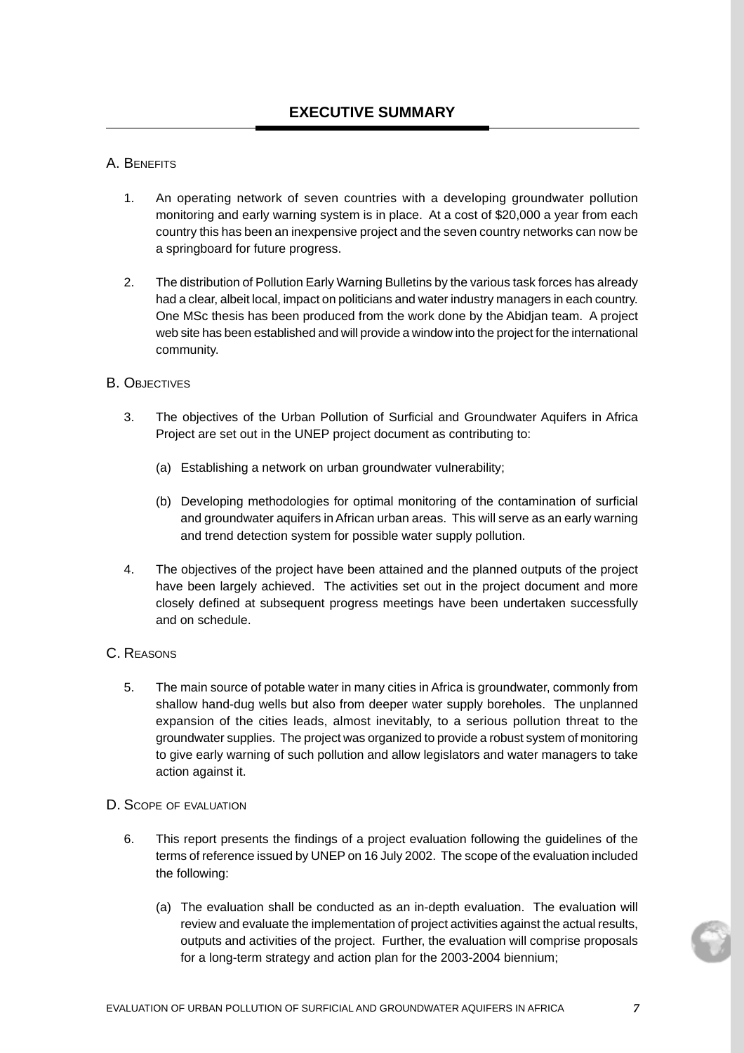## EXECUTIVE SUMMARY

### A. Benefits

1. An operating network of seven countries with a developing groundwater pollution monitoring and early warning system is in place. At a cost of $20,000 a year from each country this has been an inexpensive project and the seven country networks can now be a springboard for future progress.

2. The distribution of Pollution Early Warning Bulletins by the various task forces has already had a clear, albeit local, impact on politicians and water industry managers in each country. One MSc thesis has been produced from the work done by the Abidjan team. A project web site has been established and will provide a window into the project for the international community.

### B. Objectives

3. The objectives of the Urban Pollution of Surficial and Groundwater Aquifers in Africa Project are set out in the UNEP project document as contributing to:

   (a) Establishing a network on urban groundwater vulnerability;

   (b) Developing methodologies for optimal monitoring of the contamination of surficial and groundwater aquifers in African urban areas. This will serve as an early warning and trend detection system for possible water supply pollution.

4. The objectives of the project have been attained and the planned outputs of the project have been largely achieved. The activities set out in the project document and more closely defined at subsequent progress meetings have been undertaken successfully and on schedule.

### C. Reasons

5. The main source of potable water in many cities in Africa is groundwater, commonly from shallow hand-dug wells but also from deeper water supply boreholes. The unplanned expansion of the cities leads, almost inevitably, to a serious pollution threat to the groundwater supplies. The project was organized to provide a robust system of monitoring to give early warning of such pollution and allow legislators and water managers to take action against it.

### D. Scope of evaluation

6. This report presents the findings of a project evaluation following the guidelines of the terms of reference issued by UNEP on 16 July 2002. The scope of the evaluation included the following:

   (a) The evaluation shall be conducted as an in-depth evaluation. The evaluation will review and evaluate the implementation of project activities against the actual results, outputs and activities of the project. Further, the evaluation will comprise proposals for a long-term strategy and action plan for the 2003-2004 biennium;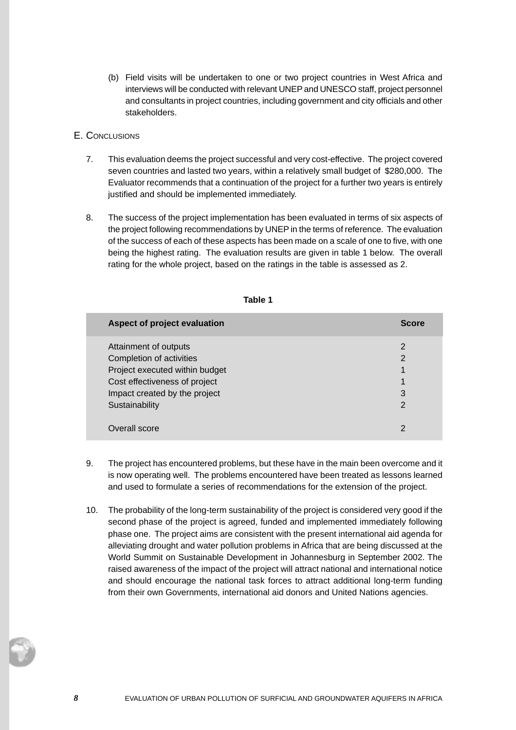(b) Field visits will be undertaken to one or two project countries in West Africa and interviews will be conducted with relevant UNEP and UNESCO staff, project personnel and consultants in project countries, including government and city officials and other stakeholders.

## E. Conclusions

7. This evaluation deems the project successful and very cost-effective. The project covered seven countries and lasted two years, within a relatively small budget of $280,000. The Evaluator recommends that a continuation of the project for a further two years is entirely justified and should be implemented immediately.

8. The success of the project implementation has been evaluated in terms of six aspects of the project following recommendations by UNEP in the terms of reference. The evaluation of the success of each of these aspects has been made on a scale of one to five, with one being the highest rating. The evaluation results are given in table 1 below. The overall rating for the whole project, based on the ratings in the table is assessed as 2.

**Table 1**

| Aspect of project evaluation | Score |
|---|---|
| Attainment of outputs | 2 |
| Completion of activities | 2 |
| Project executed within budget | 1 |
| Cost effectiveness of project | 1 |
| Impact created by the project | 3 |
| Sustainability | 2 |
| Overall score | 2 |

9. The project has encountered problems, but these have in the main been overcome and it is now operating well. The problems encountered have been treated as lessons learned and used to formulate a series of recommendations for the extension of the project.

10. The probability of the long-term sustainability of the project is considered very good if the second phase of the project is agreed, funded and implemented immediately following phase one. The project aims are consistent with the present international aid agenda for alleviating drought and water pollution problems in Africa that are being discussed at the World Summit on Sustainable Development in Johannesburg in September 2002. The raised awareness of the impact of the project will attract national and international notice and should encourage the national task forces to attract additional long-term funding from their own Governments, international aid donors and United Nations agencies.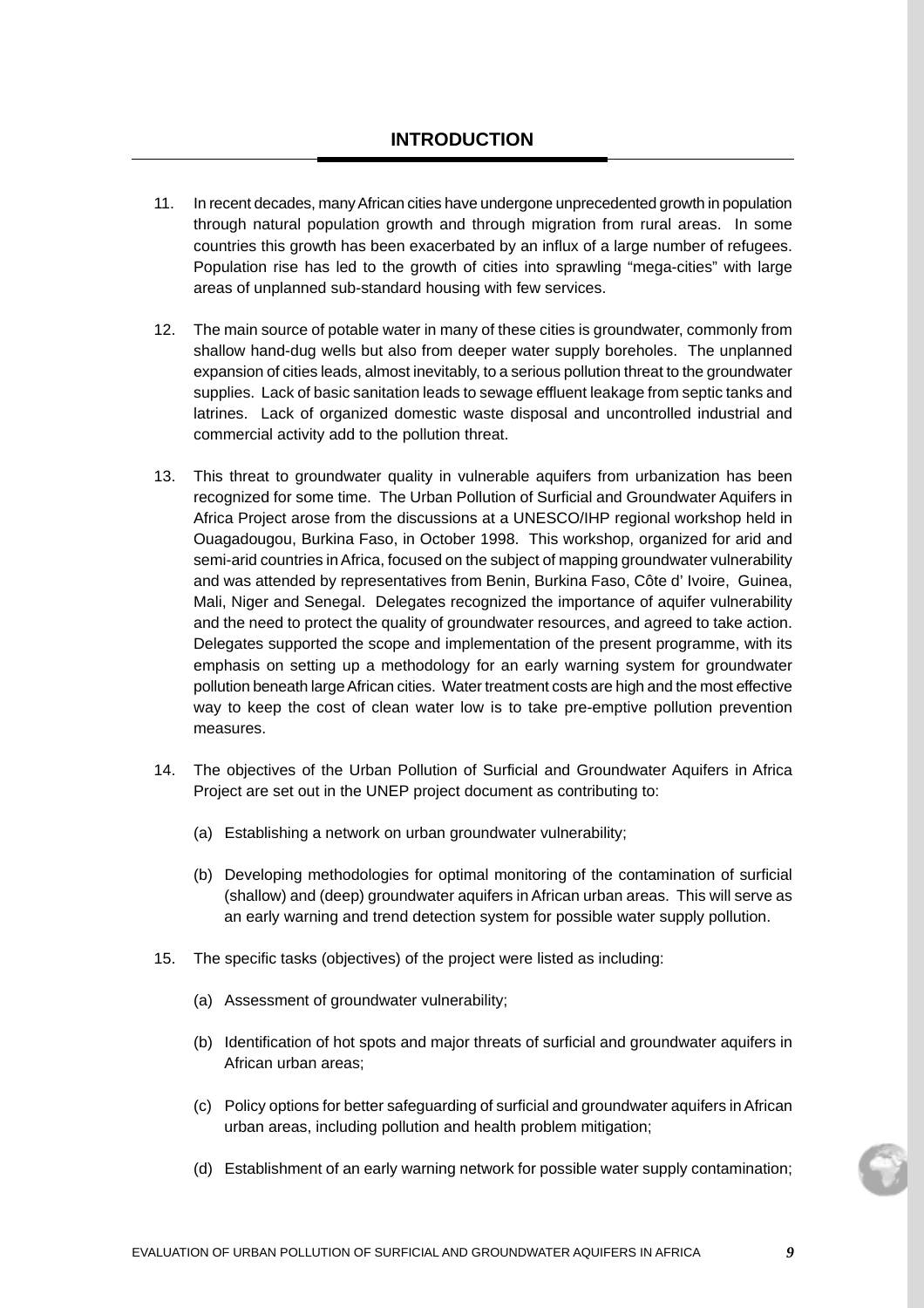## INTRODUCTION

11. In recent decades, many African cities have undergone unprecedented growth in population through natural population growth and through migration from rural areas. In some countries this growth has been exacerbated by an influx of a large number of refugees. Population rise has led to the growth of cities into sprawling "mega-cities" with large areas of unplanned sub-standard housing with few services.

12. The main source of potable water in many of these cities is groundwater, commonly from shallow hand-dug wells but also from deeper water supply boreholes. The unplanned expansion of cities leads, almost inevitably, to a serious pollution threat to the groundwater supplies. Lack of basic sanitation leads to sewage effluent leakage from septic tanks and latrines. Lack of organized domestic waste disposal and uncontrolled industrial and commercial activity add to the pollution threat.

13. This threat to groundwater quality in vulnerable aquifers from urbanization has been recognized for some time. The Urban Pollution of Surficial and Groundwater Aquifers in Africa Project arose from the discussions at a UNESCO/IHP regional workshop held in Ouagadougou, Burkina Faso, in October 1998. This workshop, organized for arid and semi-arid countries in Africa, focused on the subject of mapping groundwater vulnerability and was attended by representatives from Benin, Burkina Faso, Côte d' Ivoire, Guinea, Mali, Niger and Senegal. Delegates recognized the importance of aquifer vulnerability and the need to protect the quality of groundwater resources, and agreed to take action. Delegates supported the scope and implementation of the present programme, with its emphasis on setting up a methodology for an early warning system for groundwater pollution beneath large African cities. Water treatment costs are high and the most effective way to keep the cost of clean water low is to take pre-emptive pollution prevention measures.

14. The objectives of the Urban Pollution of Surficial and Groundwater Aquifers in Africa Project are set out in the UNEP project document as contributing to:

    (a) Establishing a network on urban groundwater vulnerability;

    (b) Developing methodologies for optimal monitoring of the contamination of surficial (shallow) and (deep) groundwater aquifers in African urban areas. This will serve as an early warning and trend detection system for possible water supply pollution.

15. The specific tasks (objectives) of the project were listed as including:

    (a) Assessment of groundwater vulnerability;

    (b) Identification of hot spots and major threats of surficial and groundwater aquifers in African urban areas;

    (c) Policy options for better safeguarding of surficial and groundwater aquifers in African urban areas, including pollution and health problem mitigation;

    (d) Establishment of an early warning network for possible water supply contamination;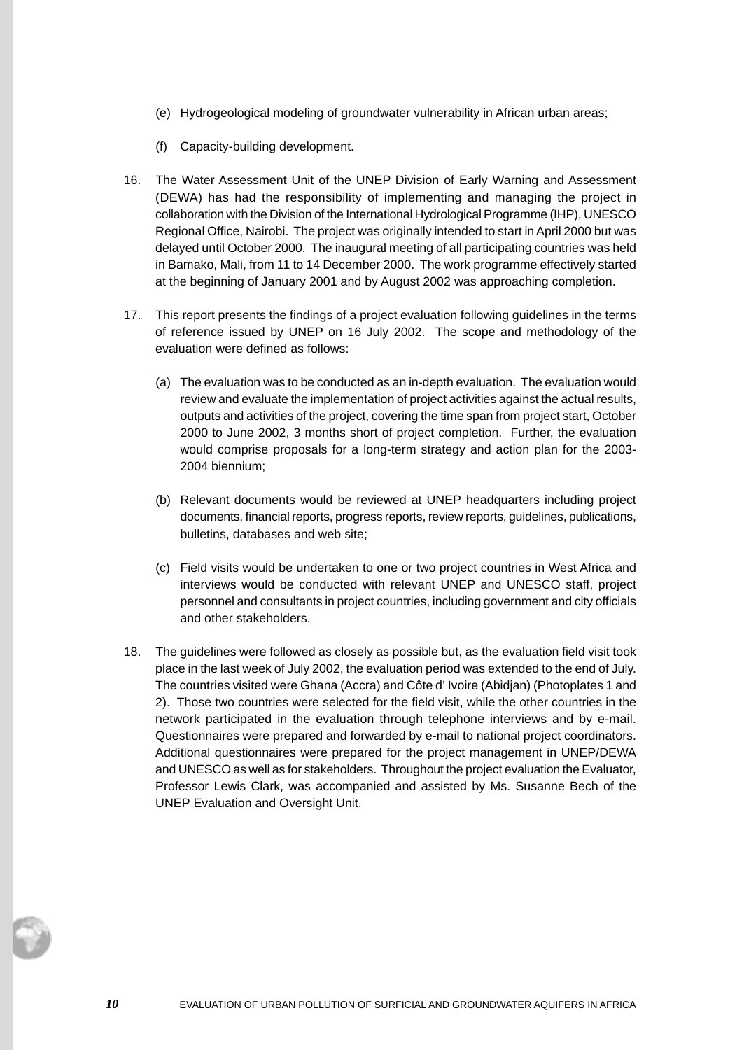(e) Hydrogeological modeling of groundwater vulnerability in African urban areas;

(f) Capacity-building development.

16. The Water Assessment Unit of the UNEP Division of Early Warning and Assessment (DEWA) has had the responsibility of implementing and managing the project in collaboration with the Division of the International Hydrological Programme (IHP), UNESCO Regional Office, Nairobi. The project was originally intended to start in April 2000 but was delayed until October 2000. The inaugural meeting of all participating countries was held in Bamako, Mali, from 11 to 14 December 2000. The work programme effectively started at the beginning of January 2001 and by August 2002 was approaching completion.

17. This report presents the findings of a project evaluation following guidelines in the terms of reference issued by UNEP on 16 July 2002. The scope and methodology of the evaluation were defined as follows:

   (a) The evaluation was to be conducted as an in-depth evaluation. The evaluation would review and evaluate the implementation of project activities against the actual results, outputs and activities of the project, covering the time span from project start, October 2000 to June 2002, 3 months short of project completion. Further, the evaluation would comprise proposals for a long-term strategy and action plan for the 2003-2004 biennium;

   (b) Relevant documents would be reviewed at UNEP headquarters including project documents, financial reports, progress reports, review reports, guidelines, publications, bulletins, databases and web site;

   (c) Field visits would be undertaken to one or two project countries in West Africa and interviews would be conducted with relevant UNEP and UNESCO staff, project personnel and consultants in project countries, including government and city officials and other stakeholders.

18. The guidelines were followed as closely as possible but, as the evaluation field visit took place in the last week of July 2002, the evaluation period was extended to the end of July. The countries visited were Ghana (Accra) and Côte d' Ivoire (Abidjan) (Photoplates 1 and 2). Those two countries were selected for the field visit, while the other countries in the network participated in the evaluation through telephone interviews and by e-mail. Questionnaires were prepared and forwarded by e-mail to national project coordinators. Additional questionnaires were prepared for the project management in UNEP/DEWA and UNESCO as well as for stakeholders. Throughout the project evaluation the Evaluator, Professor Lewis Clark, was accompanied and assisted by Ms. Susanne Bech of the UNEP Evaluation and Oversight Unit.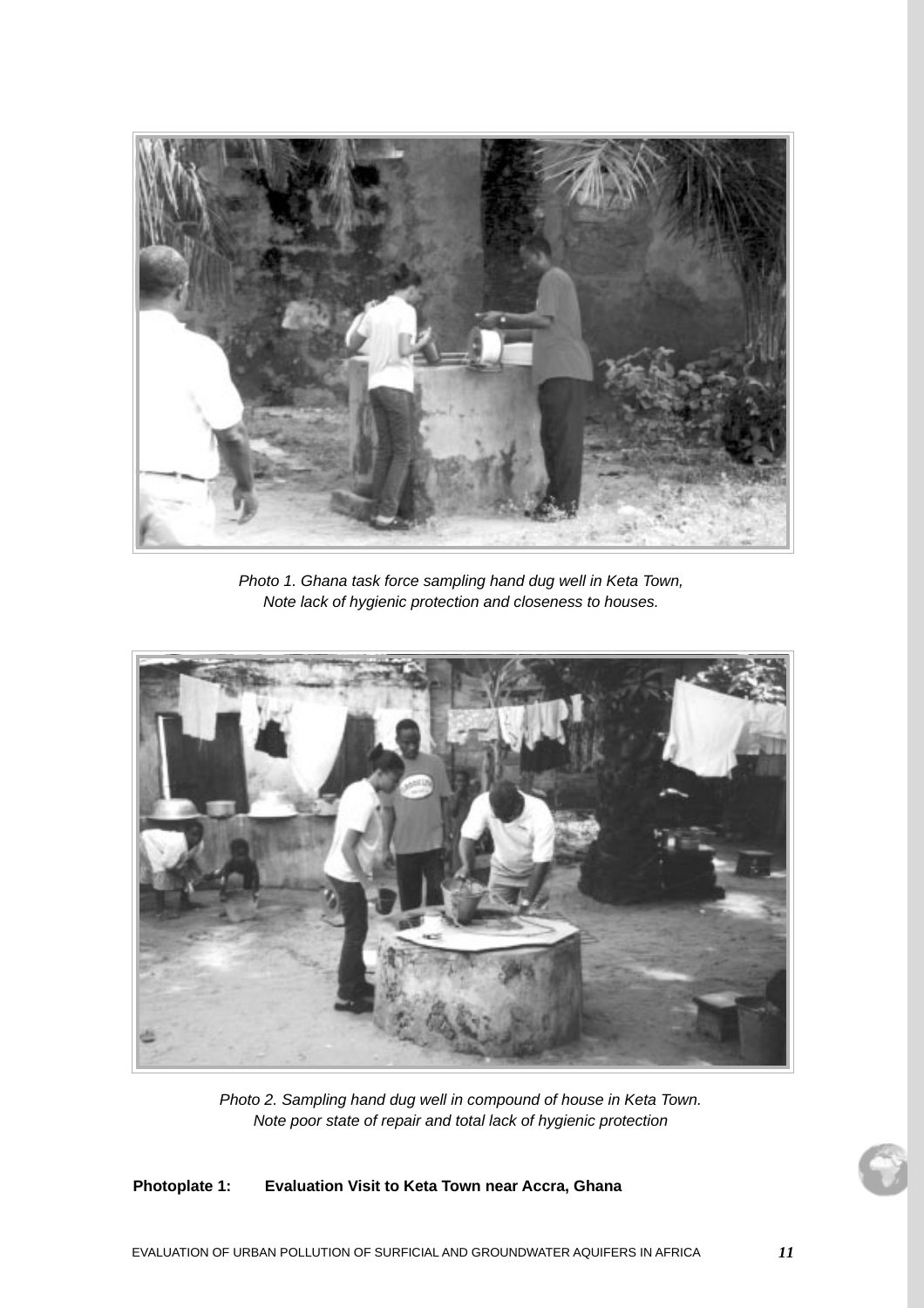*Photo 1. Ghana task force sampling hand dug well in Keta Town, Note lack of hygienic protection and closeness to houses.*

*Photo 2. Sampling hand dug well in compound of house in Keta Town. Note poor state of repair and total lack of hygienic protection*

**Photoplate 1: Evaluation Visit to Keta Town near Accra, Ghana**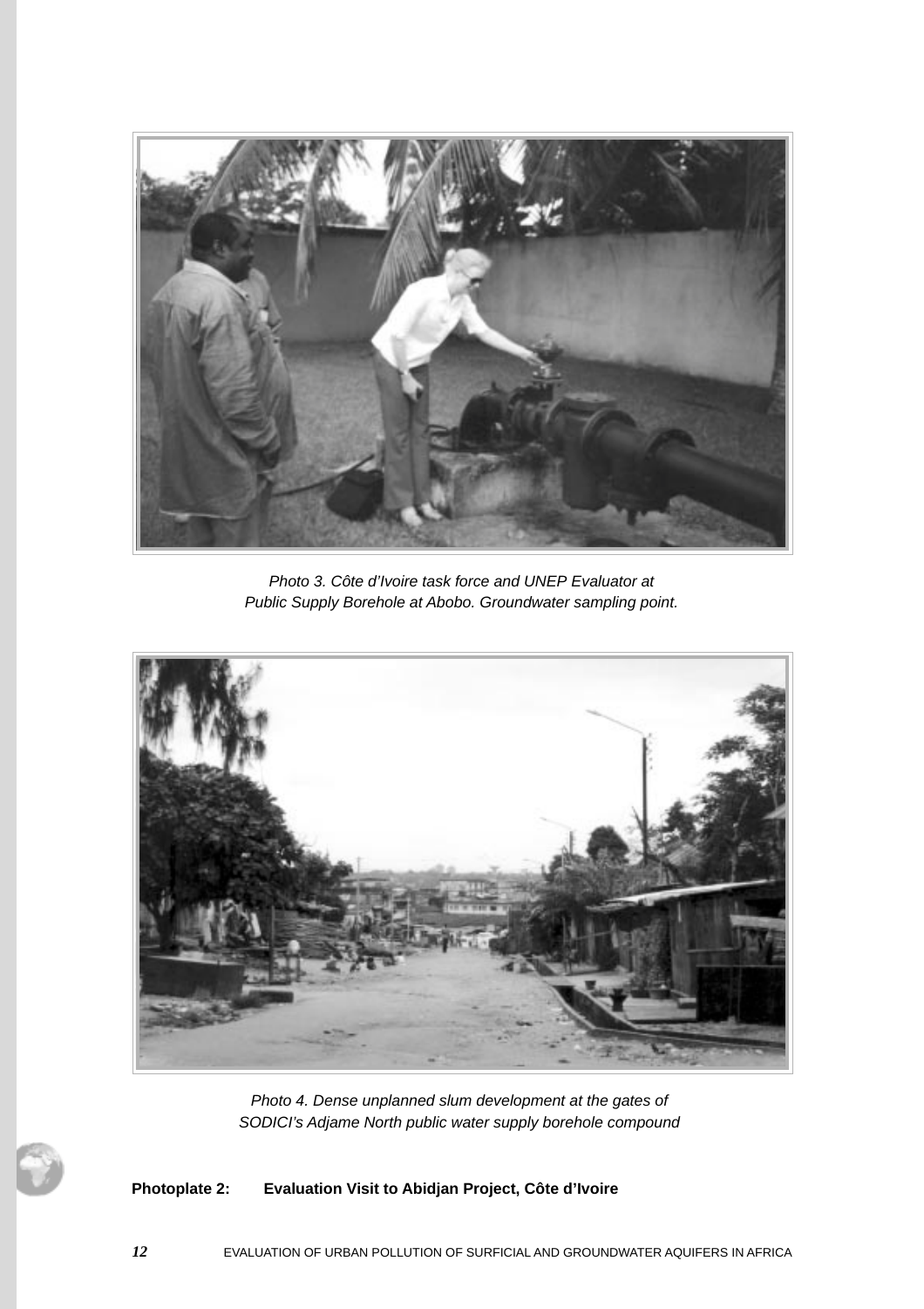*Photo 3. Côte d'Ivoire task force and UNEP Evaluator at Public Supply Borehole at Abobo. Groundwater sampling point.*

*Photo 4. Dense unplanned slum development at the gates of SODICI's Adjame North public water supply borehole compound*

**Photoplate 2: Evaluation Visit to Abidjan Project, Côte d'Ivoire**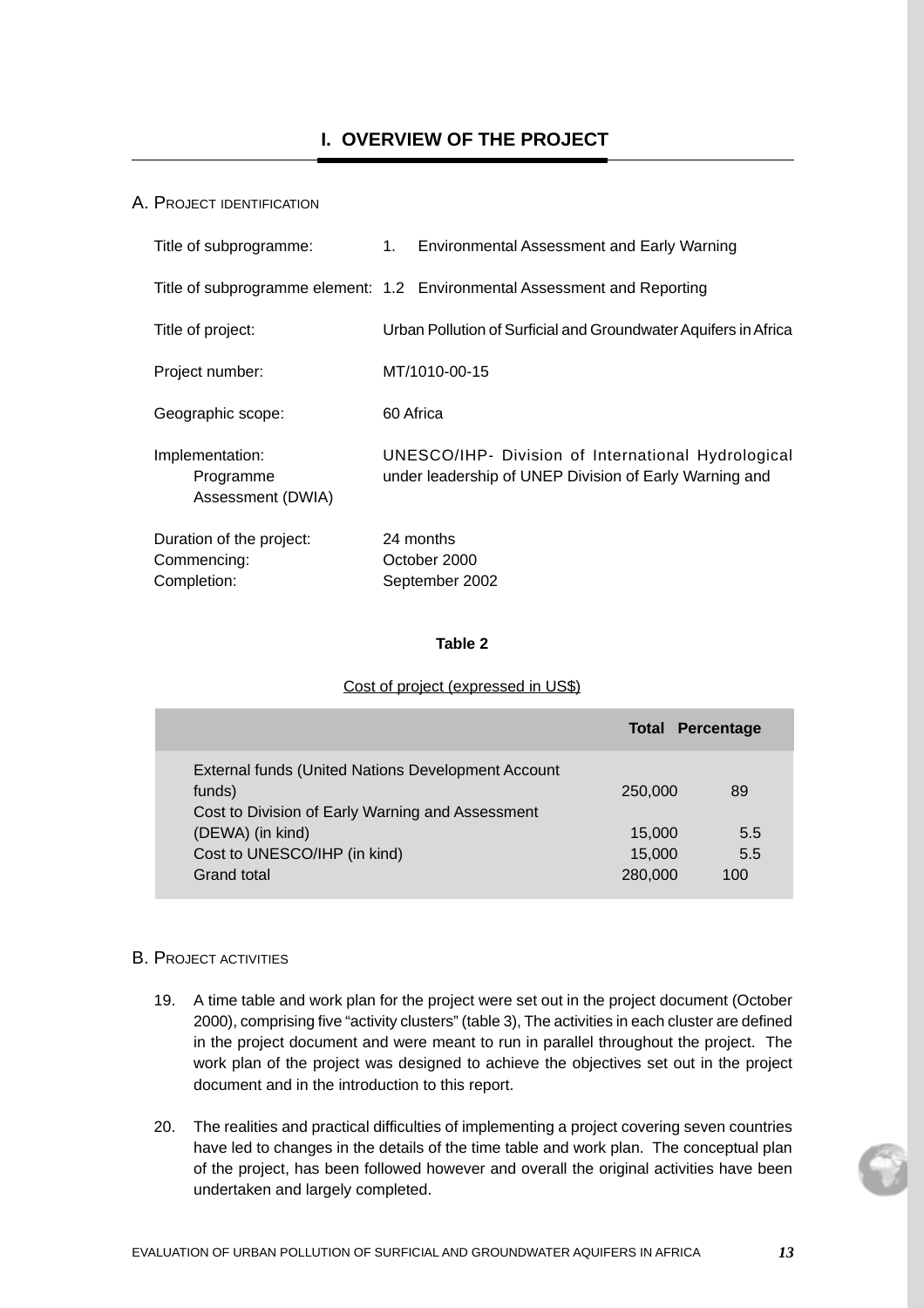## I. OVERVIEW OF THE PROJECT

### A. Project identification

Title of subprogramme: 1. Environmental Assessment and Early Warning

Title of subprogramme element: 1.2 Environmental Assessment and Reporting

Title of project: Urban Pollution of Surficial and Groundwater Aquifers in Africa

Project number: MT/1010-00-15

Geographic scope: 60 Africa

Implementation: UNESCO/IHP- Division of International Hydrological Programme under leadership of UNEP Division of Early Warning and Assessment (DWIA)

Duration of the project: 24 months
Commencing: October 2000
Completion: September 2002

**Table 2**

Cost of project (expressed in US$)

| | Total | Percentage |
|---|---|---|
| External funds (United Nations Development Account funds) | 250,000 | 89 |
| Cost to Division of Early Warning and Assessment (DEWA) (in kind) | 15,000 | 5.5 |
| Cost to UNESCO/IHP (in kind) | 15,000 | 5.5 |
| Grand total | 280,000 | 100 |

### B. Project activities

19. A time table and work plan for the project were set out in the project document (October 2000), comprising five "activity clusters" (table 3), The activities in each cluster are defined in the project document and were meant to run in parallel throughout the project. The work plan of the project was designed to achieve the objectives set out in the project document and in the introduction to this report.

20. The realities and practical difficulties of implementing a project covering seven countries have led to changes in the details of the time table and work plan. The conceptual plan of the project, has been followed however and overall the original activities have been undertaken and largely completed.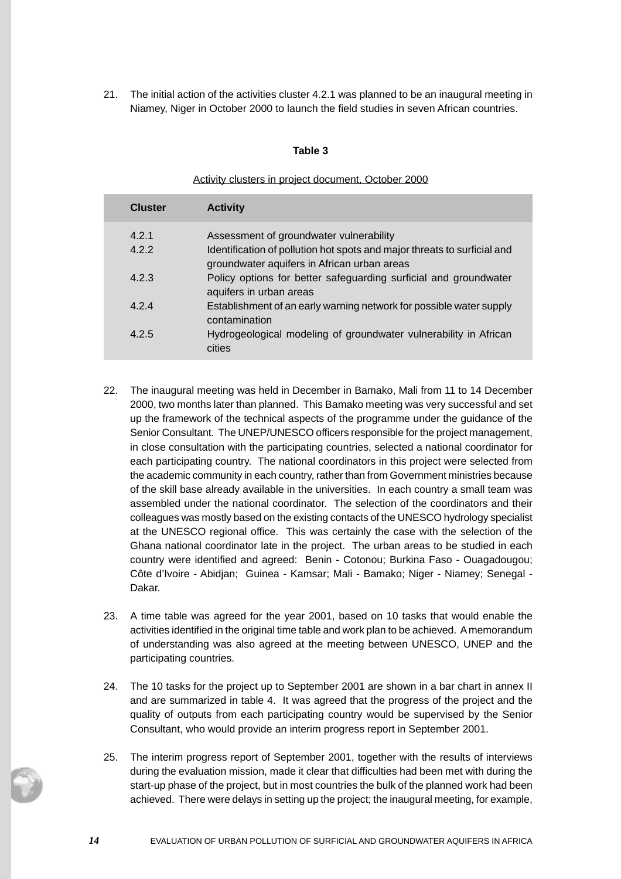21. The initial action of the activities cluster 4.2.1 was planned to be an inaugural meeting in Niamey, Niger in October 2000 to launch the field studies in seven African countries.

**Table 3**

Activity clusters in project document, October 2000

| Cluster | Activity |
|---|---|
| 4.2.1 | Assessment of groundwater vulnerability |
| 4.2.2 | Identification of pollution hot spots and major threats to surficial and groundwater aquifers in African urban areas |
| 4.2.3 | Policy options for better safeguarding surficial and groundwater aquifers in urban areas |
| 4.2.4 | Establishment of an early warning network for possible water supply contamination |
| 4.2.5 | Hydrogeological modeling of groundwater vulnerability in African cities |

22. The inaugural meeting was held in December in Bamako, Mali from 11 to 14 December 2000, two months later than planned. This Bamako meeting was very successful and set up the framework of the technical aspects of the programme under the guidance of the Senior Consultant. The UNEP/UNESCO officers responsible for the project management, in close consultation with the participating countries, selected a national coordinator for each participating country. The national coordinators in this project were selected from the academic community in each country, rather than from Government ministries because of the skill base already available in the universities. In each country a small team was assembled under the national coordinator. The selection of the coordinators and their colleagues was mostly based on the existing contacts of the UNESCO hydrology specialist at the UNESCO regional office. This was certainly the case with the selection of the Ghana national coordinator late in the project. The urban areas to be studied in each country were identified and agreed: Benin - Cotonou; Burkina Faso - Ouagadougou; Côte d'Ivoire - Abidjan; Guinea - Kamsar; Mali - Bamako; Niger - Niamey; Senegal - Dakar.

23. A time table was agreed for the year 2001, based on 10 tasks that would enable the activities identified in the original time table and work plan to be achieved. A memorandum of understanding was also agreed at the meeting between UNESCO, UNEP and the participating countries.

24. The 10 tasks for the project up to September 2001 are shown in a bar chart in annex II and are summarized in table 4. It was agreed that the progress of the project and the quality of outputs from each participating country would be supervised by the Senior Consultant, who would provide an interim progress report in September 2001.

25. The interim progress report of September 2001, together with the results of interviews during the evaluation mission, made it clear that difficulties had been met with during the start-up phase of the project, but in most countries the bulk of the planned work had been achieved. There were delays in setting up the project; the inaugural meeting, for example,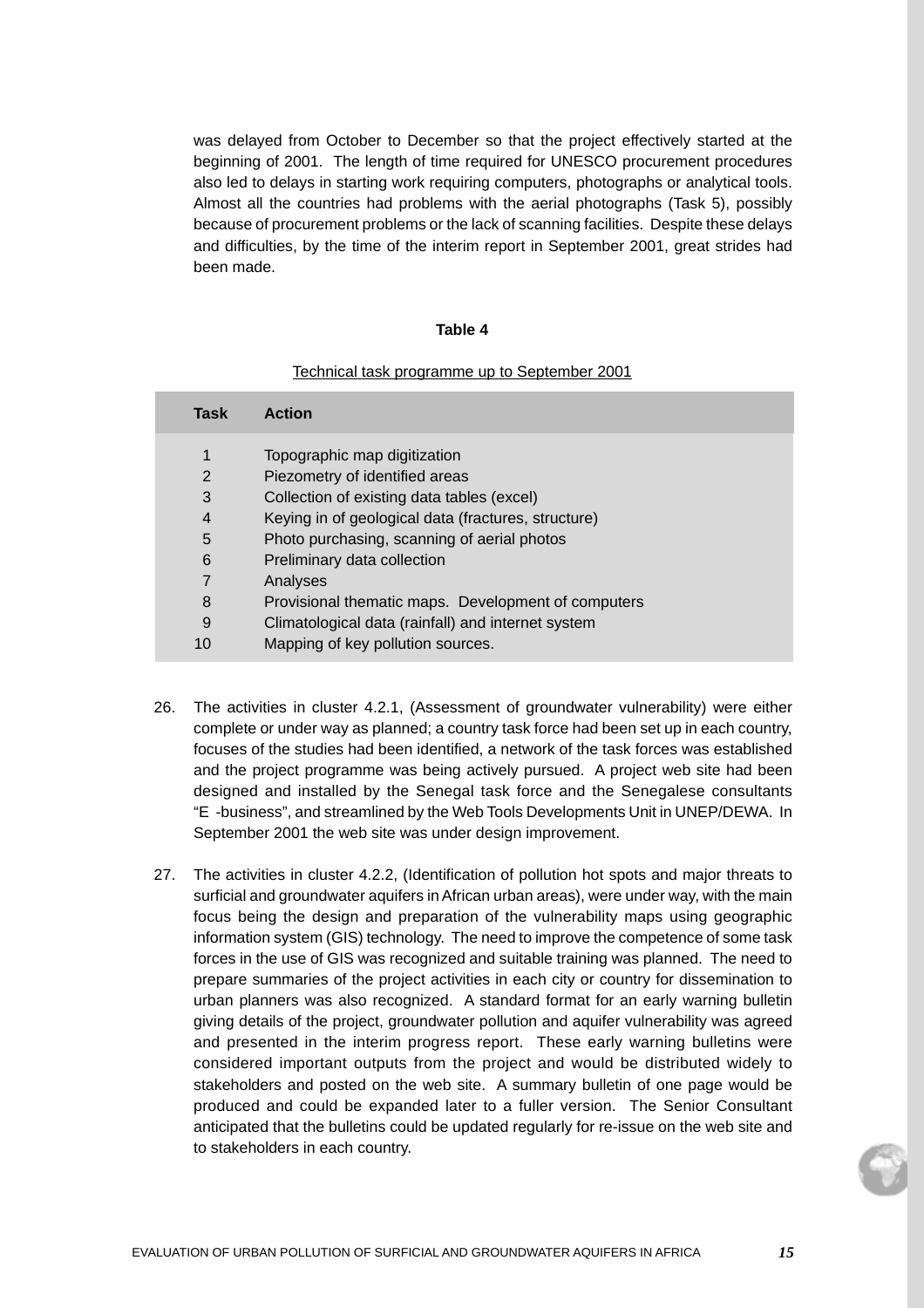was delayed from October to December so that the project effectively started at the beginning of 2001. The length of time required for UNESCO procurement procedures also led to delays in starting work requiring computers, photographs or analytical tools. Almost all the countries had problems with the aerial photographs (Task 5), possibly because of procurement problems or the lack of scanning facilities. Despite these delays and difficulties, by the time of the interim report in September 2001, great strides had been made.

**Table 4**

Technical task programme up to September 2001

| Task | Action |
|---|---|
| 1 | Topographic map digitization |
| 2 | Piezometry of identified areas |
| 3 | Collection of existing data tables (excel) |
| 4 | Keying in of geological data (fractures, structure) |
| 5 | Photo purchasing, scanning of aerial photos |
| 6 | Preliminary data collection |
| 7 | Analyses |
| 8 | Provisional thematic maps. Development of computers |
| 9 | Climatological data (rainfall) and internet system |
| 10 | Mapping of key pollution sources. |

26. The activities in cluster 4.2.1, (Assessment of groundwater vulnerability) were either complete or under way as planned; a country task force had been set up in each country, focuses of the studies had been identified, a network of the task forces was established and the project programme was being actively pursued. A project web site had been designed and installed by the Senegal task force and the Senegalese consultants "E -business", and streamlined by the Web Tools Developments Unit in UNEP/DEWA. In September 2001 the web site was under design improvement.

27. The activities in cluster 4.2.2, (Identification of pollution hot spots and major threats to surficial and groundwater aquifers in African urban areas), were under way, with the main focus being the design and preparation of the vulnerability maps using geographic information system (GIS) technology. The need to improve the competence of some task forces in the use of GIS was recognized and suitable training was planned. The need to prepare summaries of the project activities in each city or country for dissemination to urban planners was also recognized. A standard format for an early warning bulletin giving details of the project, groundwater pollution and aquifer vulnerability was agreed and presented in the interim progress report. These early warning bulletins were considered important outputs from the project and would be distributed widely to stakeholders and posted on the web site. A summary bulletin of one page would be produced and could be expanded later to a fuller version. The Senior Consultant anticipated that the bulletins could be updated regularly for re-issue on the web site and to stakeholders in each country.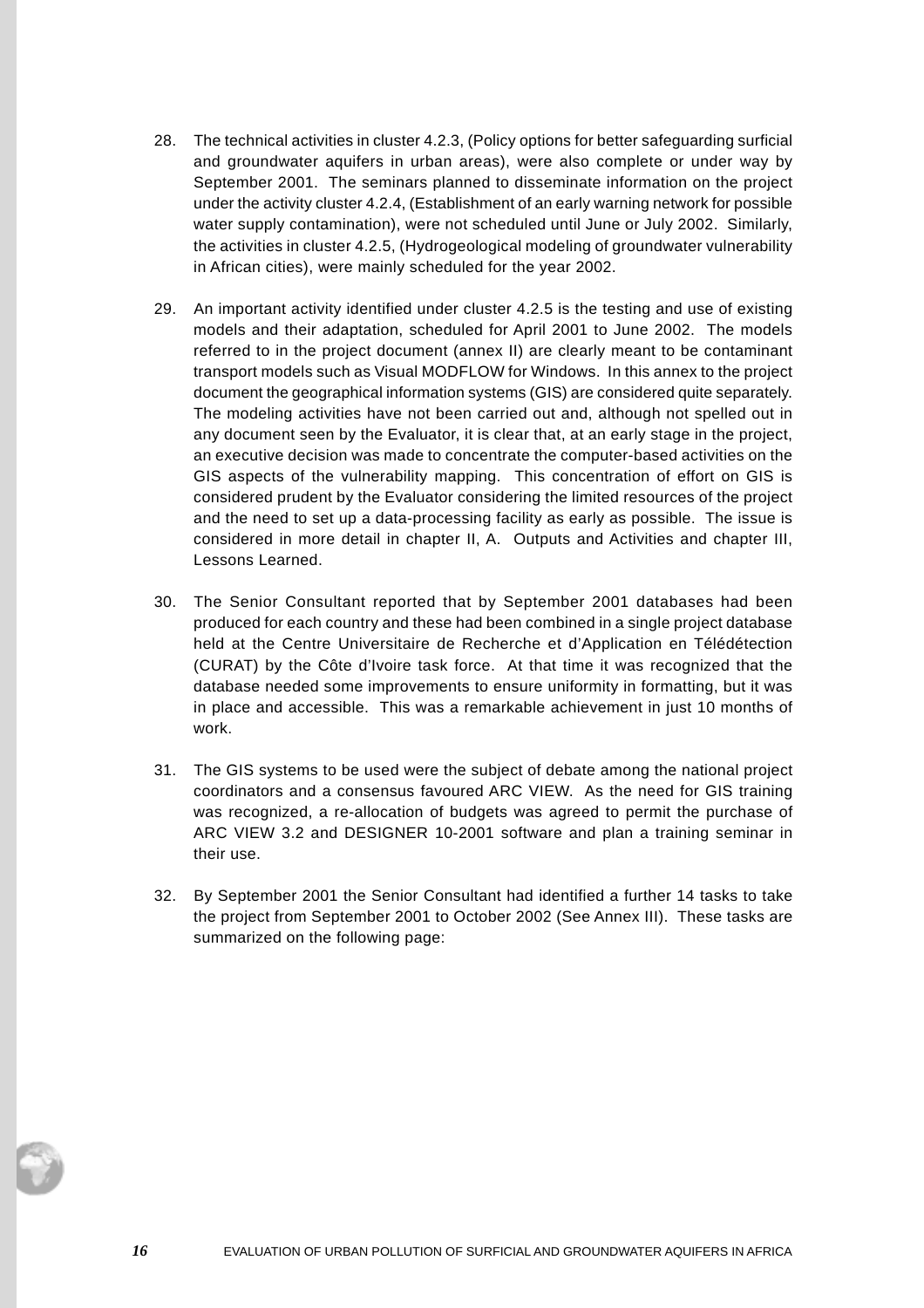28. The technical activities in cluster 4.2.3, (Policy options for better safeguarding surficial and groundwater aquifers in urban areas), were also complete or under way by September 2001. The seminars planned to disseminate information on the project under the activity cluster 4.2.4, (Establishment of an early warning network for possible water supply contamination), were not scheduled until June or July 2002. Similarly, the activities in cluster 4.2.5, (Hydrogeological modeling of groundwater vulnerability in African cities), were mainly scheduled for the year 2002.

29. An important activity identified under cluster 4.2.5 is the testing and use of existing models and their adaptation, scheduled for April 2001 to June 2002. The models referred to in the project document (annex II) are clearly meant to be contaminant transport models such as Visual MODFLOW for Windows. In this annex to the project document the geographical information systems (GIS) are considered quite separately. The modeling activities have not been carried out and, although not spelled out in any document seen by the Evaluator, it is clear that, at an early stage in the project, an executive decision was made to concentrate the computer-based activities on the GIS aspects of the vulnerability mapping. This concentration of effort on GIS is considered prudent by the Evaluator considering the limited resources of the project and the need to set up a data-processing facility as early as possible. The issue is considered in more detail in chapter II, A. Outputs and Activities and chapter III, Lessons Learned.

30. The Senior Consultant reported that by September 2001 databases had been produced for each country and these had been combined in a single project database held at the Centre Universitaire de Recherche et d'Application en Télédétection (CURAT) by the Côte d'Ivoire task force. At that time it was recognized that the database needed some improvements to ensure uniformity in formatting, but it was in place and accessible. This was a remarkable achievement in just 10 months of work.

31. The GIS systems to be used were the subject of debate among the national project coordinators and a consensus favoured ARC VIEW. As the need for GIS training was recognized, a re-allocation of budgets was agreed to permit the purchase of ARC VIEW 3.2 and DESIGNER 10-2001 software and plan a training seminar in their use.

32. By September 2001 the Senior Consultant had identified a further 14 tasks to take the project from September 2001 to October 2002 (See Annex III). These tasks are summarized on the following page: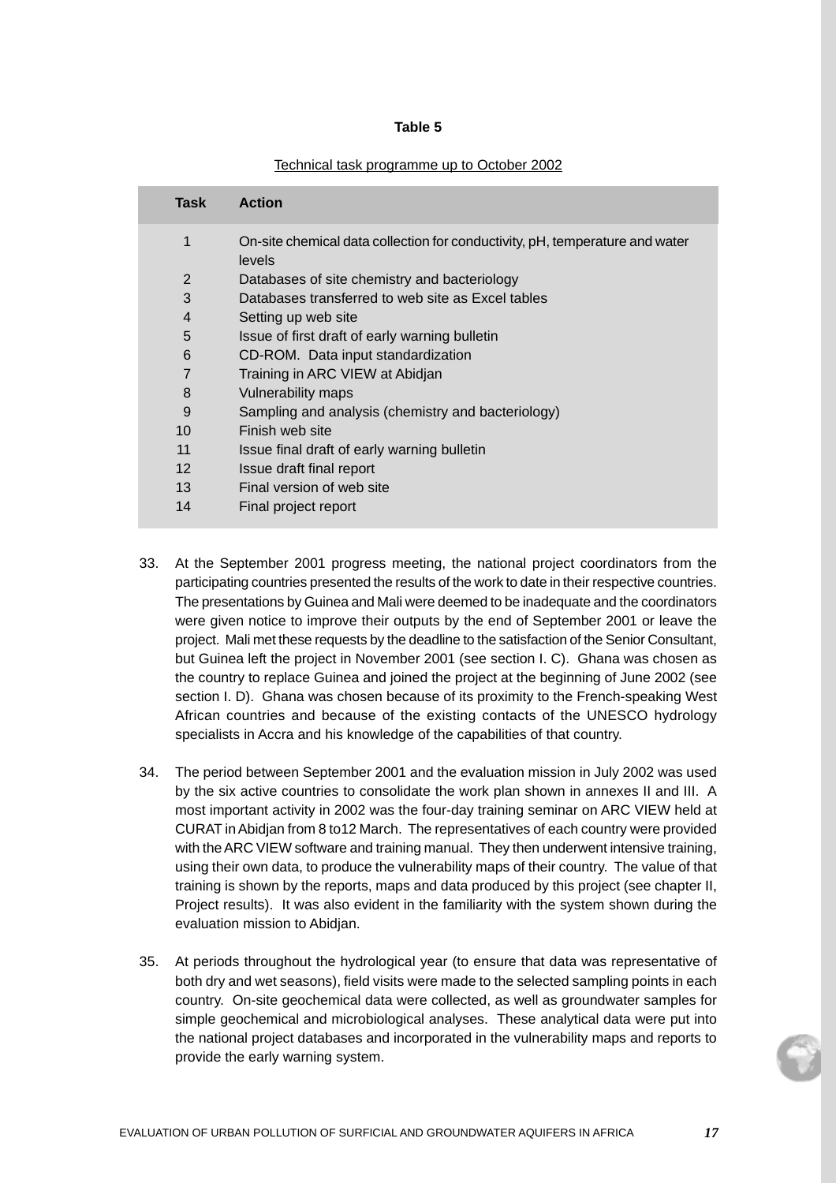**Table 5**

Technical task programme up to October 2002

| Task | Action |
|---|---|
| 1 | On-site chemical data collection for conductivity, pH, temperature and water levels |
| 2 | Databases of site chemistry and bacteriology |
| 3 | Databases transferred to web site as Excel tables |
| 4 | Setting up web site |
| 5 | Issue of first draft of early warning bulletin |
| 6 | CD-ROM. Data input standardization |
| 7 | Training in ARC VIEW at Abidjan |
| 8 | Vulnerability maps |
| 9 | Sampling and analysis (chemistry and bacteriology) |
| 10 | Finish web site |
| 11 | Issue final draft of early warning bulletin |
| 12 | Issue draft final report |
| 13 | Final version of web site |
| 14 | Final project report |

33. At the September 2001 progress meeting, the national project coordinators from the participating countries presented the results of the work to date in their respective countries. The presentations by Guinea and Mali were deemed to be inadequate and the coordinators were given notice to improve their outputs by the end of September 2001 or leave the project. Mali met these requests by the deadline to the satisfaction of the Senior Consultant, but Guinea left the project in November 2001 (see section I. C). Ghana was chosen as the country to replace Guinea and joined the project at the beginning of June 2002 (see section I. D). Ghana was chosen because of its proximity to the French-speaking West African countries and because of the existing contacts of the UNESCO hydrology specialists in Accra and his knowledge of the capabilities of that country.

34. The period between September 2001 and the evaluation mission in July 2002 was used by the six active countries to consolidate the work plan shown in annexes II and III. A most important activity in 2002 was the four-day training seminar on ARC VIEW held at CURAT in Abidjan from 8 to12 March. The representatives of each country were provided with the ARC VIEW software and training manual. They then underwent intensive training, using their own data, to produce the vulnerability maps of their country. The value of that training is shown by the reports, maps and data produced by this project (see chapter II, Project results). It was also evident in the familiarity with the system shown during the evaluation mission to Abidjan.

35. At periods throughout the hydrological year (to ensure that data was representative of both dry and wet seasons), field visits were made to the selected sampling points in each country. On-site geochemical data were collected, as well as groundwater samples for simple geochemical and microbiological analyses. These analytical data were put into the national project databases and incorporated in the vulnerability maps and reports to provide the early warning system.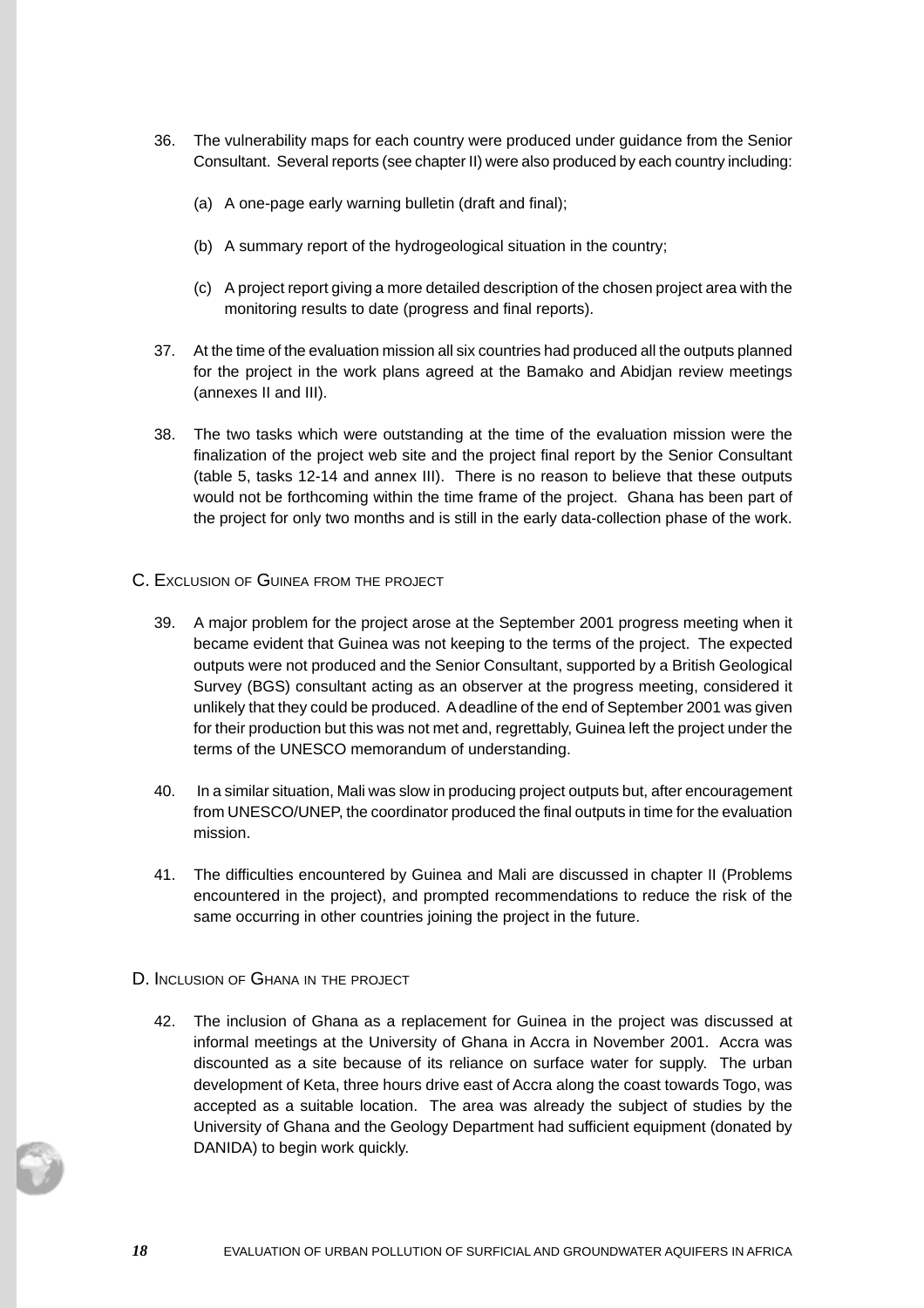36. The vulnerability maps for each country were produced under guidance from the Senior Consultant. Several reports (see chapter II) were also produced by each country including:

    (a) A one-page early warning bulletin (draft and final);

    (b) A summary report of the hydrogeological situation in the country;

    (c) A project report giving a more detailed description of the chosen project area with the monitoring results to date (progress and final reports).

37. At the time of the evaluation mission all six countries had produced all the outputs planned for the project in the work plans agreed at the Bamako and Abidjan review meetings (annexes II and III).

38. The two tasks which were outstanding at the time of the evaluation mission were the finalization of the project web site and the project final report by the Senior Consultant (table 5, tasks 12-14 and annex III). There is no reason to believe that these outputs would not be forthcoming within the time frame of the project. Ghana has been part of the project for only two months and is still in the early data-collection phase of the work.

## C. Exclusion of Guinea from the project

39. A major problem for the project arose at the September 2001 progress meeting when it became evident that Guinea was not keeping to the terms of the project. The expected outputs were not produced and the Senior Consultant, supported by a British Geological Survey (BGS) consultant acting as an observer at the progress meeting, considered it unlikely that they could be produced. A deadline of the end of September 2001 was given for their production but this was not met and, regrettably, Guinea left the project under the terms of the UNESCO memorandum of understanding.

40. In a similar situation, Mali was slow in producing project outputs but, after encouragement from UNESCO/UNEP, the coordinator produced the final outputs in time for the evaluation mission.

41. The difficulties encountered by Guinea and Mali are discussed in chapter II (Problems encountered in the project), and prompted recommendations to reduce the risk of the same occurring in other countries joining the project in the future.

## D. Inclusion of Ghana in the project

42. The inclusion of Ghana as a replacement for Guinea in the project was discussed at informal meetings at the University of Ghana in Accra in November 2001. Accra was discounted as a site because of its reliance on surface water for supply. The urban development of Keta, three hours drive east of Accra along the coast towards Togo, was accepted as a suitable location. The area was already the subject of studies by the University of Ghana and the Geology Department had sufficient equipment (donated by DANIDA) to begin work quickly.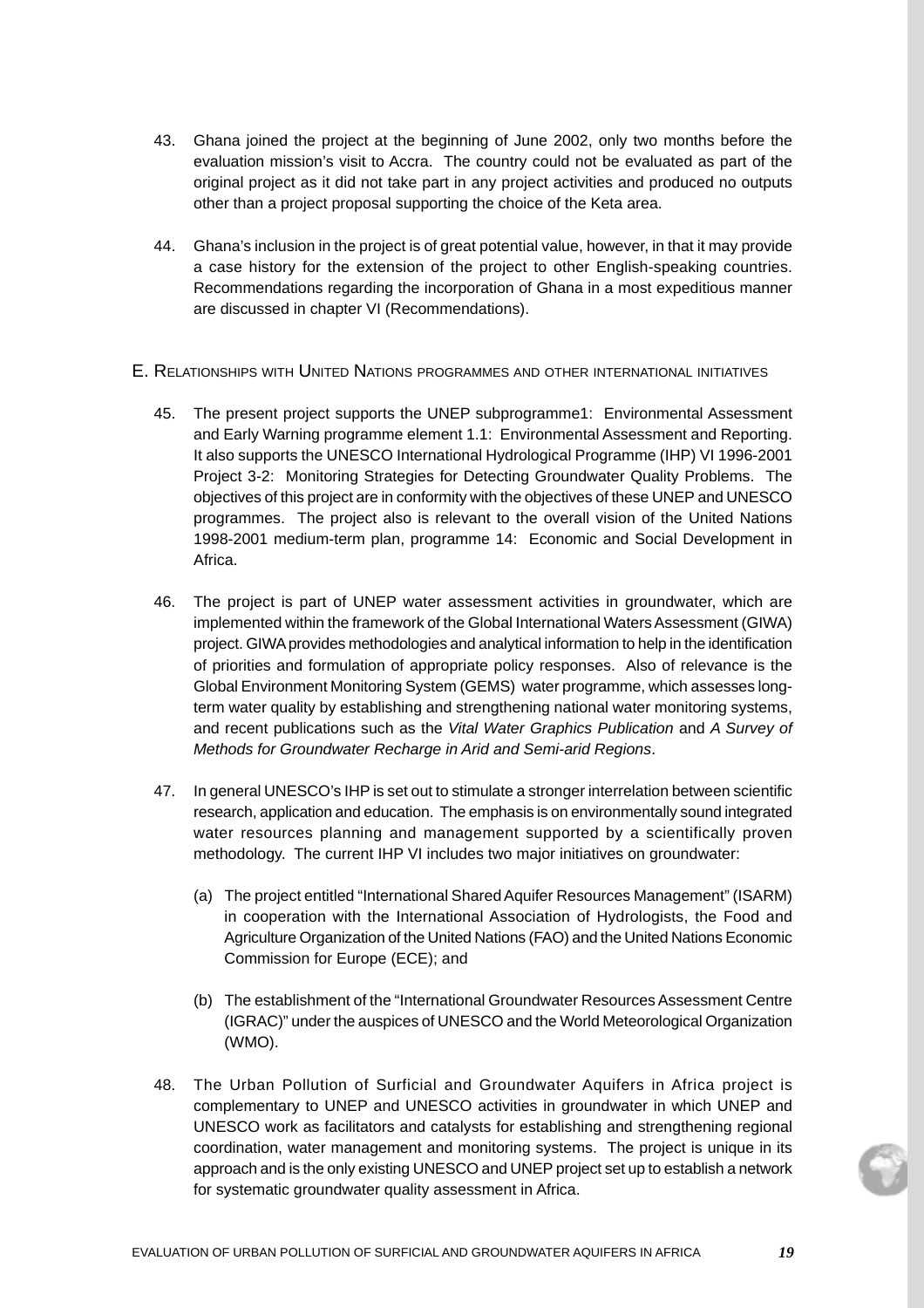43. Ghana joined the project at the beginning of June 2002, only two months before the evaluation mission's visit to Accra. The country could not be evaluated as part of the original project as it did not take part in any project activities and produced no outputs other than a project proposal supporting the choice of the Keta area.

44. Ghana's inclusion in the project is of great potential value, however, in that it may provide a case history for the extension of the project to other English-speaking countries. Recommendations regarding the incorporation of Ghana in a most expeditious manner are discussed in chapter VI (Recommendations).

## E. Relationships with United Nations programmes and other international initiatives

45. The present project supports the UNEP subprogramme1: Environmental Assessment and Early Warning programme element 1.1: Environmental Assessment and Reporting. It also supports the UNESCO International Hydrological Programme (IHP) VI 1996-2001 Project 3-2: Monitoring Strategies for Detecting Groundwater Quality Problems. The objectives of this project are in conformity with the objectives of these UNEP and UNESCO programmes. The project also is relevant to the overall vision of the United Nations 1998-2001 medium-term plan, programme 14: Economic and Social Development in Africa.

46. The project is part of UNEP water assessment activities in groundwater, which are implemented within the framework of the Global International Waters Assessment (GIWA) project. GIWA provides methodologies and analytical information to help in the identification of priorities and formulation of appropriate policy responses. Also of relevance is the Global Environment Monitoring System (GEMS) water programme, which assesses long-term water quality by establishing and strengthening national water monitoring systems, and recent publications such as the *Vital Water Graphics Publication* and *A Survey of Methods for Groundwater Recharge in Arid and Semi-arid Regions*.

47. In general UNESCO's IHP is set out to stimulate a stronger interrelation between scientific research, application and education. The emphasis is on environmentally sound integrated water resources planning and management supported by a scientifically proven methodology. The current IHP VI includes two major initiatives on groundwater:

    (a) The project entitled "International Shared Aquifer Resources Management" (ISARM) in cooperation with the International Association of Hydrologists, the Food and Agriculture Organization of the United Nations (FAO) and the United Nations Economic Commission for Europe (ECE); and

    (b) The establishment of the "International Groundwater Resources Assessment Centre (IGRAC)" under the auspices of UNESCO and the World Meteorological Organization (WMO).

48. The Urban Pollution of Surficial and Groundwater Aquifers in Africa project is complementary to UNEP and UNESCO activities in groundwater in which UNEP and UNESCO work as facilitators and catalysts for establishing and strengthening regional coordination, water management and monitoring systems. The project is unique in its approach and is the only existing UNESCO and UNEP project set up to establish a network for systematic groundwater quality assessment in Africa.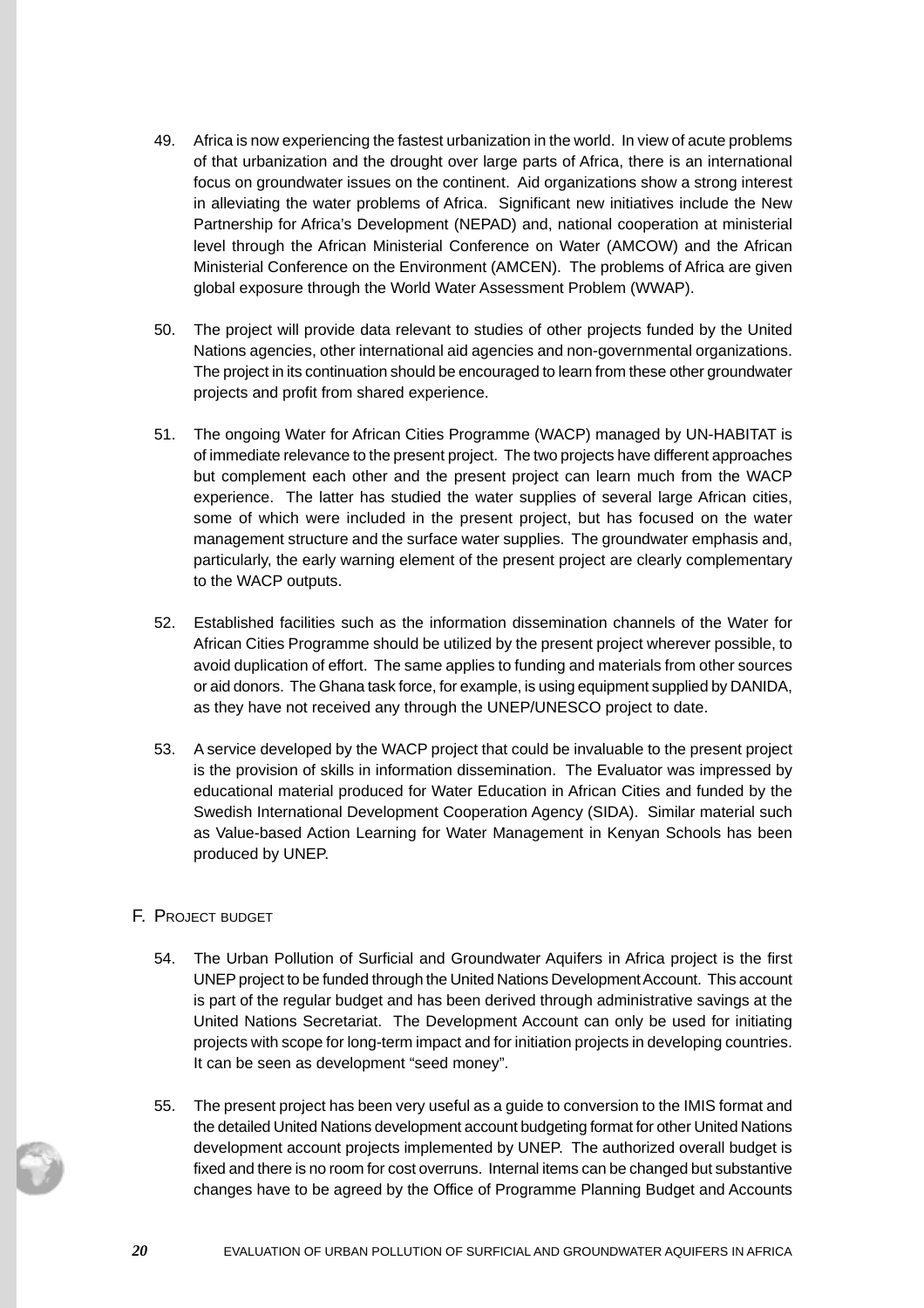49. Africa is now experiencing the fastest urbanization in the world. In view of acute problems of that urbanization and the drought over large parts of Africa, there is an international focus on groundwater issues on the continent. Aid organizations show a strong interest in alleviating the water problems of Africa. Significant new initiatives include the New Partnership for Africa's Development (NEPAD) and, national cooperation at ministerial level through the African Ministerial Conference on Water (AMCOW) and the African Ministerial Conference on the Environment (AMCEN). The problems of Africa are given global exposure through the World Water Assessment Problem (WWAP).

50. The project will provide data relevant to studies of other projects funded by the United Nations agencies, other international aid agencies and non-governmental organizations. The project in its continuation should be encouraged to learn from these other groundwater projects and profit from shared experience.

51. The ongoing Water for African Cities Programme (WACP) managed by UN-HABITAT is of immediate relevance to the present project. The two projects have different approaches but complement each other and the present project can learn much from the WACP experience. The latter has studied the water supplies of several large African cities, some of which were included in the present project, but has focused on the water management structure and the surface water supplies. The groundwater emphasis and, particularly, the early warning element of the present project are clearly complementary to the WACP outputs.

52. Established facilities such as the information dissemination channels of the Water for African Cities Programme should be utilized by the present project wherever possible, to avoid duplication of effort. The same applies to funding and materials from other sources or aid donors. The Ghana task force, for example, is using equipment supplied by DANIDA, as they have not received any through the UNEP/UNESCO project to date.

53. A service developed by the WACP project that could be invaluable to the present project is the provision of skills in information dissemination. The Evaluator was impressed by educational material produced for Water Education in African Cities and funded by the Swedish International Development Cooperation Agency (SIDA). Similar material such as Value-based Action Learning for Water Management in Kenyan Schools has been produced by UNEP.

## F. Project budget

54. The Urban Pollution of Surficial and Groundwater Aquifers in Africa project is the first UNEP project to be funded through the United Nations Development Account. This account is part of the regular budget and has been derived through administrative savings at the United Nations Secretariat. The Development Account can only be used for initiating projects with scope for long-term impact and for initiation projects in developing countries. It can be seen as development "seed money".

55. The present project has been very useful as a guide to conversion to the IMIS format and the detailed United Nations development account budgeting format for other United Nations development account projects implemented by UNEP. The authorized overall budget is fixed and there is no room for cost overruns. Internal items can be changed but substantive changes have to be agreed by the Office of Programme Planning Budget and Accounts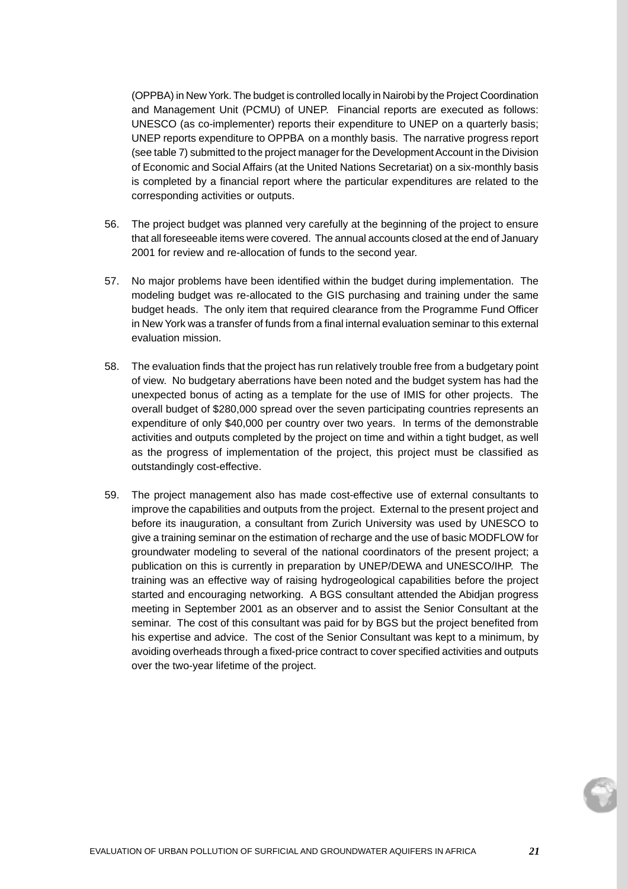(OPPBA) in New York. The budget is controlled locally in Nairobi by the Project Coordination and Management Unit (PCMU) of UNEP. Financial reports are executed as follows: UNESCO (as co-implementer) reports their expenditure to UNEP on a quarterly basis; UNEP reports expenditure to OPPBA on a monthly basis. The narrative progress report (see table 7) submitted to the project manager for the Development Account in the Division of Economic and Social Affairs (at the United Nations Secretariat) on a six-monthly basis is completed by a financial report where the particular expenditures are related to the corresponding activities or outputs.

56. The project budget was planned very carefully at the beginning of the project to ensure that all foreseeable items were covered. The annual accounts closed at the end of January 2001 for review and re-allocation of funds to the second year.

57. No major problems have been identified within the budget during implementation. The modeling budget was re-allocated to the GIS purchasing and training under the same budget heads. The only item that required clearance from the Programme Fund Officer in New York was a transfer of funds from a final internal evaluation seminar to this external evaluation mission.

58. The evaluation finds that the project has run relatively trouble free from a budgetary point of view. No budgetary aberrations have been noted and the budget system has had the unexpected bonus of acting as a template for the use of IMIS for other projects. The overall budget of $280,000 spread over the seven participating countries represents an expenditure of only $40,000 per country over two years. In terms of the demonstrable activities and outputs completed by the project on time and within a tight budget, as well as the progress of implementation of the project, this project must be classified as outstandingly cost-effective.

59. The project management also has made cost-effective use of external consultants to improve the capabilities and outputs from the project. External to the present project and before its inauguration, a consultant from Zurich University was used by UNESCO to give a training seminar on the estimation of recharge and the use of basic MODFLOW for groundwater modeling to several of the national coordinators of the present project; a publication on this is currently in preparation by UNEP/DEWA and UNESCO/IHP. The training was an effective way of raising hydrogeological capabilities before the project started and encouraging networking. A BGS consultant attended the Abidjan progress meeting in September 2001 as an observer and to assist the Senior Consultant at the seminar. The cost of this consultant was paid for by BGS but the project benefited from his expertise and advice. The cost of the Senior Consultant was kept to a minimum, by avoiding overheads through a fixed-price contract to cover specified activities and outputs over the two-year lifetime of the project.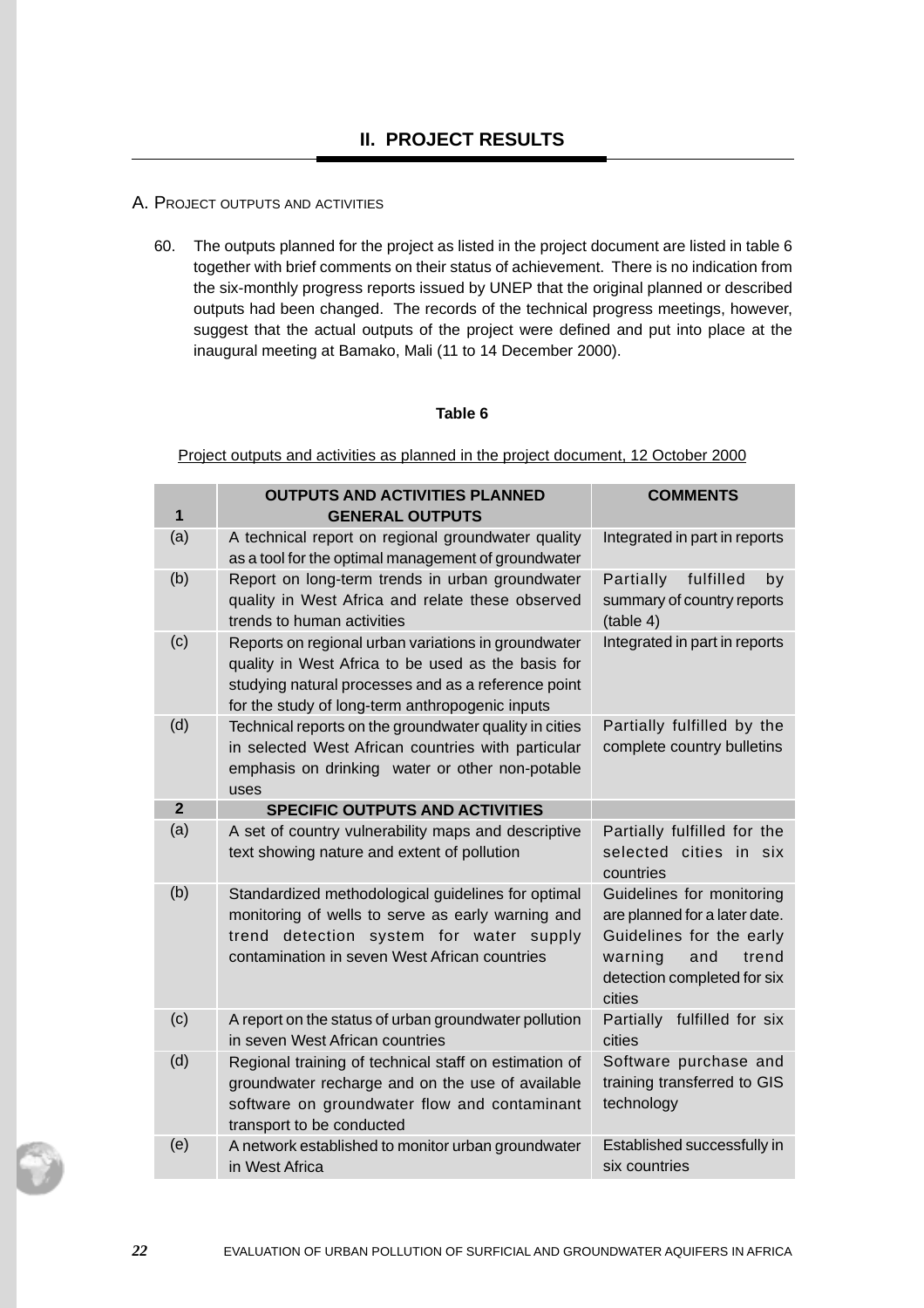## II. PROJECT RESULTS

### A. Project outputs and activities

60. The outputs planned for the project as listed in the project document are listed in table 6 together with brief comments on their status of achievement. There is no indication from the six-monthly progress reports issued by UNEP that the original planned or described outputs had been changed. The records of the technical progress meetings, however, suggest that the actual outputs of the project were defined and put into place at the inaugural meeting at Bamako, Mali (11 to 14 December 2000).

**Table 6**

Project outputs and activities as planned in the project document, 12 October 2000

| 1 | OUTPUTS AND ACTIVITIES PLANNED<br>GENERAL OUTPUTS | COMMENTS |
|---|---|---|
| (a) | A technical report on regional groundwater quality as a tool for the optimal management of groundwater | Integrated in part in reports |
| (b) | Report on long-term trends in urban groundwater quality in West Africa and relate these observed trends to human activities | Partially fulfilled by summary of country reports (table 4) |
| (c) | Reports on regional urban variations in groundwater quality in West Africa to be used as the basis for studying natural processes and as a reference point for the study of long-term anthropogenic inputs | Integrated in part in reports |
| (d) | Technical reports on the groundwater quality in cities in selected West African countries with particular emphasis on drinking water or other non-potable uses | Partially fulfilled by the complete country bulletins |
| **2** | **SPECIFIC OUTPUTS AND ACTIVITIES** | |
| (a) | A set of country vulnerability maps and descriptive text showing nature and extent of pollution | Partially fulfilled for the selected cities in six countries |
| (b) | Standardized methodological guidelines for optimal monitoring of wells to serve as early warning and trend detection system for water supply contamination in seven West African countries | Guidelines for monitoring are planned for a later date. Guidelines for the early warning and trend detection completed for six cities |
| (c) | A report on the status of urban groundwater pollution in seven West African countries | Partially fulfilled for six cities |
| (d) | Regional training of technical staff on estimation of groundwater recharge and on the use of available software on groundwater flow and contaminant transport to be conducted | Software purchase and training transferred to GIS technology |
| (e) | A network established to monitor urban groundwater in West Africa | Established successfully in six countries |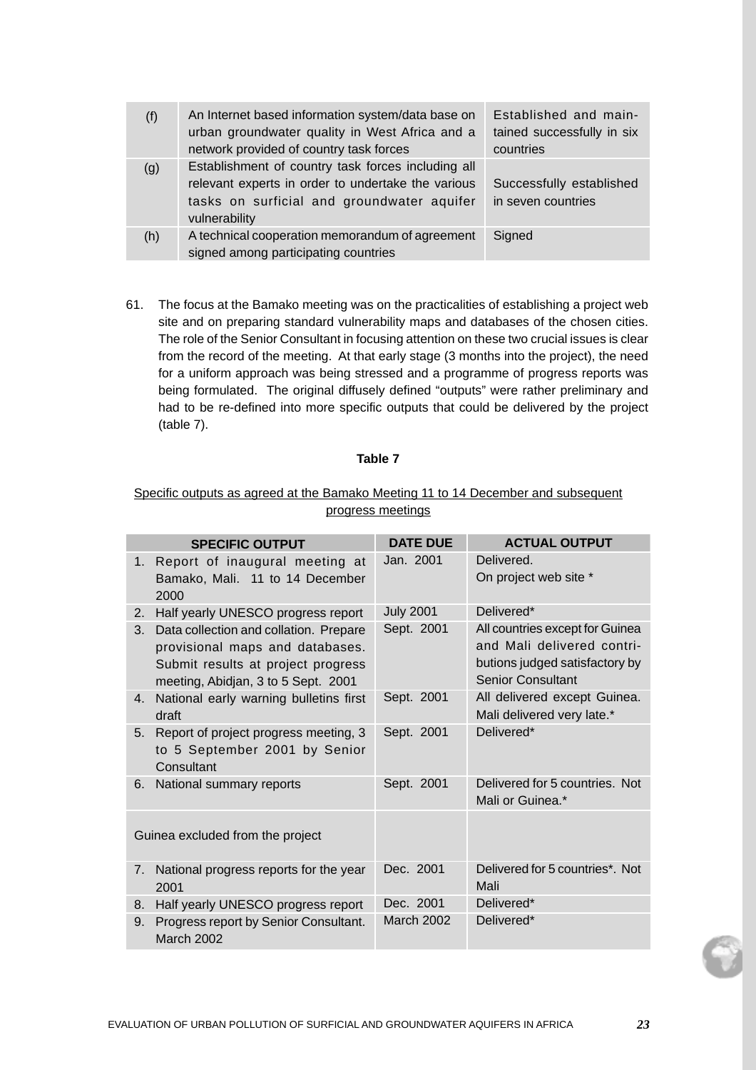| (f) | An Internet based information system/data base on urban groundwater quality in West Africa and a network provided of country task forces | Established and maintained successfully in six countries |
|---|---|---|
| (g) | Establishment of country task forces including all relevant experts in order to undertake the various tasks on surficial and groundwater aquifer vulnerability | Successfully established in seven countries |
| (h) | A technical cooperation memorandum of agreement signed among participating countries | Signed |

61. The focus at the Bamako meeting was on the practicalities of establishing a project web site and on preparing standard vulnerability maps and databases of the chosen cities. The role of the Senior Consultant in focusing attention on these two crucial issues is clear from the record of the meeting. At that early stage (3 months into the project), the need for a uniform approach was being stressed and a programme of progress reports was being formulated. The original diffusely defined "outputs" were rather preliminary and had to be re-defined into more specific outputs that could be delivered by the project (table 7).

**Table 7**

Specific outputs as agreed at the Bamako Meeting 11 to 14 December and subsequent progress meetings

| SPECIFIC OUTPUT | DATE DUE | ACTUAL OUTPUT |
|---|---|---|
| 1. Report of inaugural meeting at Bamako, Mali. 11 to 14 December 2000 | Jan. 2001 | Delivered. On project web site * |
| 2. Half yearly UNESCO progress report | July 2001 | Delivered* |
| 3. Data collection and collation. Prepare provisional maps and databases. Submit results at project progress meeting, Abidjan, 3 to 5 Sept. 2001 | Sept. 2001 | All countries except for Guinea and Mali delivered contributions judged satisfactory by Senior Consultant |
| 4. National early warning bulletins first draft | Sept. 2001 | All delivered except Guinea. Mali delivered very late.* |
| 5. Report of project progress meeting, 3 to 5 September 2001 by Senior Consultant | Sept. 2001 | Delivered* |
| 6. National summary reports | Sept. 2001 | Delivered for 5 countries. Not Mali or Guinea.* |
| Guinea excluded from the project | | |
| 7. National progress reports for the year 2001 | Dec. 2001 | Delivered for 5 countries*. Not Mali |
| 8. Half yearly UNESCO progress report | Dec. 2001 | Delivered* |
| 9. Progress report by Senior Consultant. March 2002 | March 2002 | Delivered* |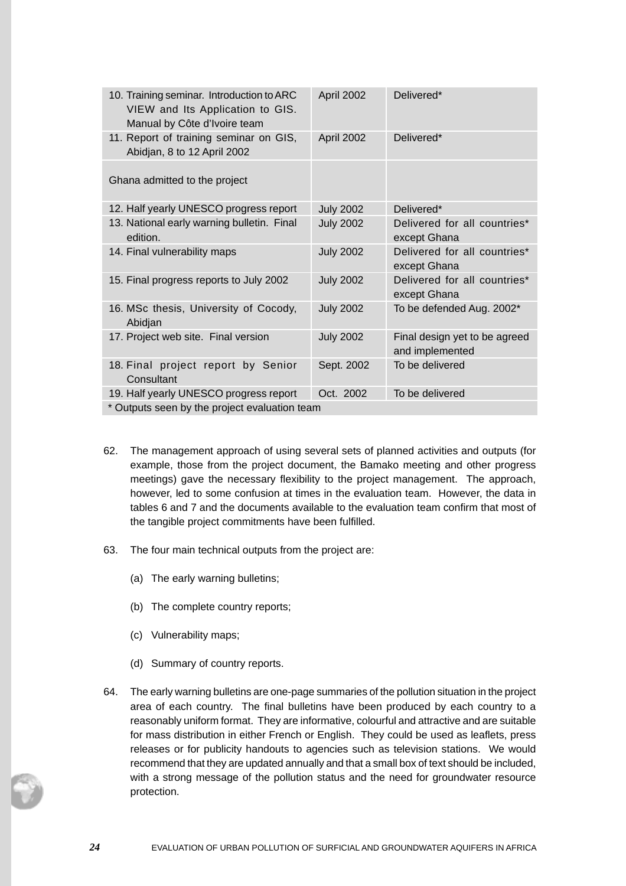| | | |
|---|---|---|
| 10. Training seminar. Introduction to ARC VIEW and Its Application to GIS. Manual by Côte d'Ivoire team | April 2002 | Delivered* |
| 11. Report of training seminar on GIS, Abidjan, 8 to 12 April 2002 | April 2002 | Delivered* |
| Ghana admitted to the project | | |
| 12. Half yearly UNESCO progress report | July 2002 | Delivered* |
| 13. National early warning bulletin. Final edition. | July 2002 | Delivered for all countries* except Ghana |
| 14. Final vulnerability maps | July 2002 | Delivered for all countries* except Ghana |
| 15. Final progress reports to July 2002 | July 2002 | Delivered for all countries* except Ghana |
| 16. MSc thesis, University of Cocody, Abidjan | July 2002 | To be defended Aug. 2002* |
| 17. Project web site. Final version | July 2002 | Final design yet to be agreed and implemented |
| 18. Final project report by Senior Consultant | Sept. 2002 | To be delivered |
| 19. Half yearly UNESCO progress report | Oct. 2002 | To be delivered |

* Outputs seen by the project evaluation team

62. The management approach of using several sets of planned activities and outputs (for example, those from the project document, the Bamako meeting and other progress meetings) gave the necessary flexibility to the project management. The approach, however, led to some confusion at times in the evaluation team. However, the data in tables 6 and 7 and the documents available to the evaluation team confirm that most of the tangible project commitments have been fulfilled.

63. The four main technical outputs from the project are:

   (a) The early warning bulletins;

   (b) The complete country reports;

   (c) Vulnerability maps;

   (d) Summary of country reports.

64. The early warning bulletins are one-page summaries of the pollution situation in the project area of each country. The final bulletins have been produced by each country to a reasonably uniform format. They are informative, colourful and attractive and are suitable for mass distribution in either French or English. They could be used as leaflets, press releases or for publicity handouts to agencies such as television stations. We would recommend that they are updated annually and that a small box of text should be included, with a strong message of the pollution status and the need for groundwater resource protection.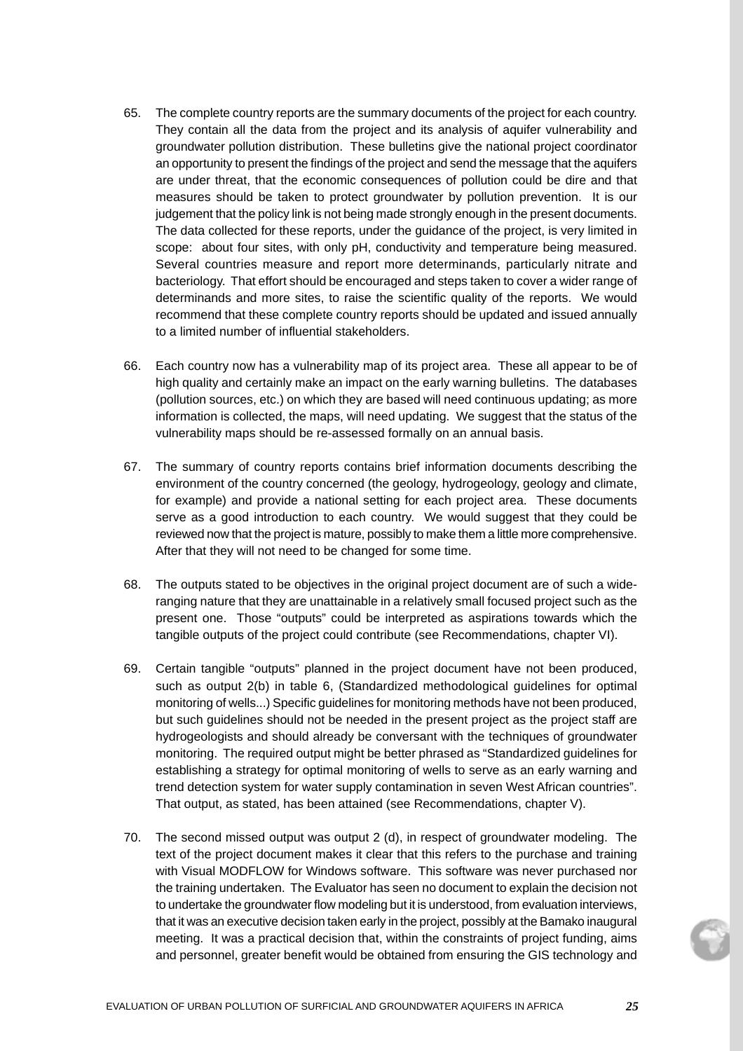65. The complete country reports are the summary documents of the project for each country. They contain all the data from the project and its analysis of aquifer vulnerability and groundwater pollution distribution. These bulletins give the national project coordinator an opportunity to present the findings of the project and send the message that the aquifers are under threat, that the economic consequences of pollution could be dire and that measures should be taken to protect groundwater by pollution prevention. It is our judgement that the policy link is not being made strongly enough in the present documents. The data collected for these reports, under the guidance of the project, is very limited in scope: about four sites, with only pH, conductivity and temperature being measured. Several countries measure and report more determinands, particularly nitrate and bacteriology. That effort should be encouraged and steps taken to cover a wider range of determinands and more sites, to raise the scientific quality of the reports. We would recommend that these complete country reports should be updated and issued annually to a limited number of influential stakeholders.

66. Each country now has a vulnerability map of its project area. These all appear to be of high quality and certainly make an impact on the early warning bulletins. The databases (pollution sources, etc.) on which they are based will need continuous updating; as more information is collected, the maps, will need updating. We suggest that the status of the vulnerability maps should be re-assessed formally on an annual basis.

67. The summary of country reports contains brief information documents describing the environment of the country concerned (the geology, hydrogeology, geology and climate, for example) and provide a national setting for each project area. These documents serve as a good introduction to each country. We would suggest that they could be reviewed now that the project is mature, possibly to make them a little more comprehensive. After that they will not need to be changed for some time.

68. The outputs stated to be objectives in the original project document are of such a wide-ranging nature that they are unattainable in a relatively small focused project such as the present one. Those "outputs" could be interpreted as aspirations towards which the tangible outputs of the project could contribute (see Recommendations, chapter VI).

69. Certain tangible "outputs" planned in the project document have not been produced, such as output 2(b) in table 6, (Standardized methodological guidelines for optimal monitoring of wells...) Specific guidelines for monitoring methods have not been produced, but such guidelines should not be needed in the present project as the project staff are hydrogeologists and should already be conversant with the techniques of groundwater monitoring. The required output might be better phrased as "Standardized guidelines for establishing a strategy for optimal monitoring of wells to serve as an early warning and trend detection system for water supply contamination in seven West African countries". That output, as stated, has been attained (see Recommendations, chapter V).

70. The second missed output was output 2 (d), in respect of groundwater modeling. The text of the project document makes it clear that this refers to the purchase and training with Visual MODFLOW for Windows software. This software was never purchased nor the training undertaken. The Evaluator has seen no document to explain the decision not to undertake the groundwater flow modeling but it is understood, from evaluation interviews, that it was an executive decision taken early in the project, possibly at the Bamako inaugural meeting. It was a practical decision that, within the constraints of project funding, aims and personnel, greater benefit would be obtained from ensuring the GIS technology and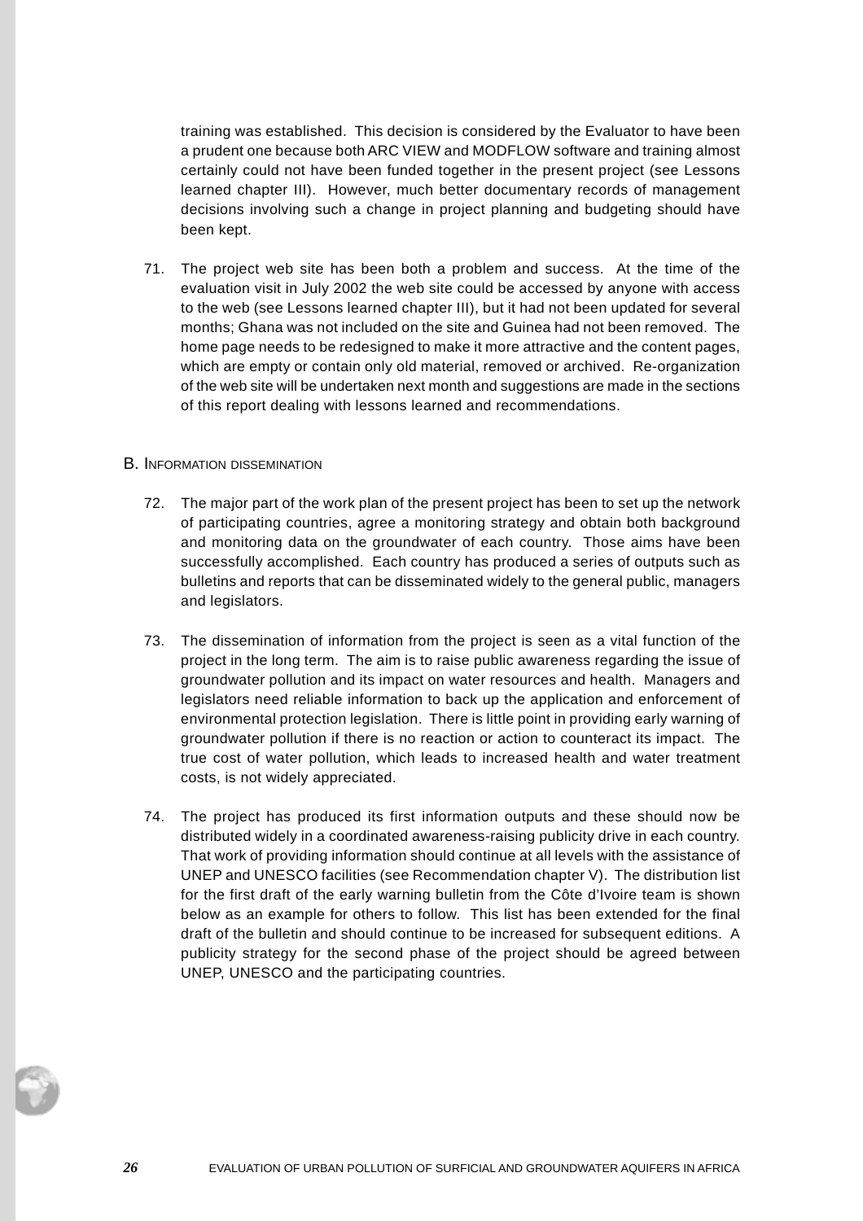training was established. This decision is considered by the Evaluator to have been a prudent one because both ARC VIEW and MODFLOW software and training almost certainly could not have been funded together in the present project (see Lessons learned chapter III). However, much better documentary records of management decisions involving such a change in project planning and budgeting should have been kept.

71. The project web site has been both a problem and success. At the time of the evaluation visit in July 2002 the web site could be accessed by anyone with access to the web (see Lessons learned chapter III), but it had not been updated for several months; Ghana was not included on the site and Guinea had not been removed. The home page needs to be redesigned to make it more attractive and the content pages, which are empty or contain only old material, removed or archived. Re-organization of the web site will be undertaken next month and suggestions are made in the sections of this report dealing with lessons learned and recommendations.

## B. Information dissemination

72. The major part of the work plan of the present project has been to set up the network of participating countries, agree a monitoring strategy and obtain both background and monitoring data on the groundwater of each country. Those aims have been successfully accomplished. Each country has produced a series of outputs such as bulletins and reports that can be disseminated widely to the general public, managers and legislators.

73. The dissemination of information from the project is seen as a vital function of the project in the long term. The aim is to raise public awareness regarding the issue of groundwater pollution and its impact on water resources and health. Managers and legislators need reliable information to back up the application and enforcement of environmental protection legislation. There is little point in providing early warning of groundwater pollution if there is no reaction or action to counteract its impact. The true cost of water pollution, which leads to increased health and water treatment costs, is not widely appreciated.

74. The project has produced its first information outputs and these should now be distributed widely in a coordinated awareness-raising publicity drive in each country. That work of providing information should continue at all levels with the assistance of UNEP and UNESCO facilities (see Recommendation chapter V). The distribution list for the first draft of the early warning bulletin from the Côte d'Ivoire team is shown below as an example for others to follow. This list has been extended for the final draft of the bulletin and should continue to be increased for subsequent editions. A publicity strategy for the second phase of the project should be agreed between UNEP, UNESCO and the participating countries.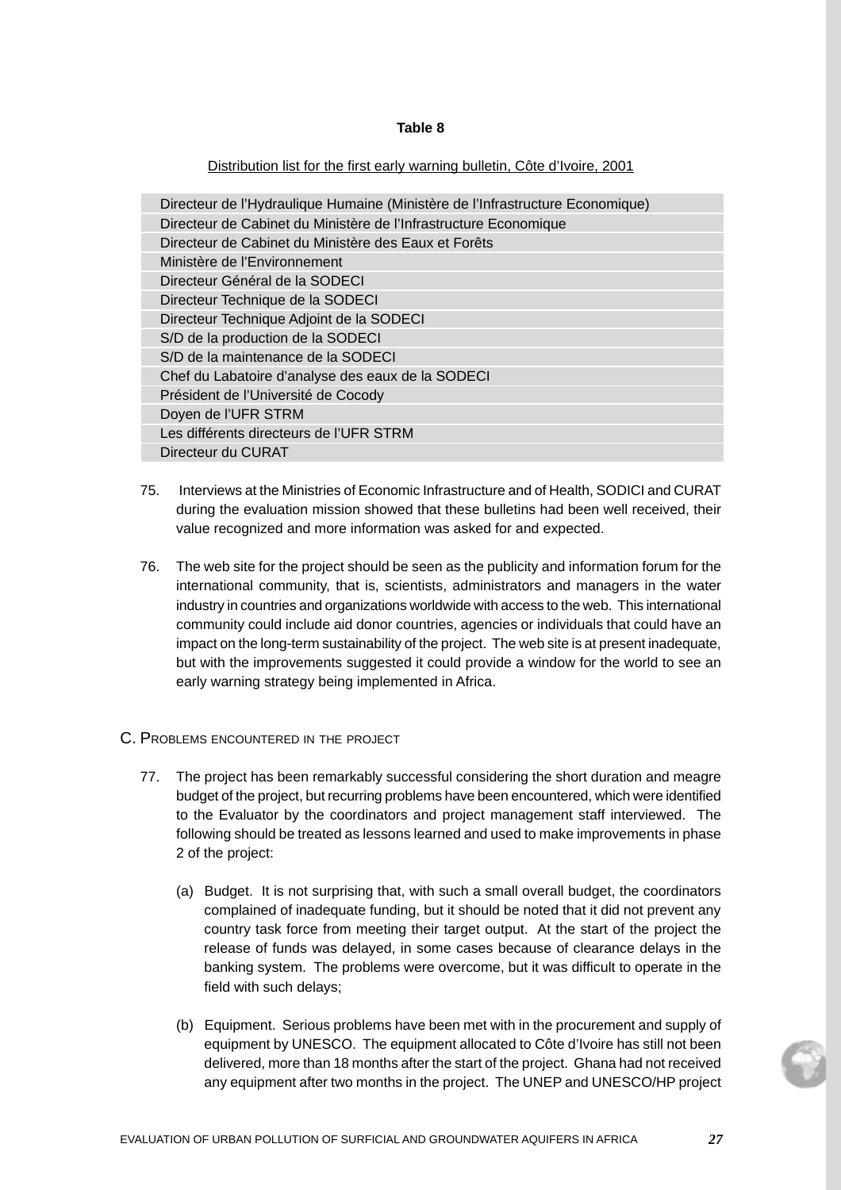**Table 8**

Distribution list for the first early warning bulletin, Côte d'Ivoire, 2001

| |
|---|
| Directeur de l'Hydraulique Humaine (Ministère de l'Infrastructure Economique) |
| Directeur de Cabinet du Ministère de l'Infrastructure Economique |
| Directeur de Cabinet du Ministère des Eaux et Forêts |
| Ministère de l'Environnement |
| Directeur Général de la SODECI |
| Directeur Technique de la SODECI |
| Directeur Technique Adjoint de la SODECI |
| S/D de la production de la SODECI |
| S/D de la maintenance de la SODECI |
| Chef du Labatoire d'analyse des eaux de la SODECI |
| Président de l'Université de Cocody |
| Doyen de l'UFR STRM |
| Les différents directeurs de l'UFR STRM |
| Directeur du CURAT |

75. Interviews at the Ministries of Economic Infrastructure and of Health, SODICI and CURAT during the evaluation mission showed that these bulletins had been well received, their value recognized and more information was asked for and expected.

76. The web site for the project should be seen as the publicity and information forum for the international community, that is, scientists, administrators and managers in the water industry in countries and organizations worldwide with access to the web. This international community could include aid donor countries, agencies or individuals that could have an impact on the long-term sustainability of the project. The web site is at present inadequate, but with the improvements suggested it could provide a window for the world to see an early warning strategy being implemented in Africa.

## C. Problems encountered in the project

77. The project has been remarkably successful considering the short duration and meagre budget of the project, but recurring problems have been encountered, which were identified to the Evaluator by the coordinators and project management staff interviewed. The following should be treated as lessons learned and used to make improvements in phase 2 of the project:

(a) Budget. It is not surprising that, with such a small overall budget, the coordinators complained of inadequate funding, but it should be noted that it did not prevent any country task force from meeting their target output. At the start of the project the release of funds was delayed, in some cases because of clearance delays in the banking system. The problems were overcome, but it was difficult to operate in the field with such delays;

(b) Equipment. Serious problems have been met with in the procurement and supply of equipment by UNESCO. The equipment allocated to Côte d'Ivoire has still not been delivered, more than 18 months after the start of the project. Ghana had not received any equipment after two months in the project. The UNEP and UNESCO/HP project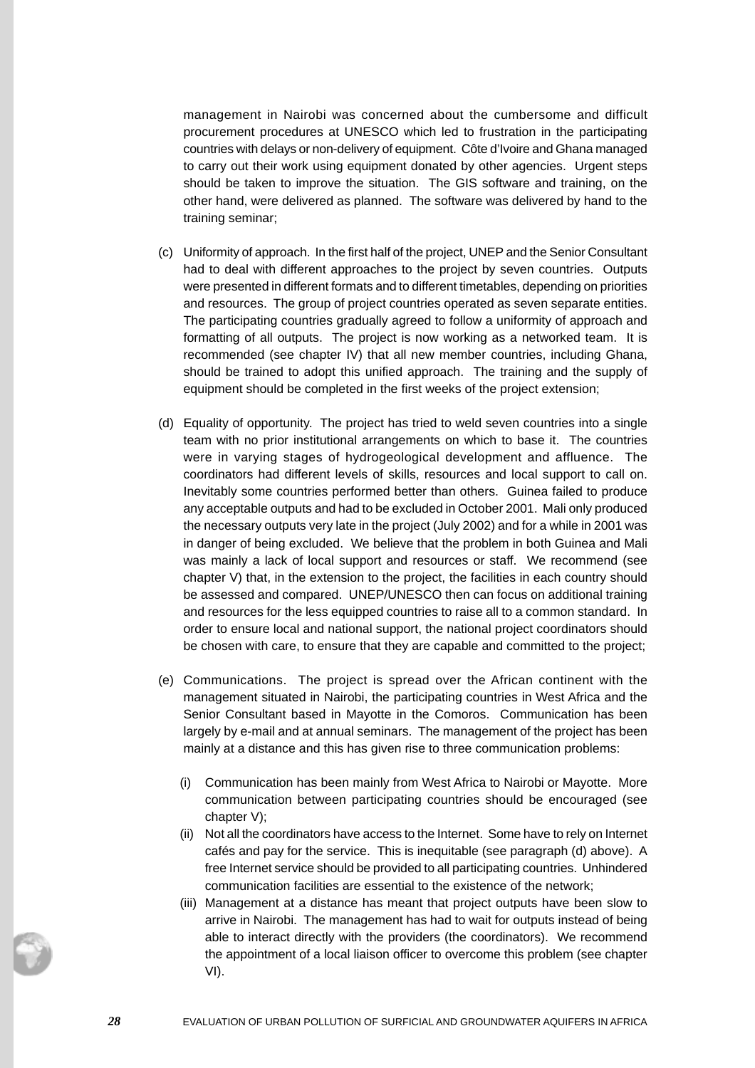management in Nairobi was concerned about the cumbersome and difficult procurement procedures at UNESCO which led to frustration in the participating countries with delays or non-delivery of equipment. Côte d'Ivoire and Ghana managed to carry out their work using equipment donated by other agencies. Urgent steps should be taken to improve the situation. The GIS software and training, on the other hand, were delivered as planned. The software was delivered by hand to the training seminar;

(c) Uniformity of approach. In the first half of the project, UNEP and the Senior Consultant had to deal with different approaches to the project by seven countries. Outputs were presented in different formats and to different timetables, depending on priorities and resources. The group of project countries operated as seven separate entities. The participating countries gradually agreed to follow a uniformity of approach and formatting of all outputs. The project is now working as a networked team. It is recommended (see chapter IV) that all new member countries, including Ghana, should be trained to adopt this unified approach. The training and the supply of equipment should be completed in the first weeks of the project extension;

(d) Equality of opportunity. The project has tried to weld seven countries into a single team with no prior institutional arrangements on which to base it. The countries were in varying stages of hydrogeological development and affluence. The coordinators had different levels of skills, resources and local support to call on. Inevitably some countries performed better than others. Guinea failed to produce any acceptable outputs and had to be excluded in October 2001. Mali only produced the necessary outputs very late in the project (July 2002) and for a while in 2001 was in danger of being excluded. We believe that the problem in both Guinea and Mali was mainly a lack of local support and resources or staff. We recommend (see chapter V) that, in the extension to the project, the facilities in each country should be assessed and compared. UNEP/UNESCO then can focus on additional training and resources for the less equipped countries to raise all to a common standard. In order to ensure local and national support, the national project coordinators should be chosen with care, to ensure that they are capable and committed to the project;

(e) Communications. The project is spread over the African continent with the management situated in Nairobi, the participating countries in West Africa and the Senior Consultant based in Mayotte in the Comoros. Communication has been largely by e-mail and at annual seminars. The management of the project has been mainly at a distance and this has given rise to three communication problems:

  (i) Communication has been mainly from West Africa to Nairobi or Mayotte. More communication between participating countries should be encouraged (see chapter V);

  (ii) Not all the coordinators have access to the Internet. Some have to rely on Internet cafés and pay for the service. This is inequitable (see paragraph (d) above). A free Internet service should be provided to all participating countries. Unhindered communication facilities are essential to the existence of the network;

  (iii) Management at a distance has meant that project outputs have been slow to arrive in Nairobi. The management has had to wait for outputs instead of being able to interact directly with the providers (the coordinators). We recommend the appointment of a local liaison officer to overcome this problem (see chapter VI).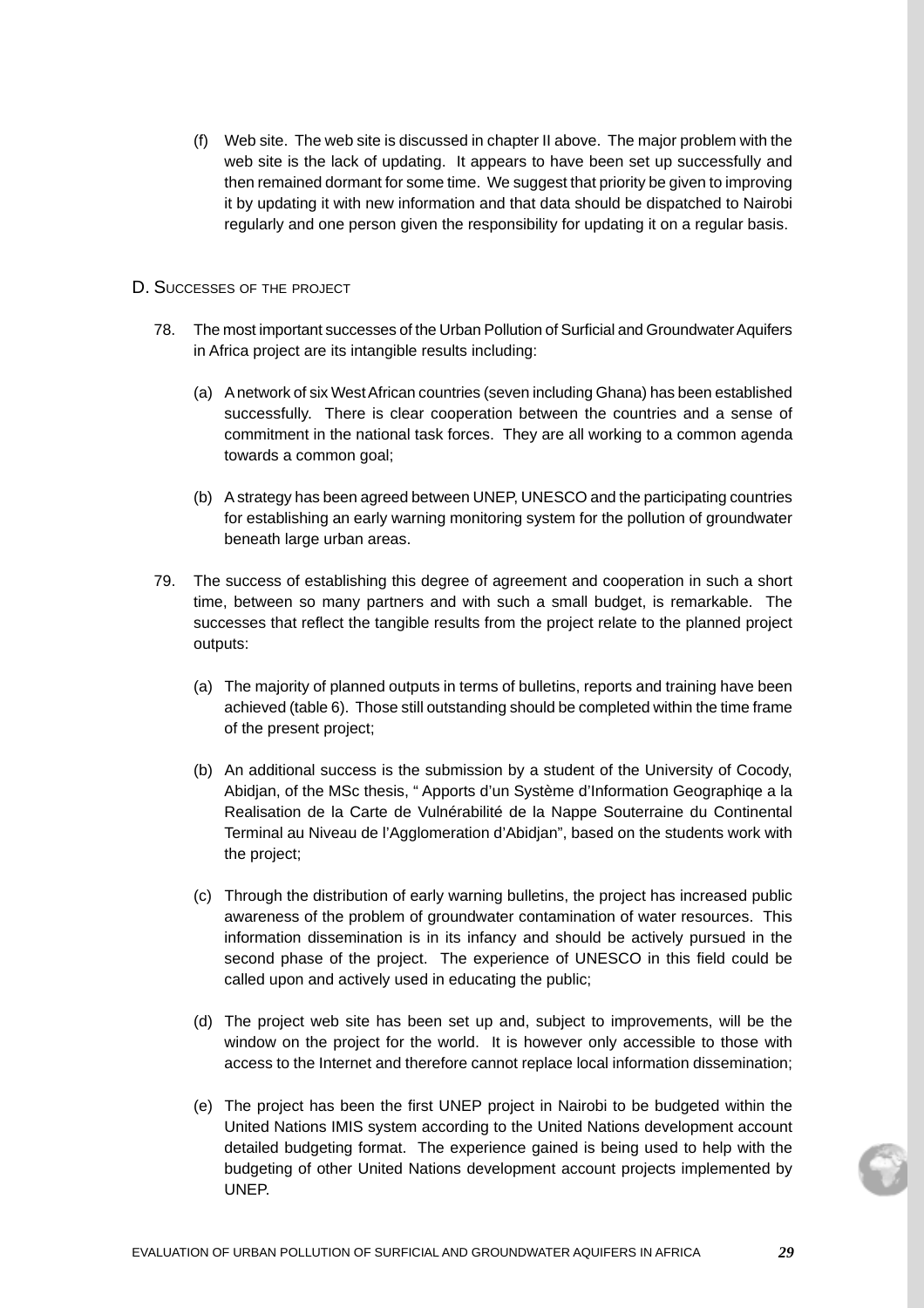(f) Web site. The web site is discussed in chapter II above. The major problem with the web site is the lack of updating. It appears to have been set up successfully and then remained dormant for some time. We suggest that priority be given to improving it by updating it with new information and that data should be dispatched to Nairobi regularly and one person given the responsibility for updating it on a regular basis.

## D. Successes of the project

78. The most important successes of the Urban Pollution of Surficial and Groundwater Aquifers in Africa project are its intangible results including:

   (a) A network of six West African countries (seven including Ghana) has been established successfully. There is clear cooperation between the countries and a sense of commitment in the national task forces. They are all working to a common agenda towards a common goal;

   (b) A strategy has been agreed between UNEP, UNESCO and the participating countries for establishing an early warning monitoring system for the pollution of groundwater beneath large urban areas.

79. The success of establishing this degree of agreement and cooperation in such a short time, between so many partners and with such a small budget, is remarkable. The successes that reflect the tangible results from the project relate to the planned project outputs:

   (a) The majority of planned outputs in terms of bulletins, reports and training have been achieved (table 6). Those still outstanding should be completed within the time frame of the present project;

   (b) An additional success is the submission by a student of the University of Cocody, Abidjan, of the MSc thesis, " Apports d'un Système d'Information Geographiqe a la Realisation de la Carte de Vulnérabilité de la Nappe Souterraine du Continental Terminal au Niveau de l'Agglomeration d'Abidjan", based on the students work with the project;

   (c) Through the distribution of early warning bulletins, the project has increased public awareness of the problem of groundwater contamination of water resources. This information dissemination is in its infancy and should be actively pursued in the second phase of the project. The experience of UNESCO in this field could be called upon and actively used in educating the public;

   (d) The project web site has been set up and, subject to improvements, will be the window on the project for the world. It is however only accessible to those with access to the Internet and therefore cannot replace local information dissemination;

   (e) The project has been the first UNEP project in Nairobi to be budgeted within the United Nations IMIS system according to the United Nations development account detailed budgeting format. The experience gained is being used to help with the budgeting of other United Nations development account projects implemented by UNEP.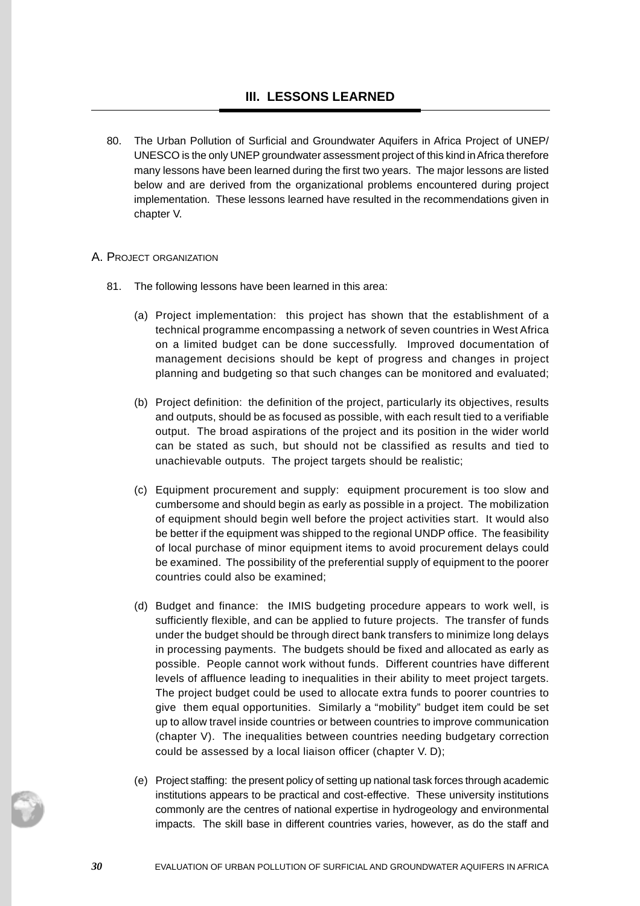## III. LESSONS LEARNED

80. The Urban Pollution of Surficial and Groundwater Aquifers in Africa Project of UNEP/ UNESCO is the only UNEP groundwater assessment project of this kind in Africa therefore many lessons have been learned during the first two years. The major lessons are listed below and are derived from the organizational problems encountered during project implementation. These lessons learned have resulted in the recommendations given in chapter V.

### A. Project organization

81. The following lessons have been learned in this area:

(a) Project implementation: this project has shown that the establishment of a technical programme encompassing a network of seven countries in West Africa on a limited budget can be done successfully. Improved documentation of management decisions should be kept of progress and changes in project planning and budgeting so that such changes can be monitored and evaluated;

(b) Project definition: the definition of the project, particularly its objectives, results and outputs, should be as focused as possible, with each result tied to a verifiable output. The broad aspirations of the project and its position in the wider world can be stated as such, but should not be classified as results and tied to unachievable outputs. The project targets should be realistic;

(c) Equipment procurement and supply: equipment procurement is too slow and cumbersome and should begin as early as possible in a project. The mobilization of equipment should begin well before the project activities start. It would also be better if the equipment was shipped to the regional UNDP office. The feasibility of local purchase of minor equipment items to avoid procurement delays could be examined. The possibility of the preferential supply of equipment to the poorer countries could also be examined;

(d) Budget and finance: the IMIS budgeting procedure appears to work well, is sufficiently flexible, and can be applied to future projects. The transfer of funds under the budget should be through direct bank transfers to minimize long delays in processing payments. The budgets should be fixed and allocated as early as possible. People cannot work without funds. Different countries have different levels of affluence leading to inequalities in their ability to meet project targets. The project budget could be used to allocate extra funds to poorer countries to give them equal opportunities. Similarly a "mobility" budget item could be set up to allow travel inside countries or between countries to improve communication (chapter V). The inequalities between countries needing budgetary correction could be assessed by a local liaison officer (chapter V. D);

(e) Project staffing: the present policy of setting up national task forces through academic institutions appears to be practical and cost-effective. These university institutions commonly are the centres of national expertise in hydrogeology and environmental impacts. The skill base in different countries varies, however, as do the staff and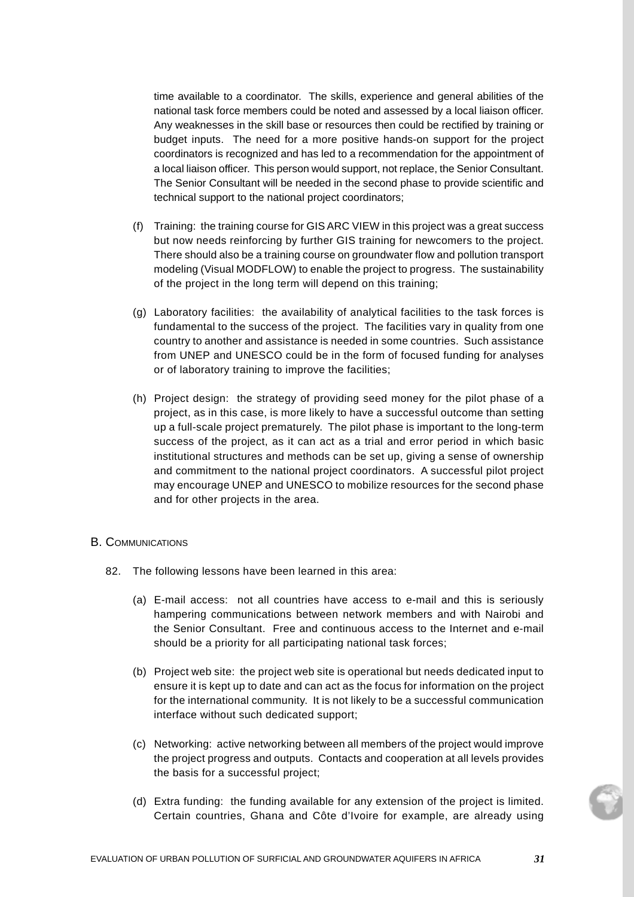time available to a coordinator. The skills, experience and general abilities of the national task force members could be noted and assessed by a local liaison officer. Any weaknesses in the skill base or resources then could be rectified by training or budget inputs. The need for a more positive hands-on support for the project coordinators is recognized and has led to a recommendation for the appointment of a local liaison officer. This person would support, not replace, the Senior Consultant. The Senior Consultant will be needed in the second phase to provide scientific and technical support to the national project coordinators;

(f) Training: the training course for GIS ARC VIEW in this project was a great success but now needs reinforcing by further GIS training for newcomers to the project. There should also be a training course on groundwater flow and pollution transport modeling (Visual MODFLOW) to enable the project to progress. The sustainability of the project in the long term will depend on this training;

(g) Laboratory facilities: the availability of analytical facilities to the task forces is fundamental to the success of the project. The facilities vary in quality from one country to another and assistance is needed in some countries. Such assistance from UNEP and UNESCO could be in the form of focused funding for analyses or of laboratory training to improve the facilities;

(h) Project design: the strategy of providing seed money for the pilot phase of a project, as in this case, is more likely to have a successful outcome than setting up a full-scale project prematurely. The pilot phase is important to the long-term success of the project, as it can act as a trial and error period in which basic institutional structures and methods can be set up, giving a sense of ownership and commitment to the national project coordinators. A successful pilot project may encourage UNEP and UNESCO to mobilize resources for the second phase and for other projects in the area.

## B. Communications

82. The following lessons have been learned in this area:

(a) E-mail access: not all countries have access to e-mail and this is seriously hampering communications between network members and with Nairobi and the Senior Consultant. Free and continuous access to the Internet and e-mail should be a priority for all participating national task forces;

(b) Project web site: the project web site is operational but needs dedicated input to ensure it is kept up to date and can act as the focus for information on the project for the international community. It is not likely to be a successful communication interface without such dedicated support;

(c) Networking: active networking between all members of the project would improve the project progress and outputs. Contacts and cooperation at all levels provides the basis for a successful project;

(d) Extra funding: the funding available for any extension of the project is limited. Certain countries, Ghana and Côte d'Ivoire for example, are already using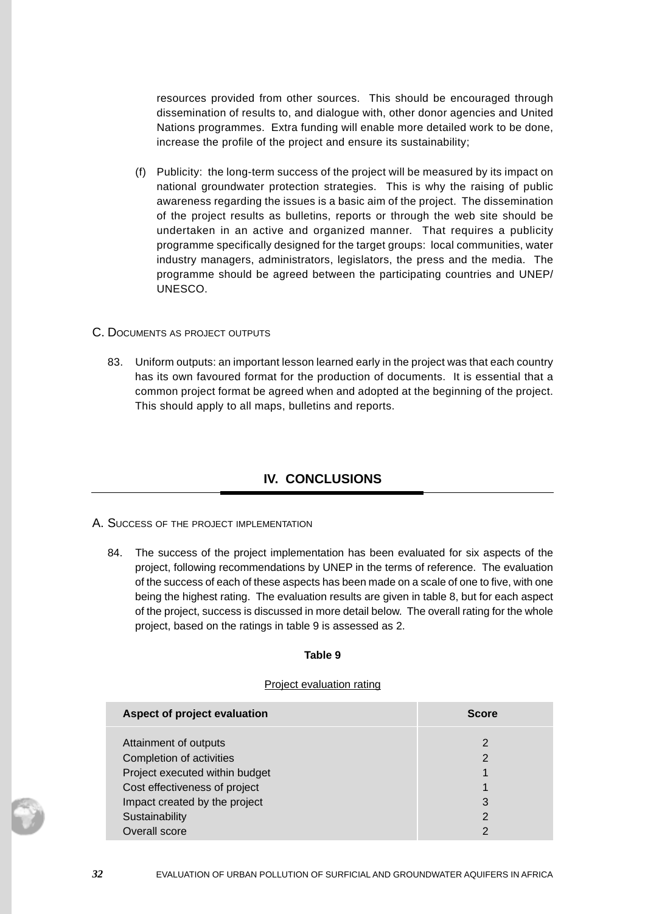resources provided from other sources. This should be encouraged through dissemination of results to, and dialogue with, other donor agencies and United Nations programmes. Extra funding will enable more detailed work to be done, increase the profile of the project and ensure its sustainability;

(f) Publicity: the long-term success of the project will be measured by its impact on national groundwater protection strategies. This is why the raising of public awareness regarding the issues is a basic aim of the project. The dissemination of the project results as bulletins, reports or through the web site should be undertaken in an active and organized manner. That requires a publicity programme specifically designed for the target groups: local communities, water industry managers, administrators, legislators, the press and the media. The programme should be agreed between the participating countries and UNEP/ UNESCO.

### C. Documents as project outputs

83. Uniform outputs: an important lesson learned early in the project was that each country has its own favoured format for the production of documents. It is essential that a common project format be agreed when and adopted at the beginning of the project. This should apply to all maps, bulletins and reports.

## IV. CONCLUSIONS

### A. Success of the project implementation

84. The success of the project implementation has been evaluated for six aspects of the project, following recommendations by UNEP in the terms of reference. The evaluation of the success of each of these aspects has been made on a scale of one to five, with one being the highest rating. The evaluation results are given in table 8, but for each aspect of the project, success is discussed in more detail below. The overall rating for the whole project, based on the ratings in table 9 is assessed as 2.

**Table 9**

Project evaluation rating

| Aspect of project evaluation | Score |
|---|---|
| Attainment of outputs | 2 |
| Completion of activities | 2 |
| Project executed within budget | 1 |
| Cost effectiveness of project | 1 |
| Impact created by the project | 3 |
| Sustainability | 2 |
| Overall score | 2 |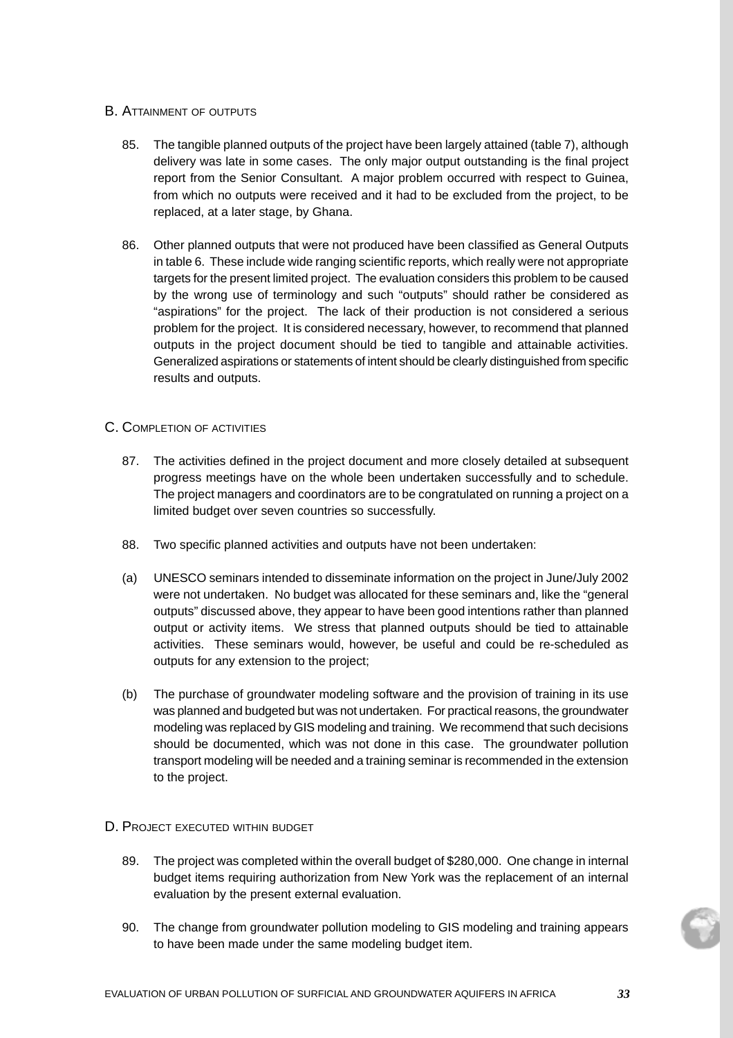## B. Attainment of outputs

85. The tangible planned outputs of the project have been largely attained (table 7), although delivery was late in some cases. The only major output outstanding is the final project report from the Senior Consultant. A major problem occurred with respect to Guinea, from which no outputs were received and it had to be excluded from the project, to be replaced, at a later stage, by Ghana.

86. Other planned outputs that were not produced have been classified as General Outputs in table 6. These include wide ranging scientific reports, which really were not appropriate targets for the present limited project. The evaluation considers this problem to be caused by the wrong use of terminology and such "outputs" should rather be considered as "aspirations" for the project. The lack of their production is not considered a serious problem for the project. It is considered necessary, however, to recommend that planned outputs in the project document should be tied to tangible and attainable activities. Generalized aspirations or statements of intent should be clearly distinguished from specific results and outputs.

## C. Completion of activities

87. The activities defined in the project document and more closely detailed at subsequent progress meetings have on the whole been undertaken successfully and to schedule. The project managers and coordinators are to be congratulated on running a project on a limited budget over seven countries so successfully.

88. Two specific planned activities and outputs have not been undertaken:

(a) UNESCO seminars intended to disseminate information on the project in June/July 2002 were not undertaken. No budget was allocated for these seminars and, like the "general outputs" discussed above, they appear to have been good intentions rather than planned output or activity items. We stress that planned outputs should be tied to attainable activities. These seminars would, however, be useful and could be re-scheduled as outputs for any extension to the project;

(b) The purchase of groundwater modeling software and the provision of training in its use was planned and budgeted but was not undertaken. For practical reasons, the groundwater modeling was replaced by GIS modeling and training. We recommend that such decisions should be documented, which was not done in this case. The groundwater pollution transport modeling will be needed and a training seminar is recommended in the extension to the project.

## D. Project executed within budget

89. The project was completed within the overall budget of $280,000. One change in internal budget items requiring authorization from New York was the replacement of an internal evaluation by the present external evaluation.

90. The change from groundwater pollution modeling to GIS modeling and training appears to have been made under the same modeling budget item.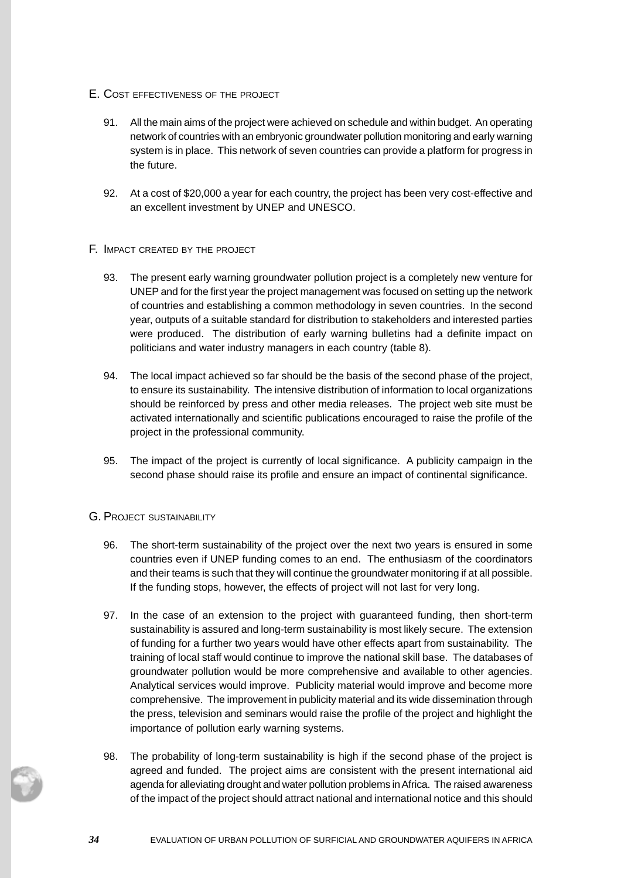## E. Cost effectiveness of the project

91. All the main aims of the project were achieved on schedule and within budget. An operating network of countries with an embryonic groundwater pollution monitoring and early warning system is in place. This network of seven countries can provide a platform for progress in the future.

92. At a cost of $20,000 a year for each country, the project has been very cost-effective and an excellent investment by UNEP and UNESCO.

## F. Impact created by the project

93. The present early warning groundwater pollution project is a completely new venture for UNEP and for the first year the project management was focused on setting up the network of countries and establishing a common methodology in seven countries. In the second year, outputs of a suitable standard for distribution to stakeholders and interested parties were produced. The distribution of early warning bulletins had a definite impact on politicians and water industry managers in each country (table 8).

94. The local impact achieved so far should be the basis of the second phase of the project, to ensure its sustainability. The intensive distribution of information to local organizations should be reinforced by press and other media releases. The project web site must be activated internationally and scientific publications encouraged to raise the profile of the project in the professional community.

95. The impact of the project is currently of local significance. A publicity campaign in the second phase should raise its profile and ensure an impact of continental significance.

## G. Project sustainability

96. The short-term sustainability of the project over the next two years is ensured in some countries even if UNEP funding comes to an end. The enthusiasm of the coordinators and their teams is such that they will continue the groundwater monitoring if at all possible. If the funding stops, however, the effects of project will not last for very long.

97. In the case of an extension to the project with guaranteed funding, then short-term sustainability is assured and long-term sustainability is most likely secure. The extension of funding for a further two years would have other effects apart from sustainability. The training of local staff would continue to improve the national skill base. The databases of groundwater pollution would be more comprehensive and available to other agencies. Analytical services would improve. Publicity material would improve and become more comprehensive. The improvement in publicity material and its wide dissemination through the press, television and seminars would raise the profile of the project and highlight the importance of pollution early warning systems.

98. The probability of long-term sustainability is high if the second phase of the project is agreed and funded. The project aims are consistent with the present international aid agenda for alleviating drought and water pollution problems in Africa. The raised awareness of the impact of the project should attract national and international notice and this should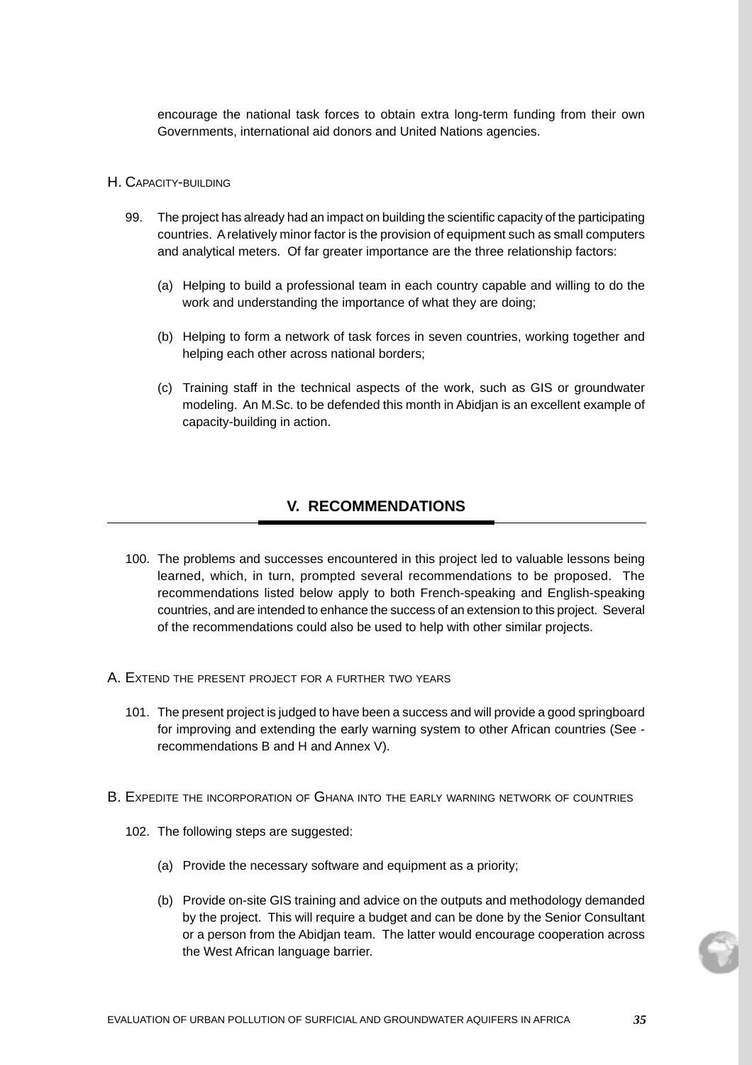encourage the national task forces to obtain extra long-term funding from their own Governments, international aid donors and United Nations agencies.

### H. Capacity-building

99. The project has already had an impact on building the scientific capacity of the participating countries. A relatively minor factor is the provision of equipment such as small computers and analytical meters. Of far greater importance are the three relationship factors:

    (a) Helping to build a professional team in each country capable and willing to do the work and understanding the importance of what they are doing;

    (b) Helping to form a network of task forces in seven countries, working together and helping each other across national borders;

    (c) Training staff in the technical aspects of the work, such as GIS or groundwater modeling. An M.Sc. to be defended this month in Abidjan is an excellent example of capacity-building in action.

## V. RECOMMENDATIONS

100. The problems and successes encountered in this project led to valuable lessons being learned, which, in turn, prompted several recommendations to be proposed. The recommendations listed below apply to both French-speaking and English-speaking countries, and are intended to enhance the success of an extension to this project. Several of the recommendations could also be used to help with other similar projects.

### A. Extend the present project for a further two years

101. The present project is judged to have been a success and will provide a good springboard for improving and extending the early warning system to other African countries (See - recommendations B and H and Annex V).

### B. Expedite the incorporation of Ghana into the early warning network of countries

102. The following steps are suggested:

    (a) Provide the necessary software and equipment as a priority;

    (b) Provide on-site GIS training and advice on the outputs and methodology demanded by the project. This will require a budget and can be done by the Senior Consultant or a person from the Abidjan team. The latter would encourage cooperation across the West African language barrier.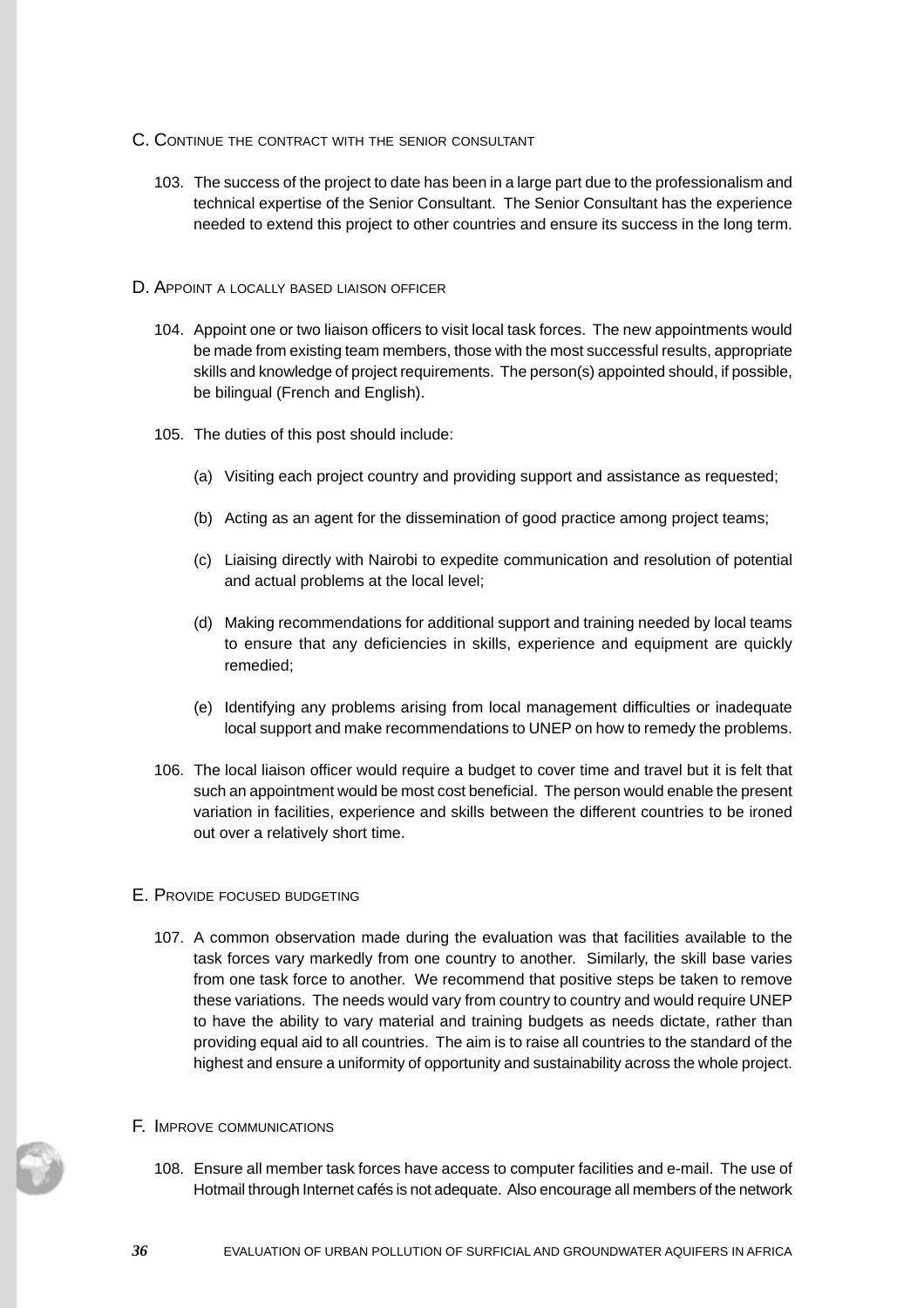### C. Continue the contract with the senior consultant

103. The success of the project to date has been in a large part due to the professionalism and technical expertise of the Senior Consultant. The Senior Consultant has the experience needed to extend this project to other countries and ensure its success in the long term.

### D. Appoint a locally based liaison officer

104. Appoint one or two liaison officers to visit local task forces. The new appointments would be made from existing team members, those with the most successful results, appropriate skills and knowledge of project requirements. The person(s) appointed should, if possible, be bilingual (French and English).

105. The duties of this post should include:

   (a) Visiting each project country and providing support and assistance as requested;

   (b) Acting as an agent for the dissemination of good practice among project teams;

   (c) Liaising directly with Nairobi to expedite communication and resolution of potential and actual problems at the local level;

   (d) Making recommendations for additional support and training needed by local teams to ensure that any deficiencies in skills, experience and equipment are quickly remedied;

   (e) Identifying any problems arising from local management difficulties or inadequate local support and make recommendations to UNEP on how to remedy the problems.

106. The local liaison officer would require a budget to cover time and travel but it is felt that such an appointment would be most cost beneficial. The person would enable the present variation in facilities, experience and skills between the different countries to be ironed out over a relatively short time.

### E. Provide focused budgeting

107. A common observation made during the evaluation was that facilities available to the task forces vary markedly from one country to another. Similarly, the skill base varies from one task force to another. We recommend that positive steps be taken to remove these variations. The needs would vary from country to country and would require UNEP to have the ability to vary material and training budgets as needs dictate, rather than providing equal aid to all countries. The aim is to raise all countries to the standard of the highest and ensure a uniformity of opportunity and sustainability across the whole project.

### F. Improve communications

108. Ensure all member task forces have access to computer facilities and e-mail. The use of Hotmail through Internet cafés is not adequate. Also encourage all members of the network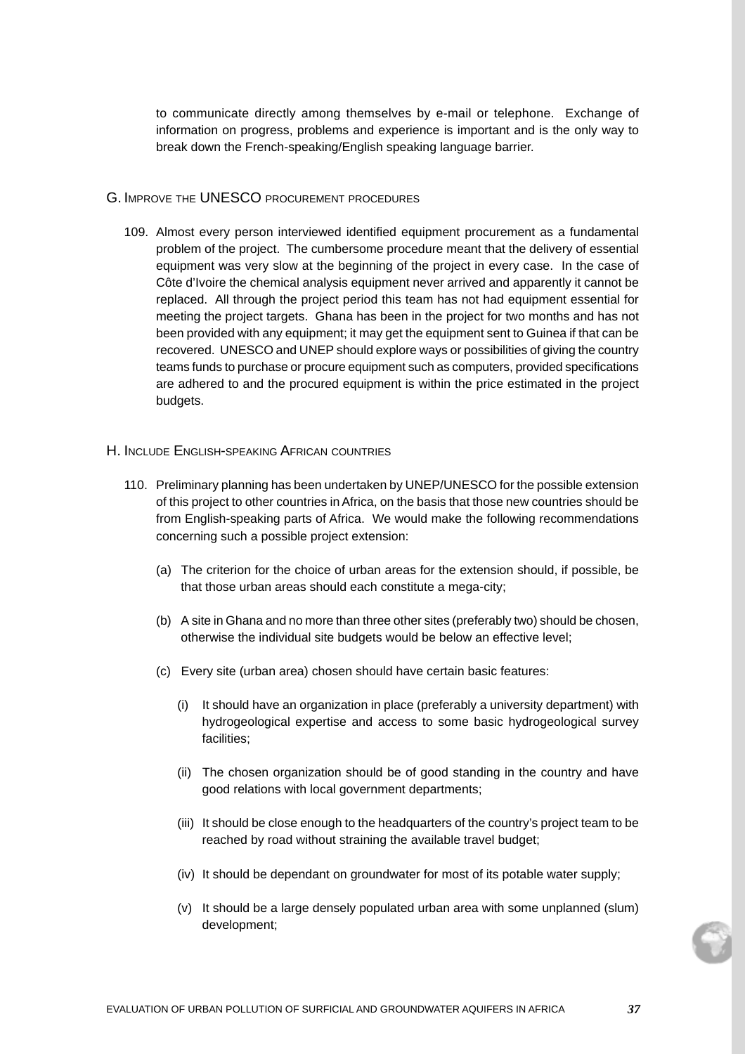to communicate directly among themselves by e-mail or telephone. Exchange of information on progress, problems and experience is important and is the only way to break down the French-speaking/English speaking language barrier.

## G. Improve the UNESCO procurement procedures

109. Almost every person interviewed identified equipment procurement as a fundamental problem of the project. The cumbersome procedure meant that the delivery of essential equipment was very slow at the beginning of the project in every case. In the case of Côte d'Ivoire the chemical analysis equipment never arrived and apparently it cannot be replaced. All through the project period this team has not had equipment essential for meeting the project targets. Ghana has been in the project for two months and has not been provided with any equipment; it may get the equipment sent to Guinea if that can be recovered. UNESCO and UNEP should explore ways or possibilities of giving the country teams funds to purchase or procure equipment such as computers, provided specifications are adhered to and the procured equipment is within the price estimated in the project budgets.

## H. Include English-speaking African countries

110. Preliminary planning has been undertaken by UNEP/UNESCO for the possible extension of this project to other countries in Africa, on the basis that those new countries should be from English-speaking parts of Africa. We would make the following recommendations concerning such a possible project extension:

    (a) The criterion for the choice of urban areas for the extension should, if possible, be that those urban areas should each constitute a mega-city;

    (b) A site in Ghana and no more than three other sites (preferably two) should be chosen, otherwise the individual site budgets would be below an effective level;

    (c) Every site (urban area) chosen should have certain basic features:

        (i) It should have an organization in place (preferably a university department) with hydrogeological expertise and access to some basic hydrogeological survey facilities;

        (ii) The chosen organization should be of good standing in the country and have good relations with local government departments;

        (iii) It should be close enough to the headquarters of the country's project team to be reached by road without straining the available travel budget;

        (iv) It should be dependant on groundwater for most of its potable water supply;

        (v) It should be a large densely populated urban area with some unplanned (slum) development;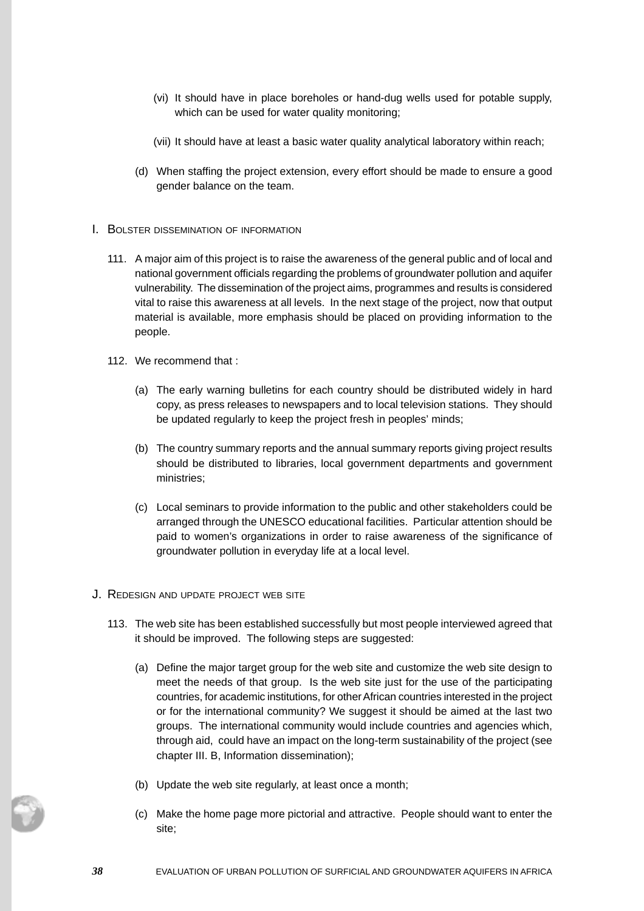(vi) It should have in place boreholes or hand-dug wells used for potable supply, which can be used for water quality monitoring;

(vii) It should have at least a basic water quality analytical laboratory within reach;

(d) When staffing the project extension, every effort should be made to ensure a good gender balance on the team.

## I. Bolster dissemination of information

111. A major aim of this project is to raise the awareness of the general public and of local and national government officials regarding the problems of groundwater pollution and aquifer vulnerability. The dissemination of the project aims, programmes and results is considered vital to raise this awareness at all levels. In the next stage of the project, now that output material is available, more emphasis should be placed on providing information to the people.

112. We recommend that :

(a) The early warning bulletins for each country should be distributed widely in hard copy, as press releases to newspapers and to local television stations. They should be updated regularly to keep the project fresh in peoples' minds;

(b) The country summary reports and the annual summary reports giving project results should be distributed to libraries, local government departments and government ministries;

(c) Local seminars to provide information to the public and other stakeholders could be arranged through the UNESCO educational facilities. Particular attention should be paid to women's organizations in order to raise awareness of the significance of groundwater pollution in everyday life at a local level.

## J. Redesign and update project web site

113. The web site has been established successfully but most people interviewed agreed that it should be improved. The following steps are suggested:

(a) Define the major target group for the web site and customize the web site design to meet the needs of that group. Is the web site just for the use of the participating countries, for academic institutions, for other African countries interested in the project or for the international community? We suggest it should be aimed at the last two groups. The international community would include countries and agencies which, through aid, could have an impact on the long-term sustainability of the project (see chapter III. B, Information dissemination);

(b) Update the web site regularly, at least once a month;

(c) Make the home page more pictorial and attractive. People should want to enter the site;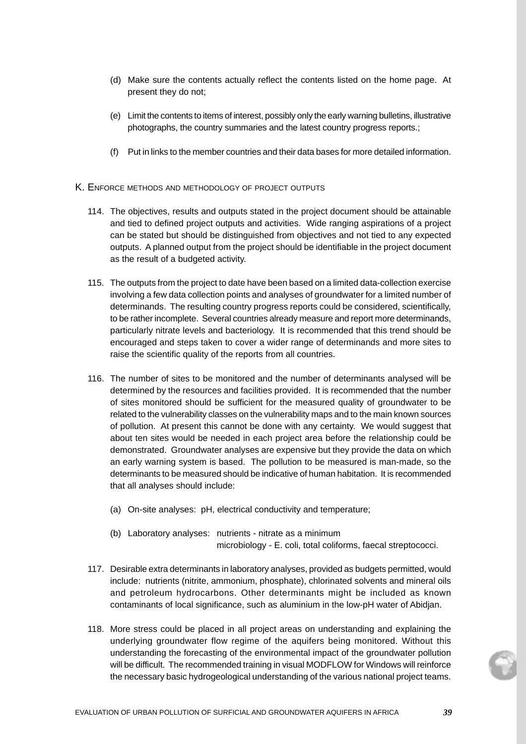(d) Make sure the contents actually reflect the contents listed on the home page. At present they do not;

(e) Limit the contents to items of interest, possibly only the early warning bulletins, illustrative photographs, the country summaries and the latest country progress reports.;

(f) Put in links to the member countries and their data bases for more detailed information.

## K. Enforce methods and methodology of project outputs

114. The objectives, results and outputs stated in the project document should be attainable and tied to defined project outputs and activities. Wide ranging aspirations of a project can be stated but should be distinguished from objectives and not tied to any expected outputs. A planned output from the project should be identifiable in the project document as the result of a budgeted activity.

115. The outputs from the project to date have been based on a limited data-collection exercise involving a few data collection points and analyses of groundwater for a limited number of determinands. The resulting country progress reports could be considered, scientifically, to be rather incomplete. Several countries already measure and report more determinands, particularly nitrate levels and bacteriology. It is recommended that this trend should be encouraged and steps taken to cover a wider range of determinands and more sites to raise the scientific quality of the reports from all countries.

116. The number of sites to be monitored and the number of determinants analysed will be determined by the resources and facilities provided. It is recommended that the number of sites monitored should be sufficient for the measured quality of groundwater to be related to the vulnerability classes on the vulnerability maps and to the main known sources of pollution. At present this cannot be done with any certainty. We would suggest that about ten sites would be needed in each project area before the relationship could be demonstrated. Groundwater analyses are expensive but they provide the data on which an early warning system is based. The pollution to be measured is man-made, so the determinants to be measured should be indicative of human habitation. It is recommended that all analyses should include:

    (a) On-site analyses: pH, electrical conductivity and temperature;

    (b) Laboratory analyses: nutrients - nitrate as a minimum
    microbiology - E. coli, total coliforms, faecal streptococci.

117. Desirable extra determinants in laboratory analyses, provided as budgets permitted, would include: nutrients (nitrite, ammonium, phosphate), chlorinated solvents and mineral oils and petroleum hydrocarbons. Other determinants might be included as known contaminants of local significance, such as aluminium in the low-pH water of Abidjan.

118. More stress could be placed in all project areas on understanding and explaining the underlying groundwater flow regime of the aquifers being monitored. Without this understanding the forecasting of the environmental impact of the groundwater pollution will be difficult. The recommended training in visual MODFLOW for Windows will reinforce the necessary basic hydrogeological understanding of the various national project teams.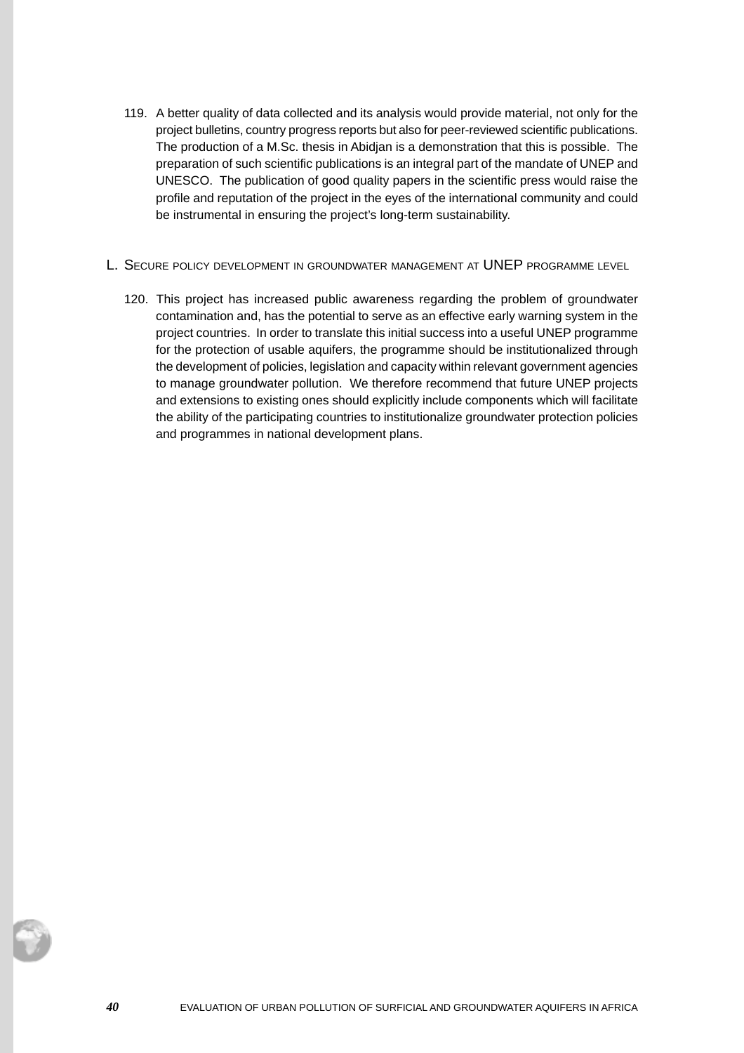119. A better quality of data collected and its analysis would provide material, not only for the project bulletins, country progress reports but also for peer-reviewed scientific publications. The production of a M.Sc. thesis in Abidjan is a demonstration that this is possible. The preparation of such scientific publications is an integral part of the mandate of UNEP and UNESCO. The publication of good quality papers in the scientific press would raise the profile and reputation of the project in the eyes of the international community and could be instrumental in ensuring the project's long-term sustainability.

## L. Secure policy development in groundwater management at UNEP programme level

120. This project has increased public awareness regarding the problem of groundwater contamination and, has the potential to serve as an effective early warning system in the project countries. In order to translate this initial success into a useful UNEP programme for the protection of usable aquifers, the programme should be institutionalized through the development of policies, legislation and capacity within relevant government agencies to manage groundwater pollution. We therefore recommend that future UNEP projects and extensions to existing ones should explicitly include components which will facilitate the ability of the participating countries to institutionalize groundwater protection policies and programmes in national development plans.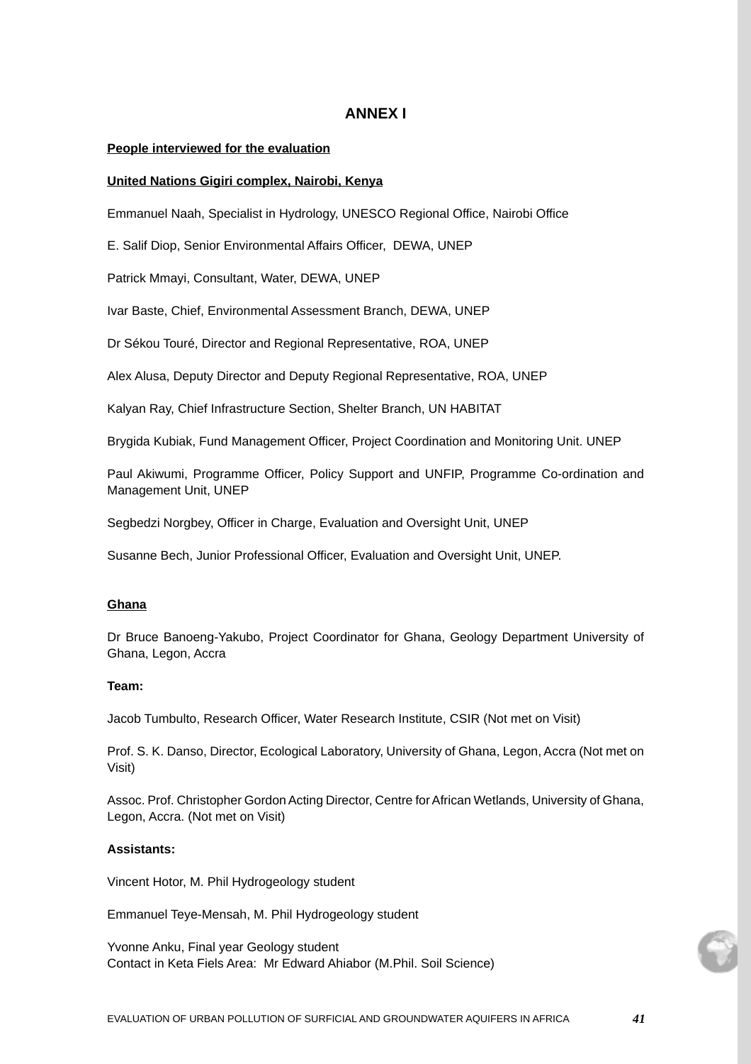# ANNEX I

**People interviewed for the evaluation**

**United Nations Gigiri complex, Nairobi, Kenya**

Emmanuel Naah, Specialist in Hydrology, UNESCO Regional Office, Nairobi Office

E. Salif Diop, Senior Environmental Affairs Officer, DEWA, UNEP

Patrick Mmayi, Consultant, Water, DEWA, UNEP

Ivar Baste, Chief, Environmental Assessment Branch, DEWA, UNEP

Dr Sékou Touré, Director and Regional Representative, ROA, UNEP

Alex Alusa, Deputy Director and Deputy Regional Representative, ROA, UNEP

Kalyan Ray, Chief Infrastructure Section, Shelter Branch, UN HABITAT

Brygida Kubiak, Fund Management Officer, Project Coordination and Monitoring Unit. UNEP

Paul Akiwumi, Programme Officer, Policy Support and UNFIP, Programme Co-ordination and Management Unit, UNEP

Segbedzi Norgbey, Officer in Charge, Evaluation and Oversight Unit, UNEP

Susanne Bech, Junior Professional Officer, Evaluation and Oversight Unit, UNEP.

**Ghana**

Dr Bruce Banoeng-Yakubo, Project Coordinator for Ghana, Geology Department University of Ghana, Legon, Accra

**Team:**

Jacob Tumbulto, Research Officer, Water Research Institute, CSIR (Not met on Visit)

Prof. S. K. Danso, Director, Ecological Laboratory, University of Ghana, Legon, Accra (Not met on Visit)

Assoc. Prof. Christopher Gordon Acting Director, Centre for African Wetlands, University of Ghana, Legon, Accra. (Not met on Visit)

**Assistants:**

Vincent Hotor, M. Phil Hydrogeology student

Emmanuel Teye-Mensah, M. Phil Hydrogeology student

Yvonne Anku, Final year Geology student
Contact in Keta Fiels Area: Mr Edward Ahiabor (M.Phil. Soil Science)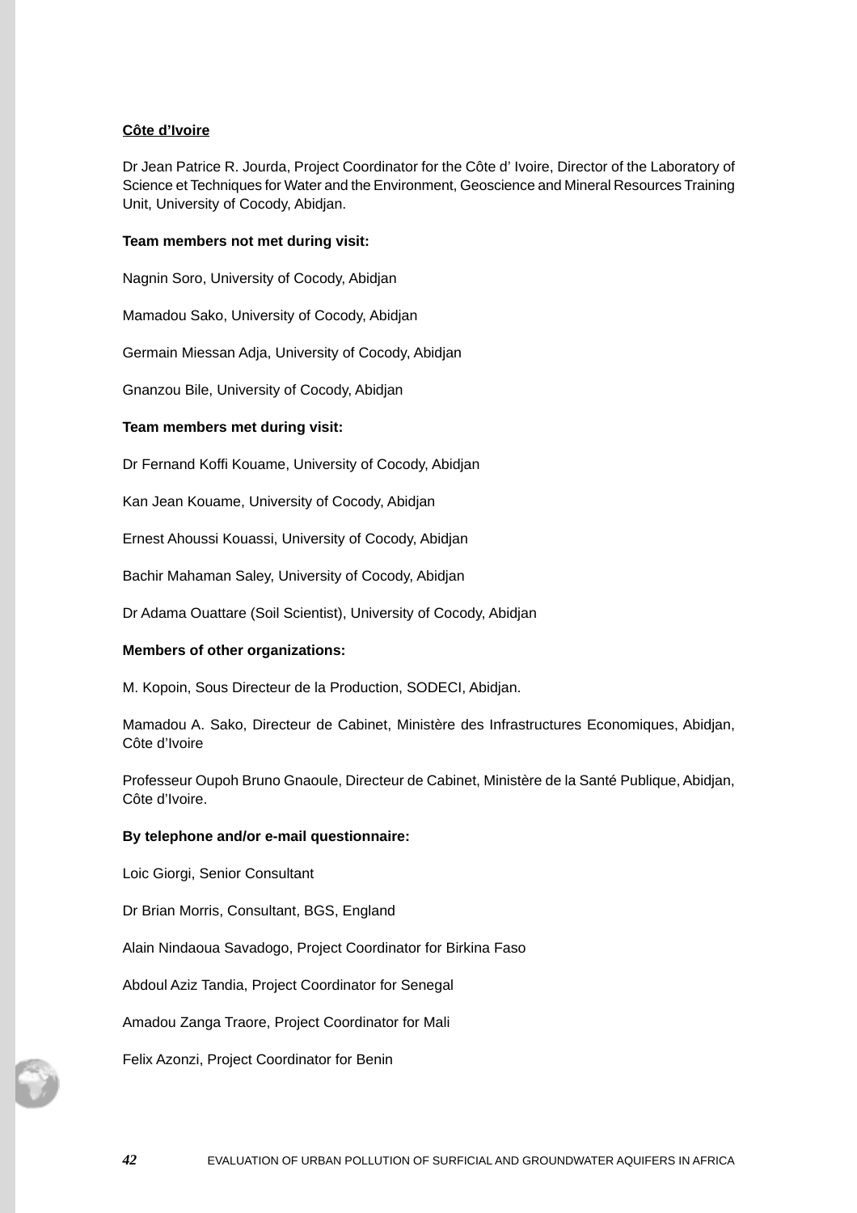**<u>Côte d'Ivoire</u>**

Dr Jean Patrice R. Jourda, Project Coordinator for the Côte d' Ivoire, Director of the Laboratory of Science et Techniques for Water and the Environment, Geoscience and Mineral Resources Training Unit, University of Cocody, Abidjan.

**Team members not met during visit:**

Nagnin Soro, University of Cocody, Abidjan

Mamadou Sako, University of Cocody, Abidjan

Germain Miessan Adja, University of Cocody, Abidjan

Gnanzou Bile, University of Cocody, Abidjan

**Team members met during visit:**

Dr Fernand Koffi Kouame, University of Cocody, Abidjan

Kan Jean Kouame, University of Cocody, Abidjan

Ernest Ahoussi Kouassi, University of Cocody, Abidjan

Bachir Mahaman Saley, University of Cocody, Abidjan

Dr Adama Ouattare (Soil Scientist), University of Cocody, Abidjan

**Members of other organizations:**

M. Kopoin, Sous Directeur de la Production, SODECI, Abidjan.

Mamadou A. Sako, Directeur de Cabinet, Ministère des Infrastructures Economiques, Abidjan, Côte d'Ivoire

Professeur Oupoh Bruno Gnaoule, Directeur de Cabinet, Ministère de la Santé Publique, Abidjan, Côte d'Ivoire.

**By telephone and/or e-mail questionnaire:**

Loic Giorgi, Senior Consultant

Dr Brian Morris, Consultant, BGS, England

Alain Nindaoua Savadogo, Project Coordinator for Birkina Faso

Abdoul Aziz Tandia, Project Coordinator for Senegal

Amadou Zanga Traore, Project Coordinator for Mali

Felix Azonzi, Project Coordinator for Benin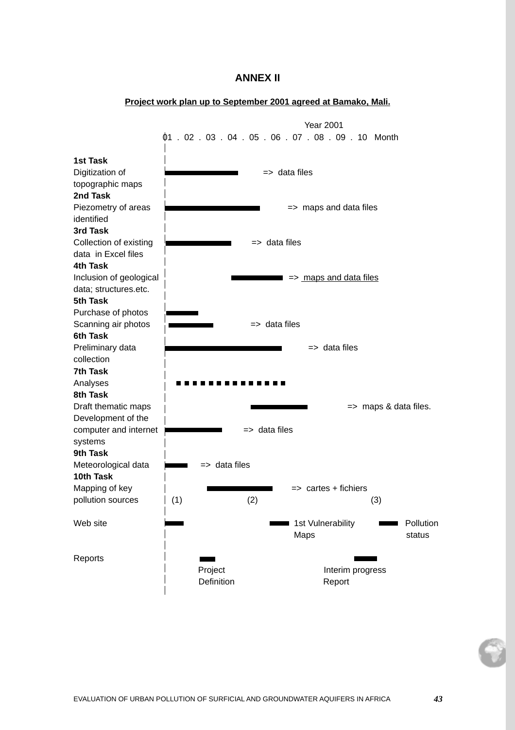## ANNEX II

**Project work plan up to September 2001 agreed at Bamako, Mali.**

Year 2001

| Task | 01 . 02 . 03 . 04 . 05 . 06 . 07 . 08 . 09 . 10 Month | Output |
|---|---|---|
| **1st Task** Digitization of topographic maps | 01 – 04 | => data files |
| **2nd Task** Piezometry of areas identified | 01 – 05 | => maps and data files |
| **3rd Task** Collection of existing data in Excel files | 01 – 04 | => data files |
| **4th Task** Inclusion of geological data; structures.etc. | 04 – 06 | => maps and data files |
| **5th Task** Purchase of photos | 01 – 02 | |
| Scanning air photos | 01 – 03 | => data files |
| **6th Task** Preliminary data collection | 01 – 06 | => data files |
| **7th Task** Analyses | 01 – 06 (dotted) | |
| **8th Task** Draft thematic maps | 05 – 07 | => maps & data files. |
| Development of the computer and internet systems | 01 – 03 | => data files |
| **9th Task** Meteorological data | 01 – 02 | => data files |
| **10th Task** Mapping of key pollution sources | 03 – 06 | => cartes + fichiers |
| | (1) (2) (3) | |
| Web site | (1) 01; (2) 06: 1st Vulnerability Maps; (3) 10: Pollution status | |
| Reports | 02: Project Definition; 09: Interim progress Report | |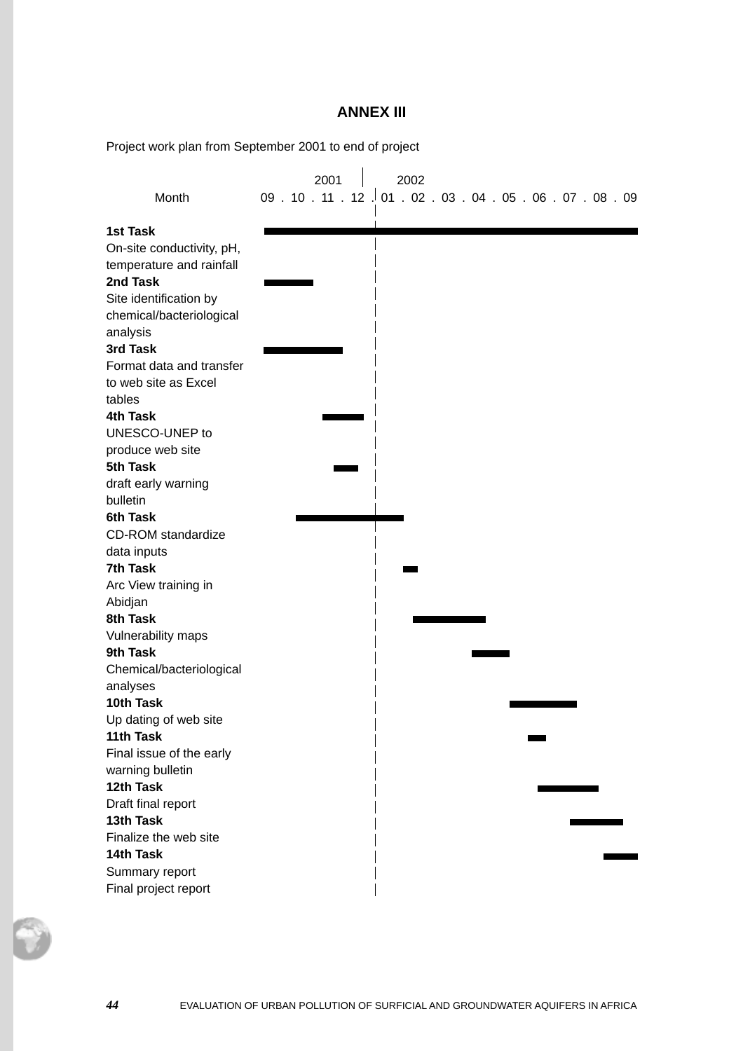## ANNEX III

Project work plan from September 2001 to end of project

| Task | Description | 2001 09 | 10 | 11 | 12 | 2002 01 | 02 | 03 | 04 | 05 | 06 | 07 | 08 | 09 |
|---|---|---|---|---|---|---|---|---|---|---|---|---|---|---|
| **1st Task** | On-site conductivity, pH, temperature and rainfall | ■ | ■ | ■ | ■ | ■ | ■ | ■ | ■ | ■ | ■ | ■ | ■ | ■ |
| **2nd Task** | Site identification by chemical/bacteriological analysis | ■ | ■ | | | | | | | | | | | |
| **3rd Task** | Format data and transfer to web site as Excel tables | ■ | ■ | ■ | | | | | | | | | | |
| **4th Task** | UNESCO-UNEP to produce web site | | | ■ | ■ | | | | | | | | | |
| **5th Task** | draft early warning bulletin | | | ■ | ■ | | | | | | | | | |
| **6th Task** | CD-ROM standardize data inputs | | ■ | ■ | ■ | ■ | | | | | | | | |
| **7th Task** | Arc View training in Abidjan | | | | | | ■ | | | | | | | |
| **8th Task** | Vulnerability maps | | | | | | ■ | ■ | ■ | | | | | |
| **9th Task** | Chemical/bacteriological analyses | | | | | | | | ■ | ■ | | | | |
| **10th Task** | Up dating of web site | | | | | | | | | ■ | ■ | ■ | | |
| **11th Task** | Final issue of the early warning bulletin | | | | | | | | | | ■ | | | |
| **12th Task** | Draft final report | | | | | | | | | | ■ | ■ | ■ | |
| **13th Task** | Finalize the web site | | | | | | | | | | | ■ | ■ | ■ |
| **14th Task** | Summary report<br>Final project report | | | | | | | | | | | | ■ | ■ |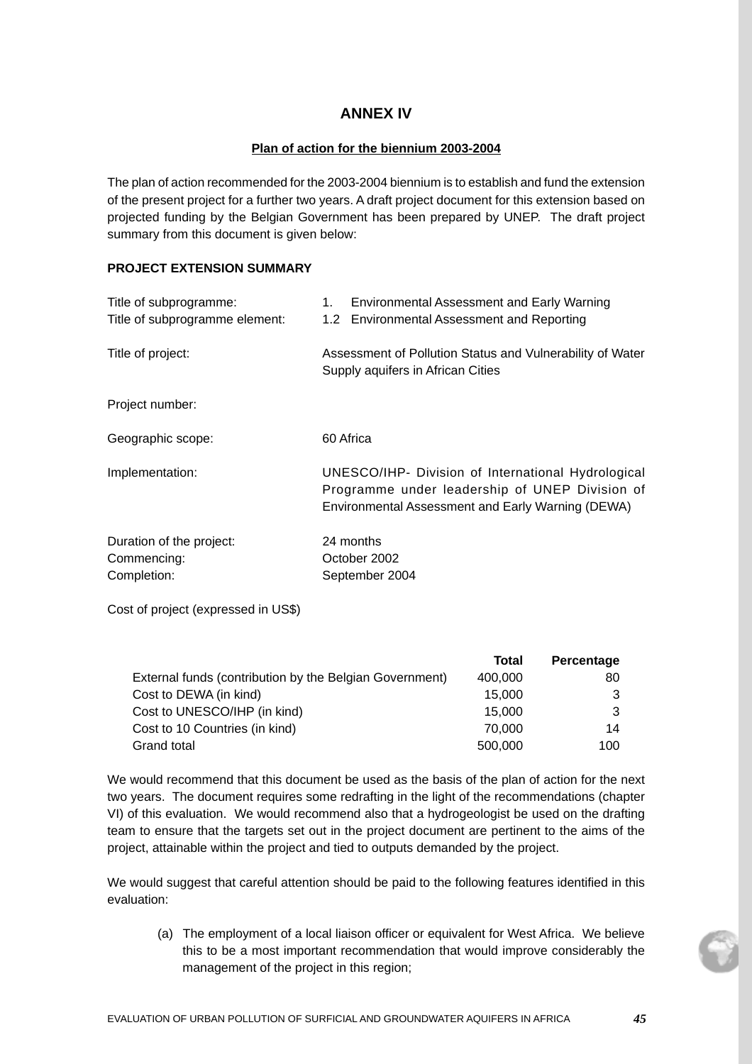# ANNEX IV

## Plan of action for the biennium 2003-2004

The plan of action recommended for the 2003-2004 biennium is to establish and fund the extension of the present project for a further two years. A draft project document for this extension based on projected funding by the Belgian Government has been prepared by UNEP. The draft project summary from this document is given below:

**PROJECT EXTENSION SUMMARY**

| | |
|---|---|
| Title of subprogramme: | 1. Environmental Assessment and Early Warning |
| Title of subprogramme element: | 1.2 Environmental Assessment and Reporting |
| Title of project: | Assessment of Pollution Status and Vulnerability of Water Supply aquifers in African Cities |
| Project number: | |
| Geographic scope: | 60 Africa |
| Implementation: | UNESCO/IHP- Division of International Hydrological Programme under leadership of UNEP Division of Environmental Assessment and Early Warning (DEWA) |
| Duration of the project: | 24 months |
| Commencing: | October 2002 |
| Completion: | September 2004 |

Cost of project (expressed in US$)

| | Total | Percentage |
|---|---|---|
| External funds (contribution by the Belgian Government) | 400,000 | 80 |
| Cost to DEWA (in kind) | 15,000 | 3 |
| Cost to UNESCO/IHP (in kind) | 15,000 | 3 |
| Cost to 10 Countries (in kind) | 70,000 | 14 |
| Grand total | 500,000 | 100 |

We would recommend that this document be used as the basis of the plan of action for the next two years. The document requires some redrafting in the light of the recommendations (chapter VI) of this evaluation. We would recommend also that a hydrogeologist be used on the drafting team to ensure that the targets set out in the project document are pertinent to the aims of the project, attainable within the project and tied to outputs demanded by the project.

We would suggest that careful attention should be paid to the following features identified in this evaluation:

(a) The employment of a local liaison officer or equivalent for West Africa. We believe this to be a most important recommendation that would improve considerably the management of the project in this region;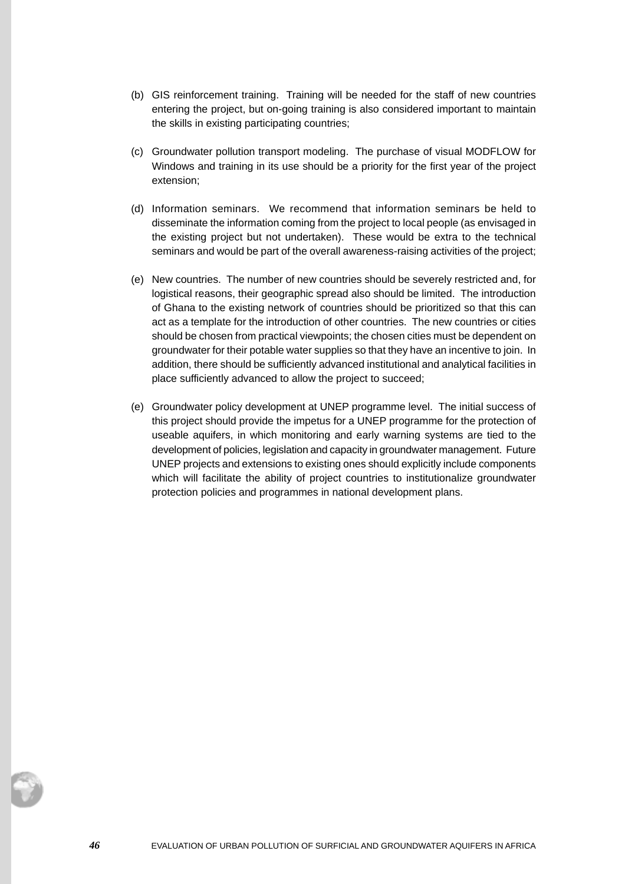(b) GIS reinforcement training. Training will be needed for the staff of new countries entering the project, but on-going training is also considered important to maintain the skills in existing participating countries;

(c) Groundwater pollution transport modeling. The purchase of visual MODFLOW for Windows and training in its use should be a priority for the first year of the project extension;

(d) Information seminars. We recommend that information seminars be held to disseminate the information coming from the project to local people (as envisaged in the existing project but not undertaken). These would be extra to the technical seminars and would be part of the overall awareness-raising activities of the project;

(e) New countries. The number of new countries should be severely restricted and, for logistical reasons, their geographic spread also should be limited. The introduction of Ghana to the existing network of countries should be prioritized so that this can act as a template for the introduction of other countries. The new countries or cities should be chosen from practical viewpoints; the chosen cities must be dependent on groundwater for their potable water supplies so that they have an incentive to join. In addition, there should be sufficiently advanced institutional and analytical facilities in place sufficiently advanced to allow the project to succeed;

(e) Groundwater policy development at UNEP programme level. The initial success of this project should provide the impetus for a UNEP programme for the protection of useable aquifers, in which monitoring and early warning systems are tied to the development of policies, legislation and capacity in groundwater management. Future UNEP projects and extensions to existing ones should explicitly include components which will facilitate the ability of project countries to institutionalize groundwater protection policies and programmes in national development plans.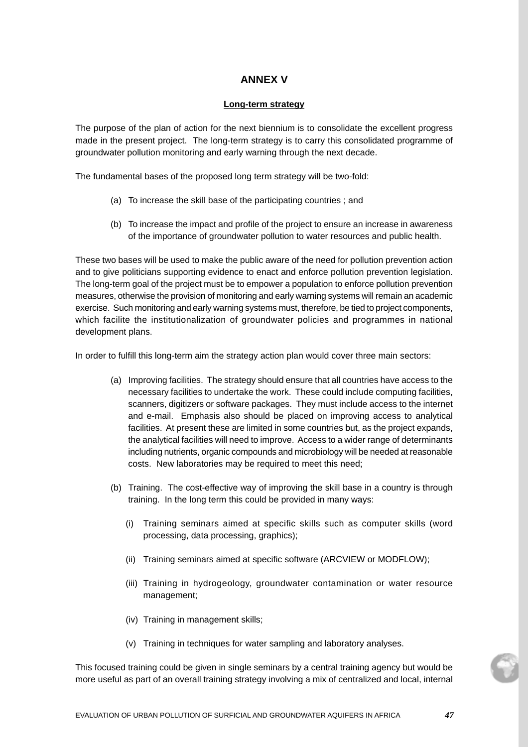# ANNEX V

## Long-term strategy

The purpose of the plan of action for the next biennium is to consolidate the excellent progress made in the present project. The long-term strategy is to carry this consolidated programme of groundwater pollution monitoring and early warning through the next decade.

The fundamental bases of the proposed long term strategy will be two-fold:

(a) To increase the skill base of the participating countries ; and

(b) To increase the impact and profile of the project to ensure an increase in awareness of the importance of groundwater pollution to water resources and public health.

These two bases will be used to make the public aware of the need for pollution prevention action and to give politicians supporting evidence to enact and enforce pollution prevention legislation. The long-term goal of the project must be to empower a population to enforce pollution prevention measures, otherwise the provision of monitoring and early warning systems will remain an academic exercise. Such monitoring and early warning systems must, therefore, be tied to project components, which facilite the institutionalization of groundwater policies and programmes in national development plans.

In order to fulfill this long-term aim the strategy action plan would cover three main sectors:

(a) Improving facilities. The strategy should ensure that all countries have access to the necessary facilities to undertake the work. These could include computing facilities, scanners, digitizers or software packages. They must include access to the internet and e-mail. Emphasis also should be placed on improving access to analytical facilities. At present these are limited in some countries but, as the project expands, the analytical facilities will need to improve. Access to a wider range of determinants including nutrients, organic compounds and microbiology will be needed at reasonable costs. New laboratories may be required to meet this need;

(b) Training. The cost-effective way of improving the skill base in a country is through training. In the long term this could be provided in many ways:

(i) Training seminars aimed at specific skills such as computer skills (word processing, data processing, graphics);

(ii) Training seminars aimed at specific software (ARCVIEW or MODFLOW);

(iii) Training in hydrogeology, groundwater contamination or water resource management;

(iv) Training in management skills;

(v) Training in techniques for water sampling and laboratory analyses.

This focused training could be given in single seminars by a central training agency but would be more useful as part of an overall training strategy involving a mix of centralized and local, internal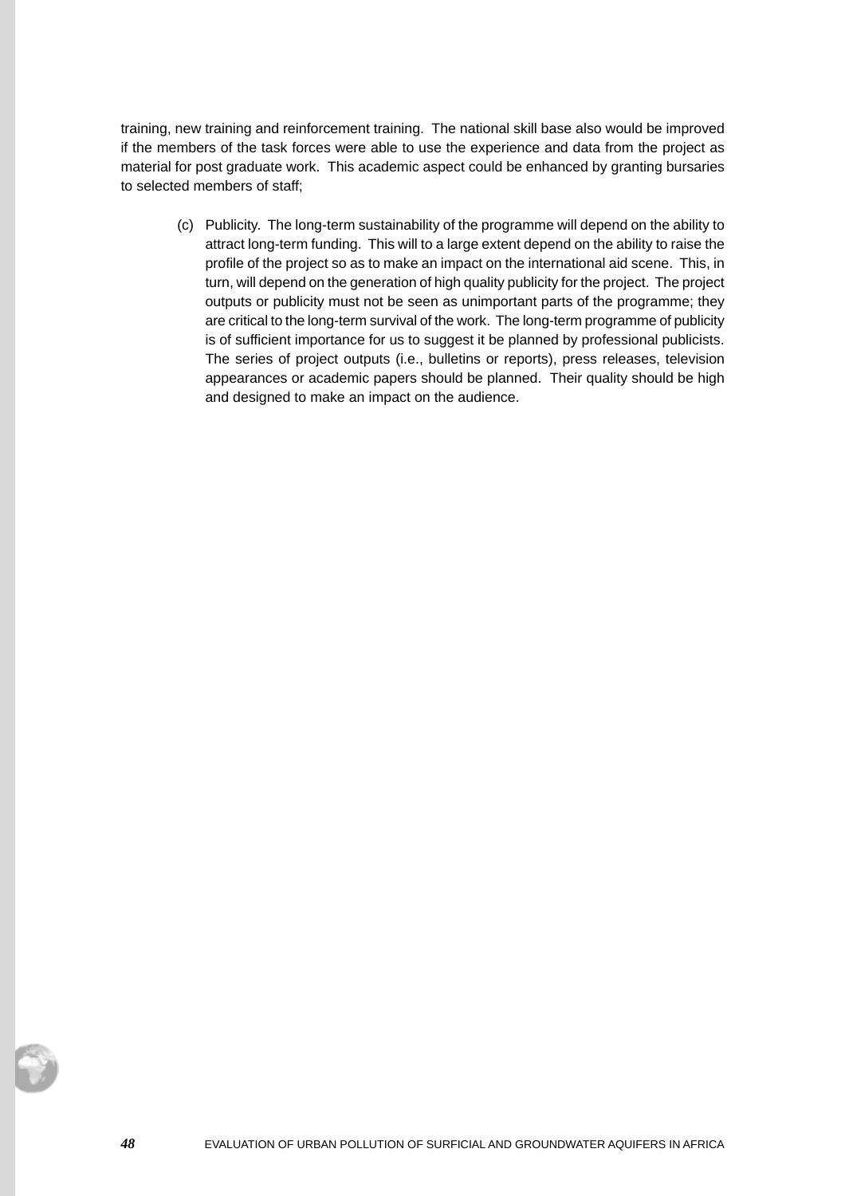training, new training and reinforcement training. The national skill base also would be improved if the members of the task forces were able to use the experience and data from the project as material for post graduate work. This academic aspect could be enhanced by granting bursaries to selected members of staff;

(c) Publicity. The long-term sustainability of the programme will depend on the ability to attract long-term funding. This will to a large extent depend on the ability to raise the profile of the project so as to make an impact on the international aid scene. This, in turn, will depend on the generation of high quality publicity for the project. The project outputs or publicity must not be seen as unimportant parts of the programme; they are critical to the long-term survival of the work. The long-term programme of publicity is of sufficient importance for us to suggest it be planned by professional publicists. The series of project outputs (i.e., bulletins or reports), press releases, television appearances or academic papers should be planned. Their quality should be high and designed to make an impact on the audience.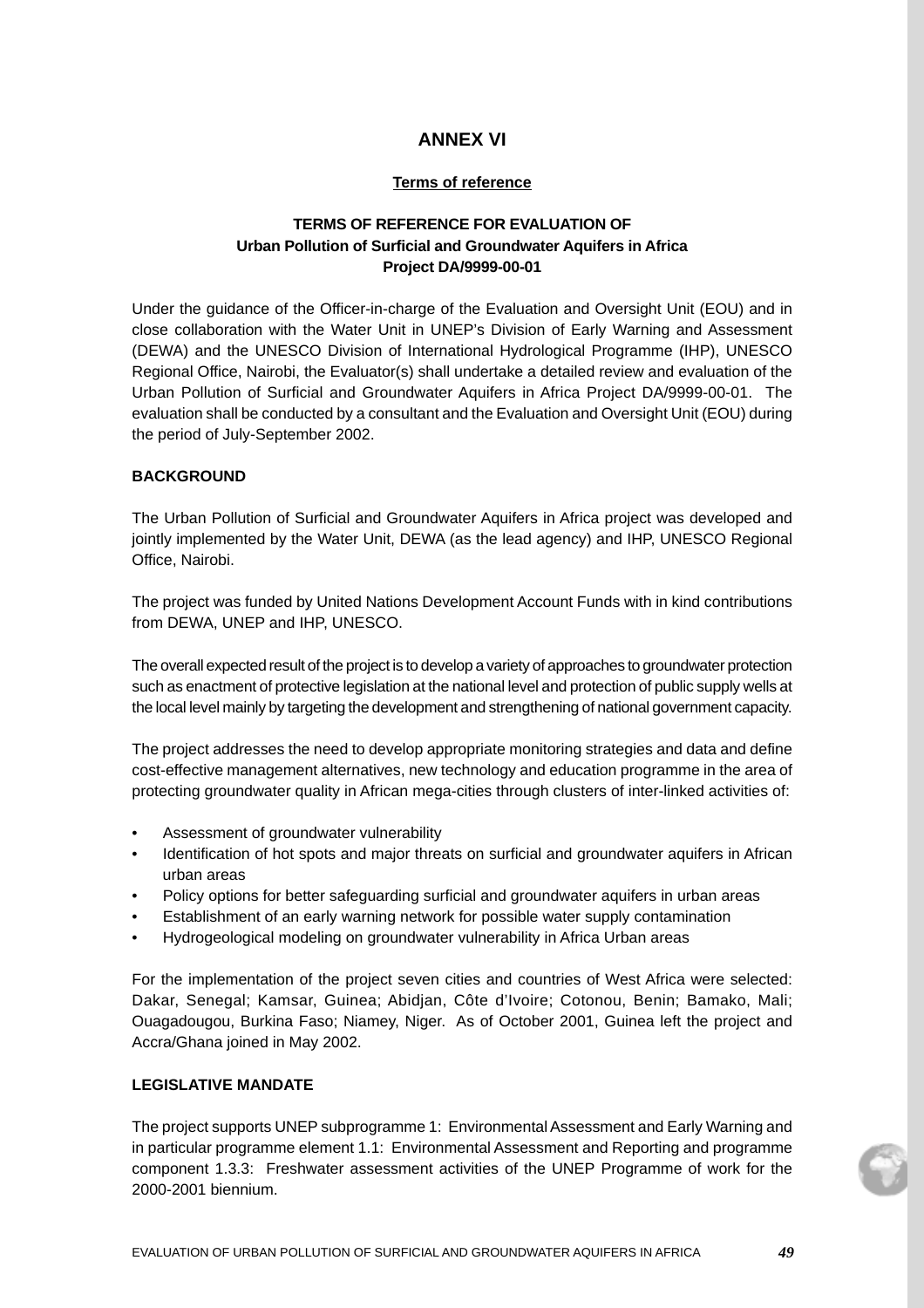# ANNEX VI

## Terms of reference

### TERMS OF REFERENCE FOR EVALUATION OF Urban Pollution of Surficial and Groundwater Aquifers in Africa Project DA/9999-00-01

Under the guidance of the Officer-in-charge of the Evaluation and Oversight Unit (EOU) and in close collaboration with the Water Unit in UNEP's Division of Early Warning and Assessment (DEWA) and the UNESCO Division of International Hydrological Programme (IHP), UNESCO Regional Office, Nairobi, the Evaluator(s) shall undertake a detailed review and evaluation of the Urban Pollution of Surficial and Groundwater Aquifers in Africa Project DA/9999-00-01. The evaluation shall be conducted by a consultant and the Evaluation and Oversight Unit (EOU) during the period of July-September 2002.

**BACKGROUND**

The Urban Pollution of Surficial and Groundwater Aquifers in Africa project was developed and jointly implemented by the Water Unit, DEWA (as the lead agency) and IHP, UNESCO Regional Office, Nairobi.

The project was funded by United Nations Development Account Funds with in kind contributions from DEWA, UNEP and IHP, UNESCO.

The overall expected result of the project is to develop a variety of approaches to groundwater protection such as enactment of protective legislation at the national level and protection of public supply wells at the local level mainly by targeting the development and strengthening of national government capacity.

The project addresses the need to develop appropriate monitoring strategies and data and define cost-effective management alternatives, new technology and education programme in the area of protecting groundwater quality in African mega-cities through clusters of inter-linked activities of:

- Assessment of groundwater vulnerability
- Identification of hot spots and major threats on surficial and groundwater aquifers in African urban areas
- Policy options for better safeguarding surficial and groundwater aquifers in urban areas
- Establishment of an early warning network for possible water supply contamination
- Hydrogeological modeling on groundwater vulnerability in Africa Urban areas

For the implementation of the project seven cities and countries of West Africa were selected: Dakar, Senegal; Kamsar, Guinea; Abidjan, Côte d'Ivoire; Cotonou, Benin; Bamako, Mali; Ouagadougou, Burkina Faso; Niamey, Niger. As of October 2001, Guinea left the project and Accra/Ghana joined in May 2002.

**LEGISLATIVE MANDATE**

The project supports UNEP subprogramme 1: Environmental Assessment and Early Warning and in particular programme element 1.1: Environmental Assessment and Reporting and programme component 1.3.3: Freshwater assessment activities of the UNEP Programme of work for the 2000-2001 biennium.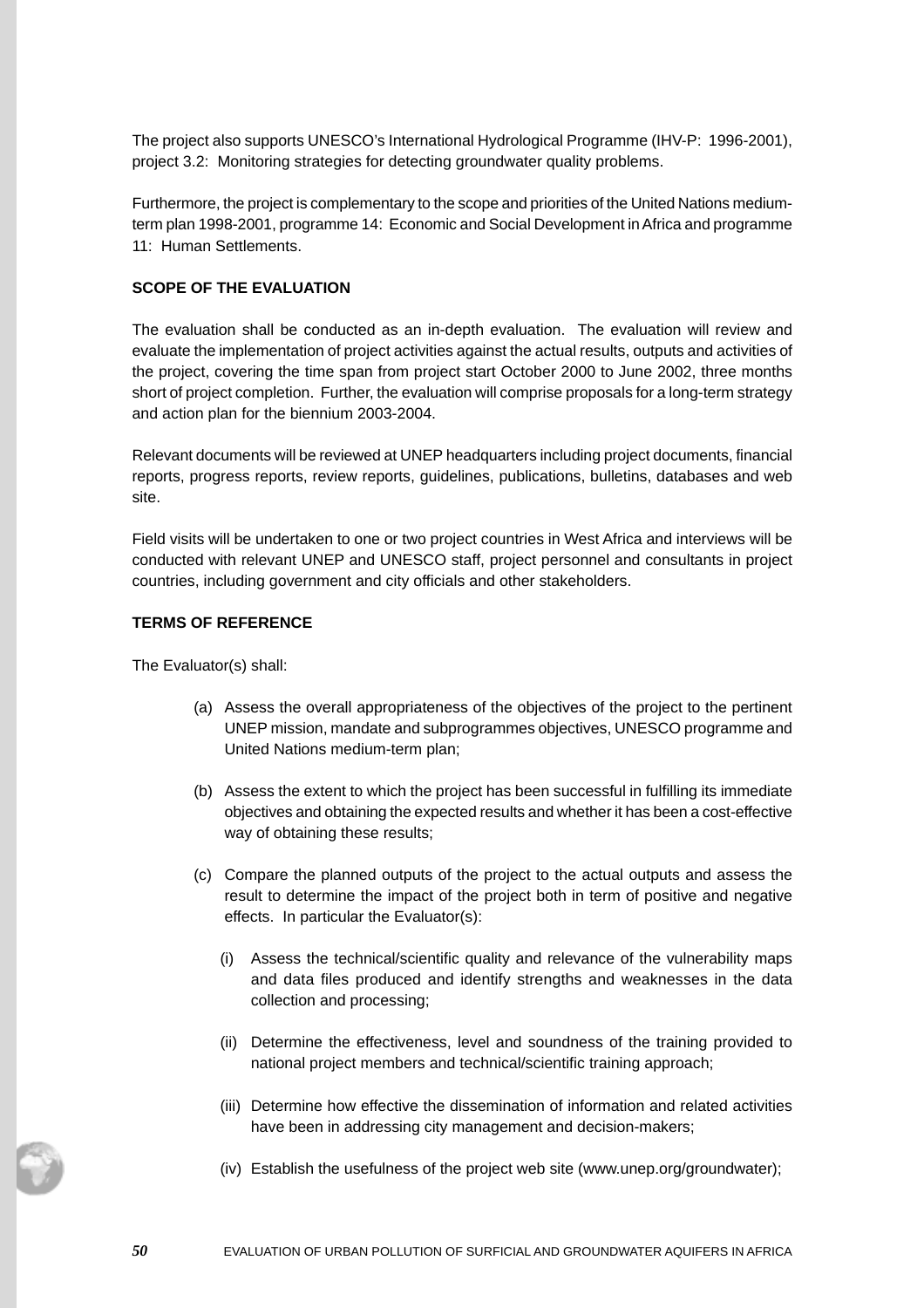The project also supports UNESCO's International Hydrological Programme (IHV-P: 1996-2001), project 3.2: Monitoring strategies for detecting groundwater quality problems.

Furthermore, the project is complementary to the scope and priorities of the United Nations medium-term plan 1998-2001, programme 14: Economic and Social Development in Africa and programme 11: Human Settlements.

**SCOPE OF THE EVALUATION**

The evaluation shall be conducted as an in-depth evaluation. The evaluation will review and evaluate the implementation of project activities against the actual results, outputs and activities of the project, covering the time span from project start October 2000 to June 2002, three months short of project completion. Further, the evaluation will comprise proposals for a long-term strategy and action plan for the biennium 2003-2004.

Relevant documents will be reviewed at UNEP headquarters including project documents, financial reports, progress reports, review reports, guidelines, publications, bulletins, databases and web site.

Field visits will be undertaken to one or two project countries in West Africa and interviews will be conducted with relevant UNEP and UNESCO staff, project personnel and consultants in project countries, including government and city officials and other stakeholders.

**TERMS OF REFERENCE**

The Evaluator(s) shall:

(a) Assess the overall appropriateness of the objectives of the project to the pertinent UNEP mission, mandate and subprogrammes objectives, UNESCO programme and United Nations medium-term plan;

(b) Assess the extent to which the project has been successful in fulfilling its immediate objectives and obtaining the expected results and whether it has been a cost-effective way of obtaining these results;

(c) Compare the planned outputs of the project to the actual outputs and assess the result to determine the impact of the project both in term of positive and negative effects. In particular the Evaluator(s):

   (i) Assess the technical/scientific quality and relevance of the vulnerability maps and data files produced and identify strengths and weaknesses in the data collection and processing;

   (ii) Determine the effectiveness, level and soundness of the training provided to national project members and technical/scientific training approach;

   (iii) Determine how effective the dissemination of information and related activities have been in addressing city management and decision-makers;

   (iv) Establish the usefulness of the project web site (www.unep.org/groundwater);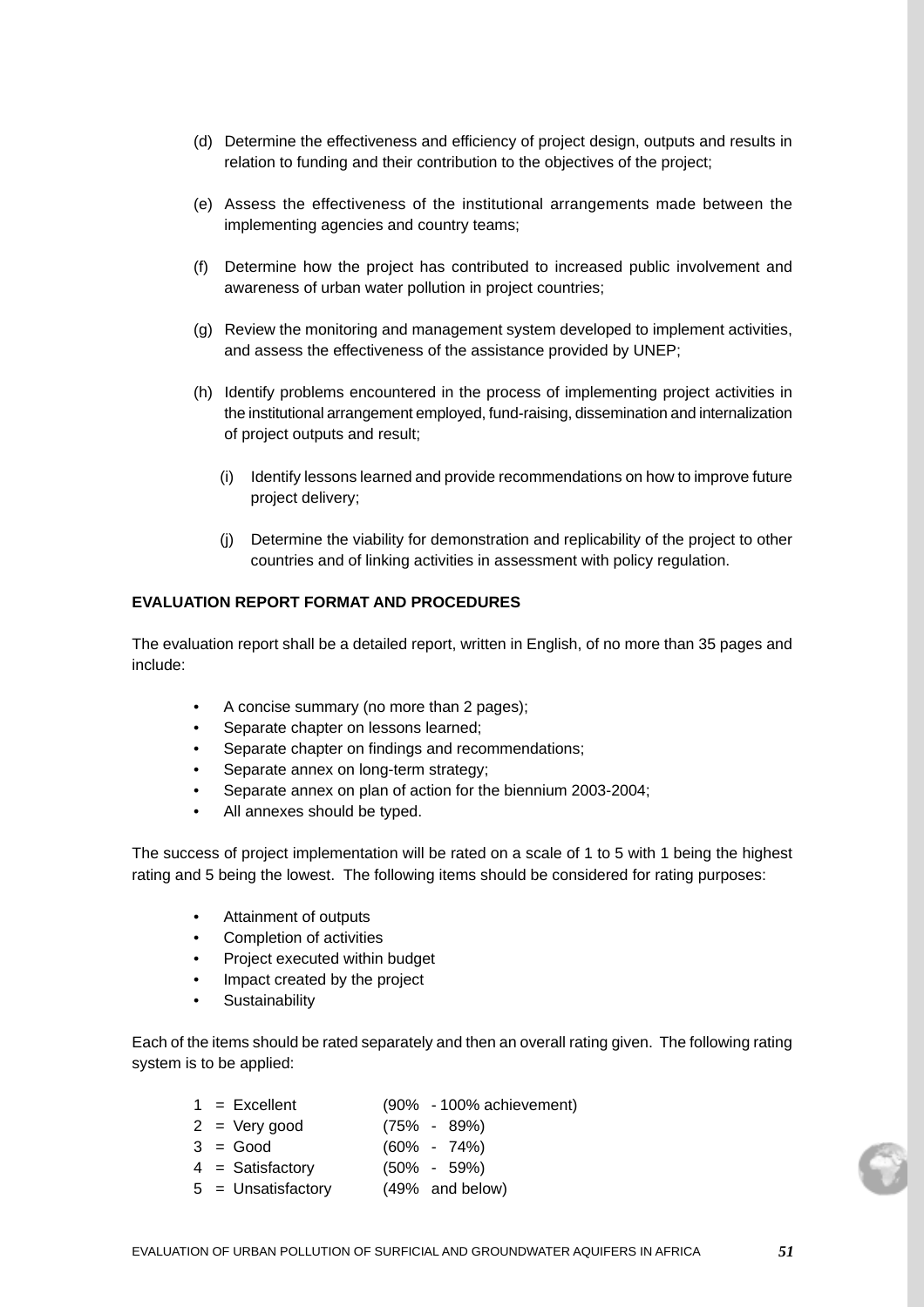(d) Determine the effectiveness and efficiency of project design, outputs and results in relation to funding and their contribution to the objectives of the project;

(e) Assess the effectiveness of the institutional arrangements made between the implementing agencies and country teams;

(f) Determine how the project has contributed to increased public involvement and awareness of urban water pollution in project countries;

(g) Review the monitoring and management system developed to implement activities, and assess the effectiveness of the assistance provided by UNEP;

(h) Identify problems encountered in the process of implementing project activities in the institutional arrangement employed, fund-raising, dissemination and internalization of project outputs and result;

(i) Identify lessons learned and provide recommendations on how to improve future project delivery;

(j) Determine the viability for demonstration and replicability of the project to other countries and of linking activities in assessment with policy regulation.

**EVALUATION REPORT FORMAT AND PROCEDURES**

The evaluation report shall be a detailed report, written in English, of no more than 35 pages and include:

- A concise summary (no more than 2 pages);
- Separate chapter on lessons learned;
- Separate chapter on findings and recommendations;
- Separate annex on long-term strategy;
- Separate annex on plan of action for the biennium 2003-2004;
- All annexes should be typed.

The success of project implementation will be rated on a scale of 1 to 5 with 1 being the highest rating and 5 being the lowest. The following items should be considered for rating purposes:

- Attainment of outputs
- Completion of activities
- Project executed within budget
- Impact created by the project
- Sustainability

Each of the items should be rated separately and then an overall rating given. The following rating system is to be applied:

| | |
|---|---|
| 1 = Excellent | (90% - 100% achievement) |
| 2 = Very good | (75% - 89%) |
| 3 = Good | (60% - 74%) |
| 4 = Satisfactory | (50% - 59%) |
| 5 = Unsatisfactory | (49% and below) |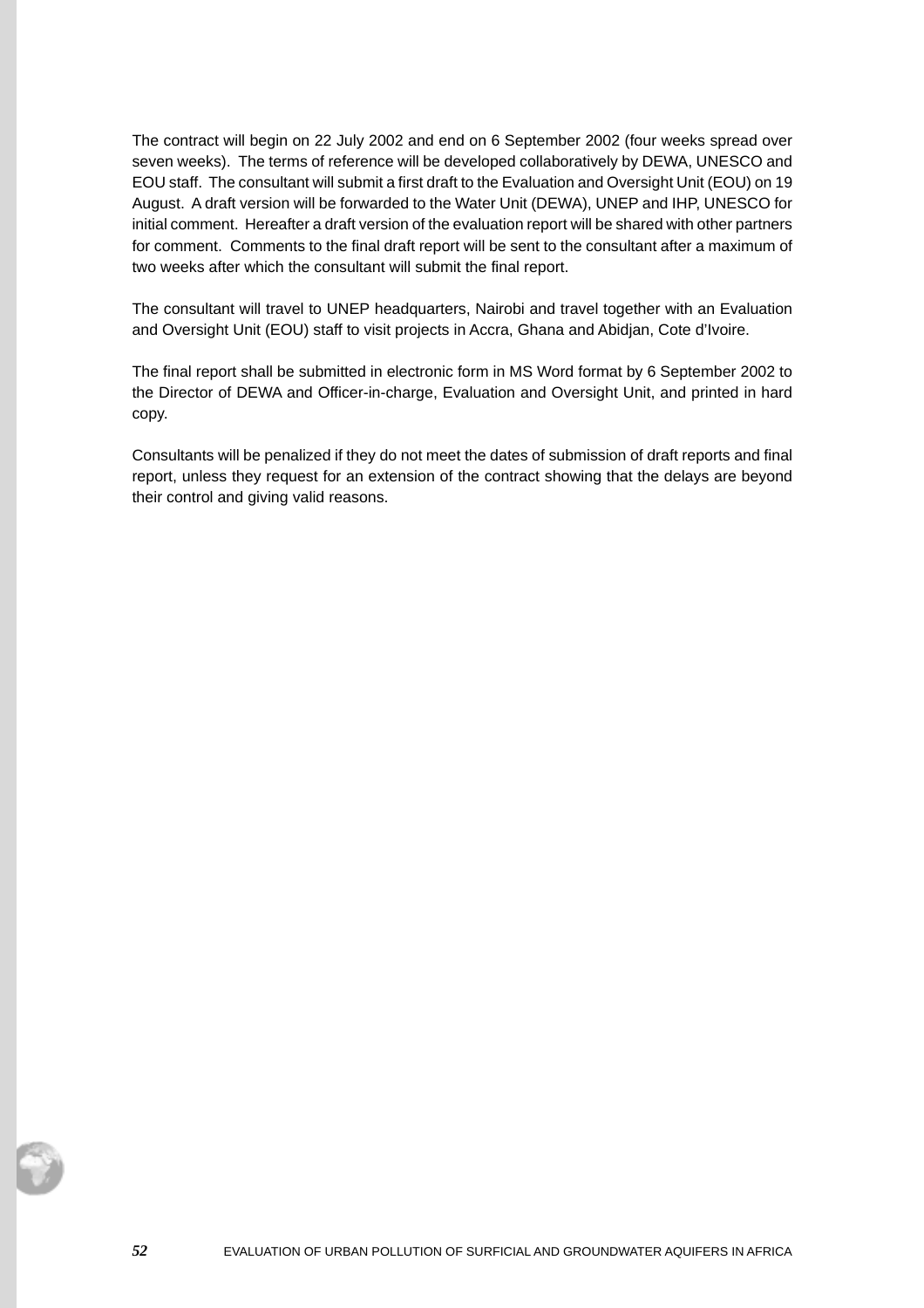The contract will begin on 22 July 2002 and end on 6 September 2002 (four weeks spread over seven weeks). The terms of reference will be developed collaboratively by DEWA, UNESCO and EOU staff. The consultant will submit a first draft to the Evaluation and Oversight Unit (EOU) on 19 August. A draft version will be forwarded to the Water Unit (DEWA), UNEP and IHP, UNESCO for initial comment. Hereafter a draft version of the evaluation report will be shared with other partners for comment. Comments to the final draft report will be sent to the consultant after a maximum of two weeks after which the consultant will submit the final report.

The consultant will travel to UNEP headquarters, Nairobi and travel together with an Evaluation and Oversight Unit (EOU) staff to visit projects in Accra, Ghana and Abidjan, Cote d'Ivoire.

The final report shall be submitted in electronic form in MS Word format by 6 September 2002 to the Director of DEWA and Officer-in-charge, Evaluation and Oversight Unit, and printed in hard copy.

Consultants will be penalized if they do not meet the dates of submission of draft reports and final report, unless they request for an extension of the contract showing that the delays are beyond their control and giving valid reasons.